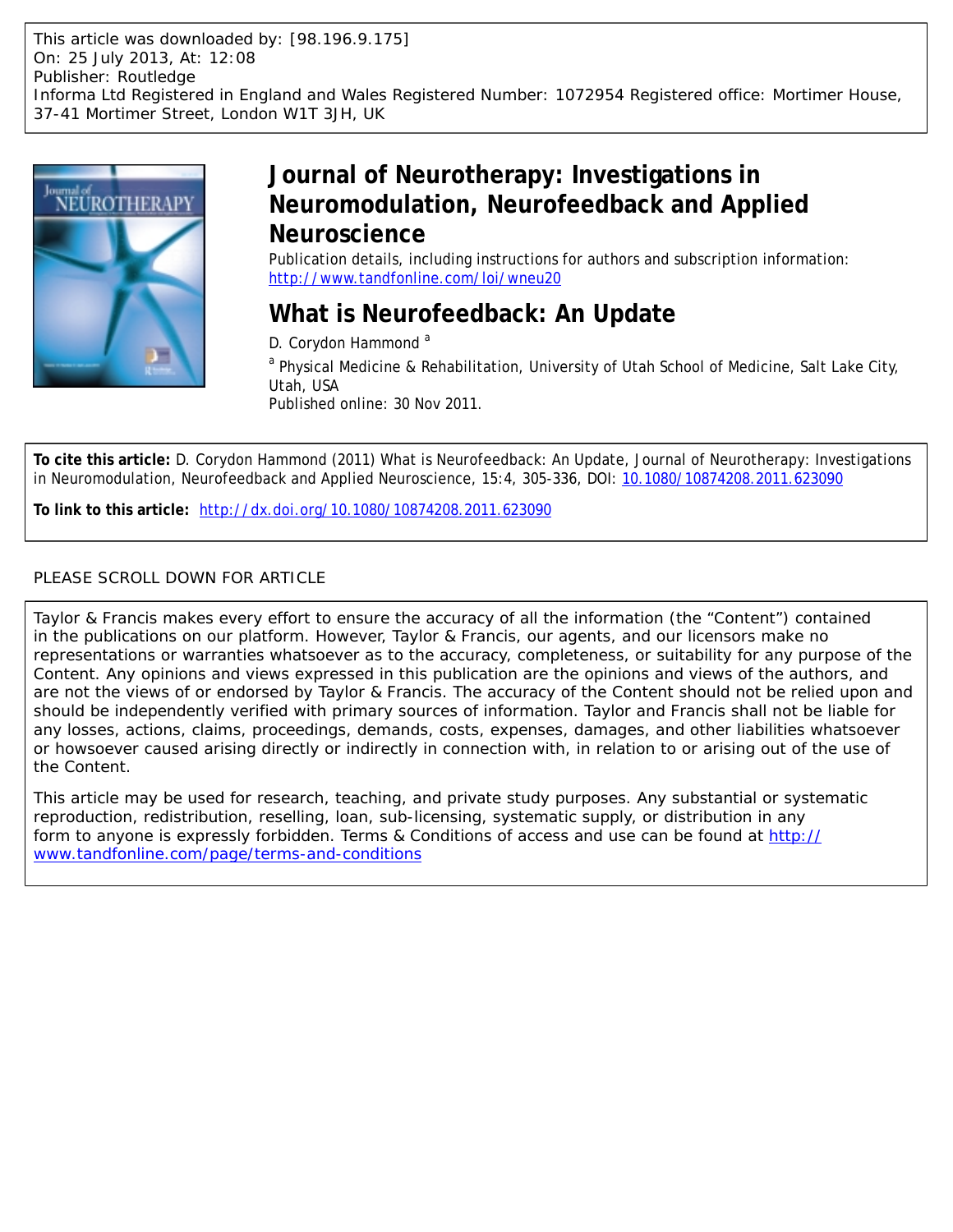This article was downloaded by: [98.196.9.175]
On: 25 July 2013, At: 12:08
Publisher: Routledge
Informa Ltd Registered in England and Wales Registered Number: 1072954 Registered office: Mortimer House, 37-41 Mortimer Street, London W1T 3JH, UK

# Journal of Neurotherapy: Investigations in Neuromodulation, Neurofeedback and Applied Neuroscience

Publication details, including instructions for authors and subscription information:
http://www.tandfonline.com/loi/wneu20

# What is Neurofeedback: An Update

D. Corydon Hammond [a]

[a] Physical Medicine & Rehabilitation, University of Utah School of Medicine, Salt Lake City, Utah, USA

Published online: 30 Nov 2011.

**To cite this article:** D. Corydon Hammond (2011) What is Neurofeedback: An Update, Journal of Neurotherapy: Investigations in Neuromodulation, Neurofeedback and Applied Neuroscience, 15:4, 305-336, DOI: 10.1080/10874208.2011.623090

**To link to this article:** http://dx.doi.org/10.1080/10874208.2011.623090

PLEASE SCROLL DOWN FOR ARTICLE

Taylor & Francis makes every effort to ensure the accuracy of all the information (the "Content") contained in the publications on our platform. However, Taylor & Francis, our agents, and our licensors make no representations or warranties whatsoever as to the accuracy, completeness, or suitability for any purpose of the Content. Any opinions and views expressed in this publication are the opinions and views of the authors, and are not the views of or endorsed by Taylor & Francis. The accuracy of the Content should not be relied upon and should be independently verified with primary sources of information. Taylor and Francis shall not be liable for any losses, actions, claims, proceedings, demands, costs, expenses, damages, and other liabilities whatsoever or howsoever caused arising directly or indirectly in connection with, in relation to or arising out of the use of the Content.

This article may be used for research, teaching, and private study purposes. Any substantial or systematic reproduction, redistribution, reselling, loan, sub-licensing, systematic supply, or distribution in any form to anyone is expressly forbidden. Terms & Conditions of access and use can be found at http://www.tandfonline.com/page/terms-and-conditions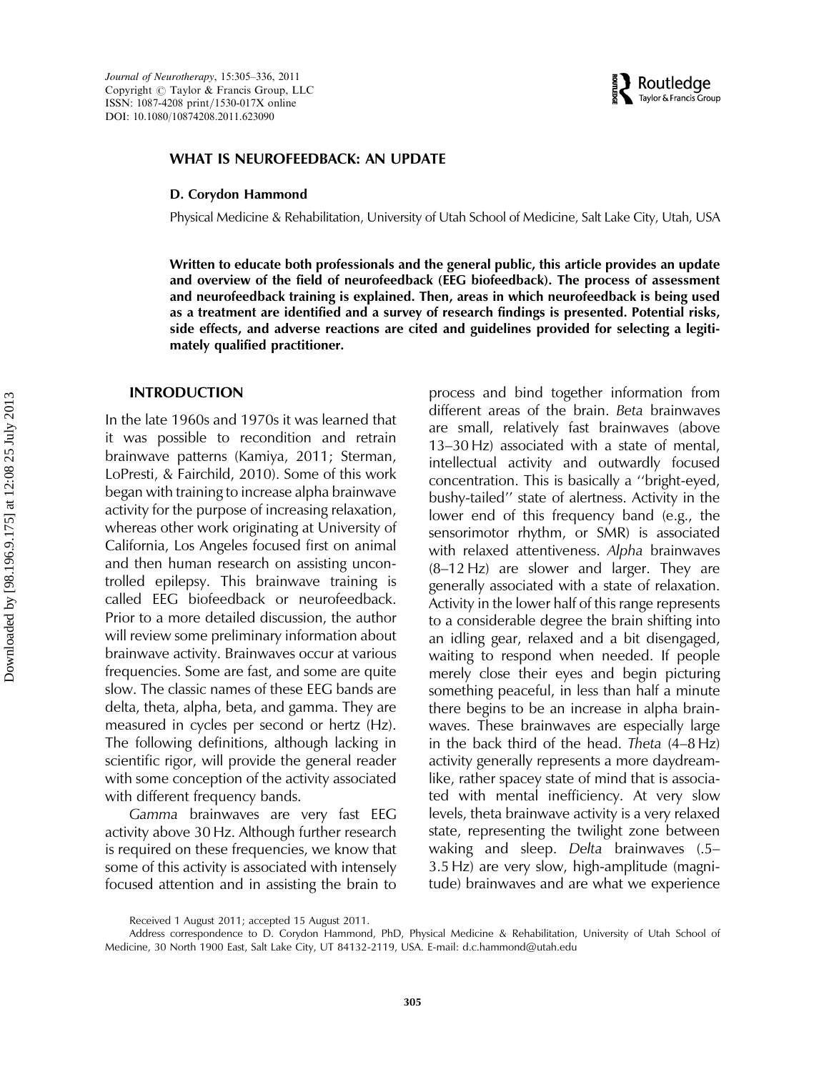# WHAT IS NEUROFEEDBACK: AN UPDATE

**D. Corydon Hammond**

Physical Medicine & Rehabilitation, University of Utah School of Medicine, Salt Lake City, Utah, USA

**Written to educate both professionals and the general public, this article provides an update and overview of the field of neurofeedback (EEG biofeedback). The process of assessment and neurofeedback training is explained. Then, areas in which neurofeedback is being used as a treatment are identified and a survey of research findings is presented. Potential risks, side effects, and adverse reactions are cited and guidelines provided for selecting a legitimately qualified practitioner.**

## INTRODUCTION

In the late 1960s and 1970s it was learned that it was possible to recondition and retrain brainwave patterns (Kamiya, 2011; Sterman, LoPresti, & Fairchild, 2010). Some of this work began with training to increase alpha brainwave activity for the purpose of increasing relaxation, whereas other work originating at University of California, Los Angeles focused first on animal and then human research on assisting uncontrolled epilepsy. This brainwave training is called EEG biofeedback or neurofeedback. Prior to a more detailed discussion, the author will review some preliminary information about brainwave activity. Brainwaves occur at various frequencies. Some are fast, and some are quite slow. The classic names of these EEG bands are delta, theta, alpha, beta, and gamma. They are measured in cycles per second or hertz (Hz). The following definitions, although lacking in scientific rigor, will provide the general reader with some conception of the activity associated with different frequency bands.

*Gamma* brainwaves are very fast EEG activity above 30 Hz. Although further research is required on these frequencies, we know that some of this activity is associated with intensely focused attention and in assisting the brain to process and bind together information from different areas of the brain. *Beta* brainwaves are small, relatively fast brainwaves (above 13–30 Hz) associated with a state of mental, intellectual activity and outwardly focused concentration. This is basically a "bright-eyed, bushy-tailed" state of alertness. Activity in the lower end of this frequency band (e.g., the sensorimotor rhythm, or SMR) is associated with relaxed attentiveness. *Alpha* brainwaves (8–12 Hz) are slower and larger. They are generally associated with a state of relaxation. Activity in the lower half of this range represents to a considerable degree the brain shifting into an idling gear, relaxed and a bit disengaged, waiting to respond when needed. If people merely close their eyes and begin picturing something peaceful, in less than half a minute there begins to be an increase in alpha brainwaves. These brainwaves are especially large in the back third of the head. *Theta* (4–8 Hz) activity generally represents a more daydream-like, rather spacey state of mind that is associated with mental inefficiency. At very slow levels, theta brainwave activity is a very relaxed state, representing the twilight zone between waking and sleep. *Delta* brainwaves (.5–3.5 Hz) are very slow, high-amplitude (magnitude) brainwaves and are what we experience

Received 1 August 2011; accepted 15 August 2011.

Address correspondence to D. Corydon Hammond, PhD, Physical Medicine & Rehabilitation, University of Utah School of Medicine, 30 North 1900 East, Salt Lake City, UT 84132-2119, USA. E-mail: d.c.hammond@utah.edu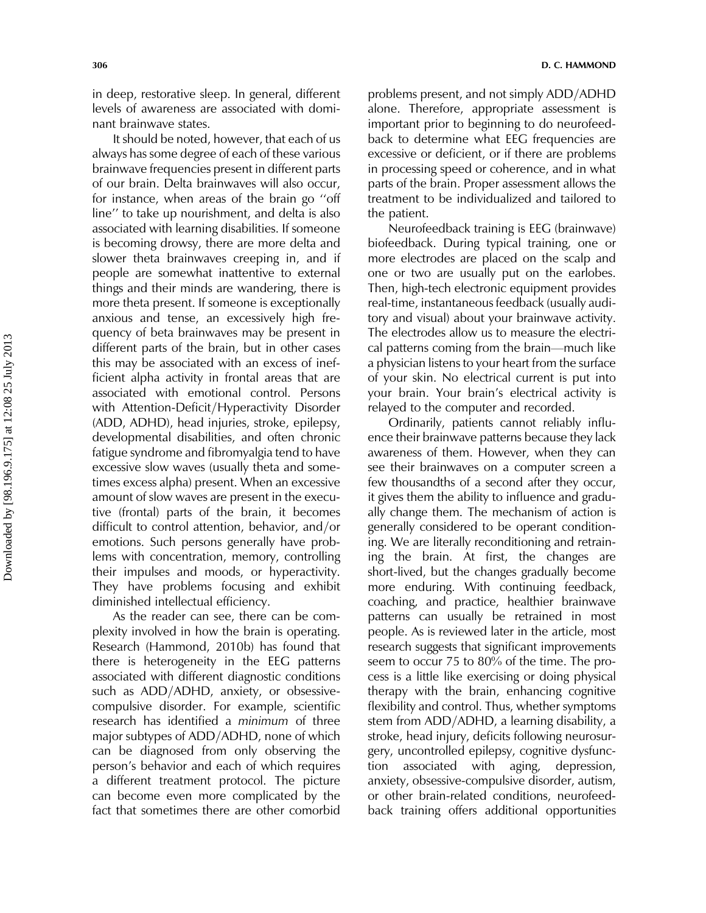in deep, restorative sleep. In general, different levels of awareness are associated with dominant brainwave states.

It should be noted, however, that each of us always has some degree of each of these various brainwave frequencies present in different parts of our brain. Delta brainwaves will also occur, for instance, when areas of the brain go ''off line'' to take up nourishment, and delta is also associated with learning disabilities. If someone is becoming drowsy, there are more delta and slower theta brainwaves creeping in, and if people are somewhat inattentive to external things and their minds are wandering, there is more theta present. If someone is exceptionally anxious and tense, an excessively high frequency of beta brainwaves may be present in different parts of the brain, but in other cases this may be associated with an excess of inefficient alpha activity in frontal areas that are associated with emotional control. Persons with Attention-Deficit/Hyperactivity Disorder (ADD, ADHD), head injuries, stroke, epilepsy, developmental disabilities, and often chronic fatigue syndrome and fibromyalgia tend to have excessive slow waves (usually theta and sometimes excess alpha) present. When an excessive amount of slow waves are present in the executive (frontal) parts of the brain, it becomes difficult to control attention, behavior, and/or emotions. Such persons generally have problems with concentration, memory, controlling their impulses and moods, or hyperactivity. They have problems focusing and exhibit diminished intellectual efficiency.

As the reader can see, there can be complexity involved in how the brain is operating. Research (Hammond, 2010b) has found that there is heterogeneity in the EEG patterns associated with different diagnostic conditions such as ADD/ADHD, anxiety, or obsessive-compulsive disorder. For example, scientific research has identified a *minimum* of three major subtypes of ADD/ADHD, none of which can be diagnosed from only observing the person's behavior and each of which requires a different treatment protocol. The picture can become even more complicated by the fact that sometimes there are other comorbid problems present, and not simply ADD/ADHD alone. Therefore, appropriate assessment is important prior to beginning to do neurofeedback to determine what EEG frequencies are excessive or deficient, or if there are problems in processing speed or coherence, and in what parts of the brain. Proper assessment allows the treatment to be individualized and tailored to the patient.

Neurofeedback training is EEG (brainwave) biofeedback. During typical training, one or more electrodes are placed on the scalp and one or two are usually put on the earlobes. Then, high-tech electronic equipment provides real-time, instantaneous feedback (usually auditory and visual) about your brainwave activity. The electrodes allow us to measure the electrical patterns coming from the brain—much like a physician listens to your heart from the surface of your skin. No electrical current is put into your brain. Your brain's electrical activity is relayed to the computer and recorded.

Ordinarily, patients cannot reliably influence their brainwave patterns because they lack awareness of them. However, when they can see their brainwaves on a computer screen a few thousandths of a second after they occur, it gives them the ability to influence and gradually change them. The mechanism of action is generally considered to be operant conditioning. We are literally reconditioning and retraining the brain. At first, the changes are short-lived, but the changes gradually become more enduring. With continuing feedback, coaching, and practice, healthier brainwave patterns can usually be retrained in most people. As is reviewed later in the article, most research suggests that significant improvements seem to occur 75 to 80% of the time. The process is a little like exercising or doing physical therapy with the brain, enhancing cognitive flexibility and control. Thus, whether symptoms stem from ADD/ADHD, a learning disability, a stroke, head injury, deficits following neurosurgery, uncontrolled epilepsy, cognitive dysfunction associated with aging, depression, anxiety, obsessive-compulsive disorder, autism, or other brain-related conditions, neurofeedback training offers additional opportunities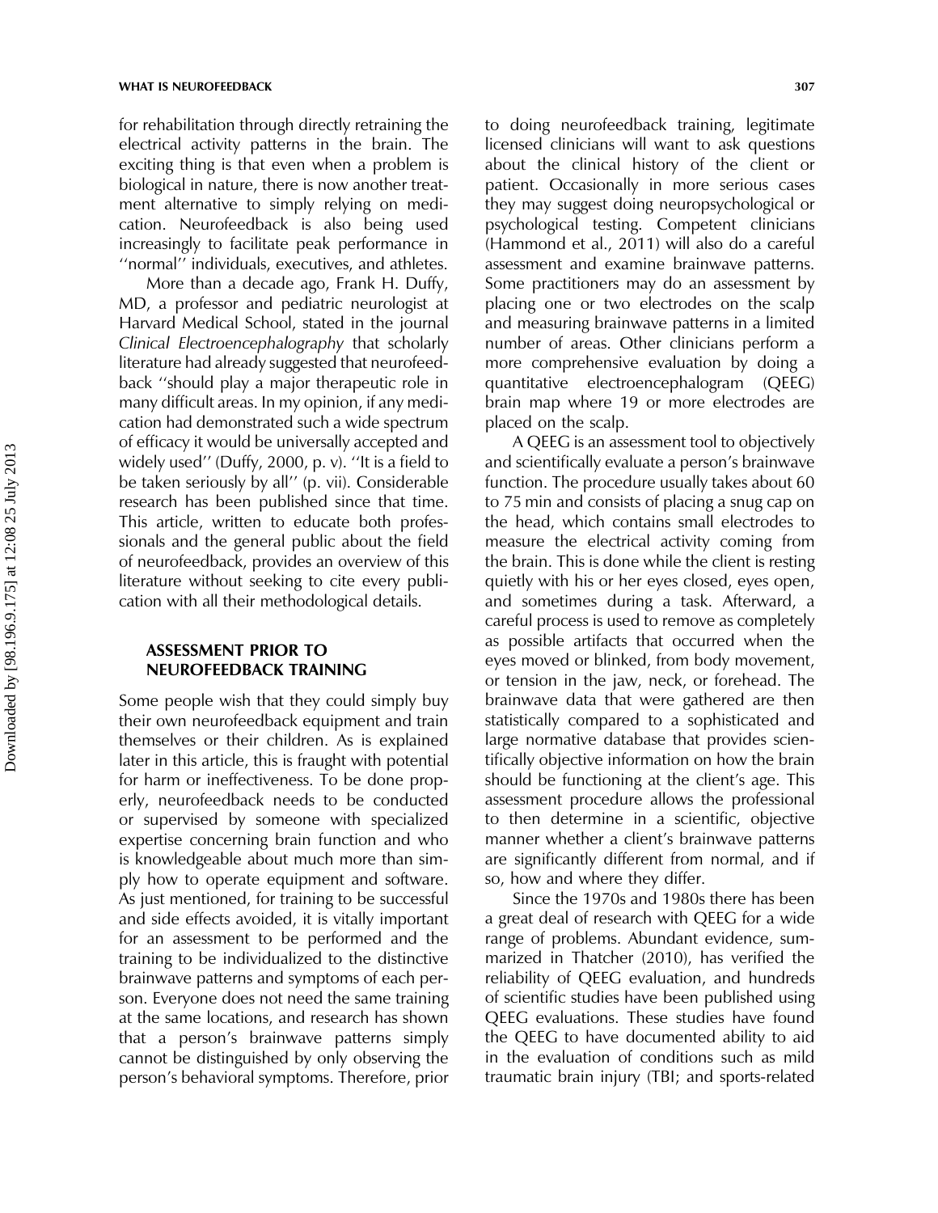for rehabilitation through directly retraining the electrical activity patterns in the brain. The exciting thing is that even when a problem is biological in nature, there is now another treatment alternative to simply relying on medication. Neurofeedback is also being used increasingly to facilitate peak performance in ''normal'' individuals, executives, and athletes.

More than a decade ago, Frank H. Duffy, MD, a professor and pediatric neurologist at Harvard Medical School, stated in the journal *Clinical Electroencephalography* that scholarly literature had already suggested that neurofeedback ''should play a major therapeutic role in many difficult areas. In my opinion, if any medication had demonstrated such a wide spectrum of efficacy it would be universally accepted and widely used'' (Duffy, 2000, p. v). ''It is a field to be taken seriously by all'' (p. vii). Considerable research has been published since that time. This article, written to educate both professionals and the general public about the field of neurofeedback, provides an overview of this literature without seeking to cite every publication with all their methodological details.

## ASSESSMENT PRIOR TO NEUROFEEDBACK TRAINING

Some people wish that they could simply buy their own neurofeedback equipment and train themselves or their children. As is explained later in this article, this is fraught with potential for harm or ineffectiveness. To be done properly, neurofeedback needs to be conducted or supervised by someone with specialized expertise concerning brain function and who is knowledgeable about much more than simply how to operate equipment and software. As just mentioned, for training to be successful and side effects avoided, it is vitally important for an assessment to be performed and the training to be individualized to the distinctive brainwave patterns and symptoms of each person. Everyone does not need the same training at the same locations, and research has shown that a person's brainwave patterns simply cannot be distinguished by only observing the person's behavioral symptoms. Therefore, prior to doing neurofeedback training, legitimate licensed clinicians will want to ask questions about the clinical history of the client or patient. Occasionally in more serious cases they may suggest doing neuropsychological or psychological testing. Competent clinicians (Hammond et al., 2011) will also do a careful assessment and examine brainwave patterns. Some practitioners may do an assessment by placing one or two electrodes on the scalp and measuring brainwave patterns in a limited number of areas. Other clinicians perform a more comprehensive evaluation by doing a quantitative electroencephalogram (QEEG) brain map where 19 or more electrodes are placed on the scalp.

A QEEG is an assessment tool to objectively and scientifically evaluate a person's brainwave function. The procedure usually takes about 60 to 75 min and consists of placing a snug cap on the head, which contains small electrodes to measure the electrical activity coming from the brain. This is done while the client is resting quietly with his or her eyes closed, eyes open, and sometimes during a task. Afterward, a careful process is used to remove as completely as possible artifacts that occurred when the eyes moved or blinked, from body movement, or tension in the jaw, neck, or forehead. The brainwave data that were gathered are then statistically compared to a sophisticated and large normative database that provides scientifically objective information on how the brain should be functioning at the client's age. This assessment procedure allows the professional to then determine in a scientific, objective manner whether a client's brainwave patterns are significantly different from normal, and if so, how and where they differ.

Since the 1970s and 1980s there has been a great deal of research with QEEG for a wide range of problems. Abundant evidence, summarized in Thatcher (2010), has verified the reliability of QEEG evaluation, and hundreds of scientific studies have been published using QEEG evaluations. These studies have found the QEEG to have documented ability to aid in the evaluation of conditions such as mild traumatic brain injury (TBI; and sports-related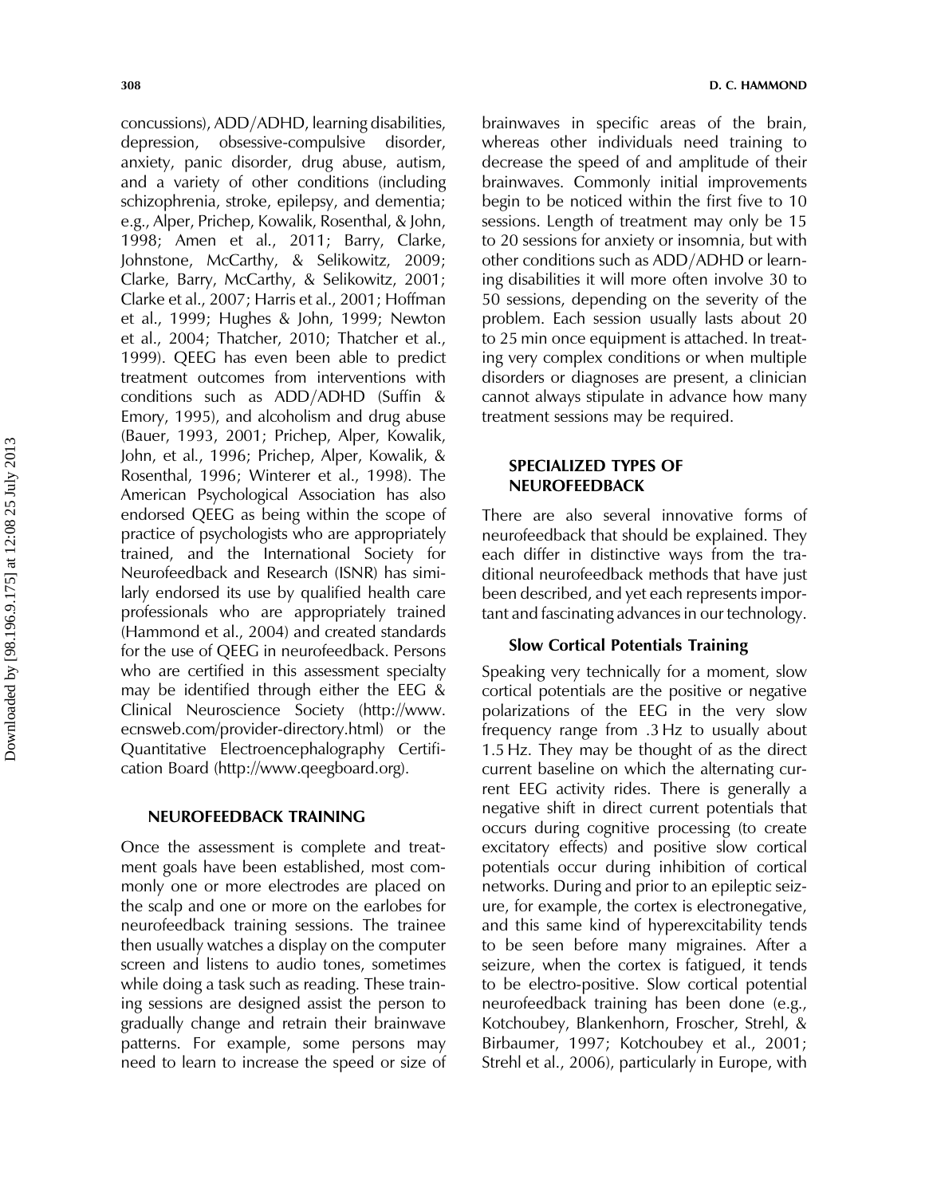concussions), ADD/ADHD, learning disabilities, depression, obsessive-compulsive disorder, anxiety, panic disorder, drug abuse, autism, and a variety of other conditions (including schizophrenia, stroke, epilepsy, and dementia; e.g., Alper, Prichep, Kowalik, Rosenthal, & John, 1998; Amen et al., 2011; Barry, Clarke, Johnstone, McCarthy, & Selikowitz, 2009; Clarke, Barry, McCarthy, & Selikowitz, 2001; Clarke et al., 2007; Harris et al., 2001; Hoffman et al., 1999; Hughes & John, 1999; Newton et al., 2004; Thatcher, 2010; Thatcher et al., 1999). QEEG has even been able to predict treatment outcomes from interventions with conditions such as ADD/ADHD (Suffin & Emory, 1995), and alcoholism and drug abuse (Bauer, 1993, 2001; Prichep, Alper, Kowalik, John, et al., 1996; Prichep, Alper, Kowalik, & Rosenthal, 1996; Winterer et al., 1998). The American Psychological Association has also endorsed QEEG as being within the scope of practice of psychologists who are appropriately trained, and the International Society for Neurofeedback and Research (ISNR) has similarly endorsed its use by qualified health care professionals who are appropriately trained (Hammond et al., 2004) and created standards for the use of QEEG in neurofeedback. Persons who are certified in this assessment specialty may be identified through either the EEG & Clinical Neuroscience Society (http://www.ecnsweb.com/provider-directory.html) or the Quantitative Electroencephalography Certification Board (http://www.qeegboard.org).

## NEUROFEEDBACK TRAINING

Once the assessment is complete and treatment goals have been established, most commonly one or more electrodes are placed on the scalp and one or more on the earlobes for neurofeedback training sessions. The trainee then usually watches a display on the computer screen and listens to audio tones, sometimes while doing a task such as reading. These training sessions are designed assist the person to gradually change and retrain their brainwave patterns. For example, some persons may need to learn to increase the speed or size of brainwaves in specific areas of the brain, whereas other individuals need training to decrease the speed of and amplitude of their brainwaves. Commonly initial improvements begin to be noticed within the first five to 10 sessions. Length of treatment may only be 15 to 20 sessions for anxiety or insomnia, but with other conditions such as ADD/ADHD or learning disabilities it will more often involve 30 to 50 sessions, depending on the severity of the problem. Each session usually lasts about 20 to 25 min once equipment is attached. In treating very complex conditions or when multiple disorders or diagnoses are present, a clinician cannot always stipulate in advance how many treatment sessions may be required.

## SPECIALIZED TYPES OF NEUROFEEDBACK

There are also several innovative forms of neurofeedback that should be explained. They each differ in distinctive ways from the traditional neurofeedback methods that have just been described, and yet each represents important and fascinating advances in our technology.

### Slow Cortical Potentials Training

Speaking very technically for a moment, slow cortical potentials are the positive or negative polarizations of the EEG in the very slow frequency range from .3 Hz to usually about 1.5 Hz. They may be thought of as the direct current baseline on which the alternating current EEG activity rides. There is generally a negative shift in direct current potentials that occurs during cognitive processing (to create excitatory effects) and positive slow cortical potentials occur during inhibition of cortical networks. During and prior to an epileptic seizure, for example, the cortex is electronegative, and this same kind of hyperexcitability tends to be seen before many migraines. After a seizure, when the cortex is fatigued, it tends to be electro-positive. Slow cortical potential neurofeedback training has been done (e.g., Kotchoubey, Blankenhorn, Froscher, Strehl, & Birbaumer, 1997; Kotchoubey et al., 2001; Strehl et al., 2006), particularly in Europe, with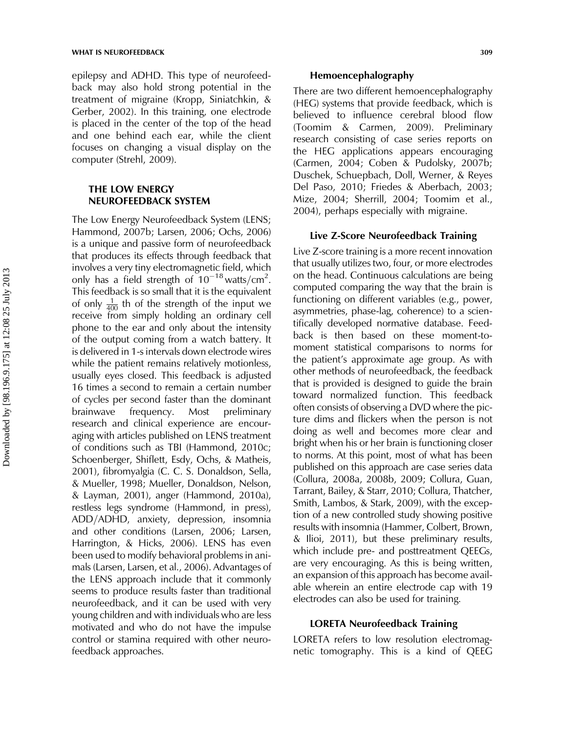epilepsy and ADHD. This type of neurofeedback may also hold strong potential in the treatment of migraine (Kropp, Siniatchkin, & Gerber, 2002). In this training, one electrode is placed in the center of the top of the head and one behind each ear, while the client focuses on changing a visual display on the computer (Strehl, 2009).

## THE LOW ENERGY NEUROFEEDBACK SYSTEM

The Low Energy Neurofeedback System (LENS; Hammond, 2007b; Larsen, 2006; Ochs, 2006) is a unique and passive form of neurofeedback that produces its effects through feedback that involves a very tiny electromagnetic field, which only has a field strength of $10^{-18}$ watts/cm$^2$. This feedback is so small that it is the equivalent of only $\frac{1}{400}$ th of the strength of the input we receive from simply holding an ordinary cell phone to the ear and only about the intensity of the output coming from a watch battery. It is delivered in 1-s intervals down electrode wires while the patient remains relatively motionless, usually eyes closed. This feedback is adjusted 16 times a second to remain a certain number of cycles per second faster than the dominant brainwave frequency. Most preliminary research and clinical experience are encouraging with articles published on LENS treatment of conditions such as TBI (Hammond, 2010c; Schoenberger, Shiflett, Esdy, Ochs, & Matheis, 2001), fibromyalgia (C. C. S. Donaldson, Sella, & Mueller, 1998; Mueller, Donaldson, Nelson, & Layman, 2001), anger (Hammond, 2010a), restless legs syndrome (Hammond, in press), ADD/ADHD, anxiety, depression, insomnia and other conditions (Larsen, 2006; Larsen, Harrington, & Hicks, 2006). LENS has even been used to modify behavioral problems in animals (Larsen, Larsen, et al., 2006). Advantages of the LENS approach include that it commonly seems to produce results faster than traditional neurofeedback, and it can be used with very young children and with individuals who are less motivated and who do not have the impulse control or stamina required with other neurofeedback approaches.

### Hemoencephalography

There are two different hemoencephalography (HEG) systems that provide feedback, which is believed to influence cerebral blood flow (Toomim & Carmen, 2009). Preliminary research consisting of case series reports on the HEG applications appears encouraging (Carmen, 2004; Coben & Pudolsky, 2007b; Duschek, Schuepbach, Doll, Werner, & Reyes Del Paso, 2010; Friedes & Aberbach, 2003; Mize, 2004; Sherrill, 2004; Toomim et al., 2004), perhaps especially with migraine.

### Live Z-Score Neurofeedback Training

Live Z-score training is a more recent innovation that usually utilizes two, four, or more electrodes on the head. Continuous calculations are being computed comparing the way that the brain is functioning on different variables (e.g., power, asymmetries, phase-lag, coherence) to a scientifically developed normative database. Feedback is then based on these moment-to-moment statistical comparisons to norms for the patient's approximate age group. As with other methods of neurofeedback, the feedback that is provided is designed to guide the brain toward normalized function. This feedback often consists of observing a DVD where the picture dims and flickers when the person is not doing as well and becomes more clear and bright when his or her brain is functioning closer to norms. At this point, most of what has been published on this approach are case series data (Collura, 2008a, 2008b, 2009; Collura, Guan, Tarrant, Bailey, & Starr, 2010; Collura, Thatcher, Smith, Lambos, & Stark, 2009), with the exception of a new controlled study showing positive results with insomnia (Hammer, Colbert, Brown, & Ilioi, 2011), but these preliminary results, which include pre- and posttreatment QEEGs, are very encouraging. As this is being written, an expansion of this approach has become available wherein an entire electrode cap with 19 electrodes can also be used for training.

### LORETA Neurofeedback Training

LORETA refers to low resolution electromagnetic tomography. This is a kind of QEEG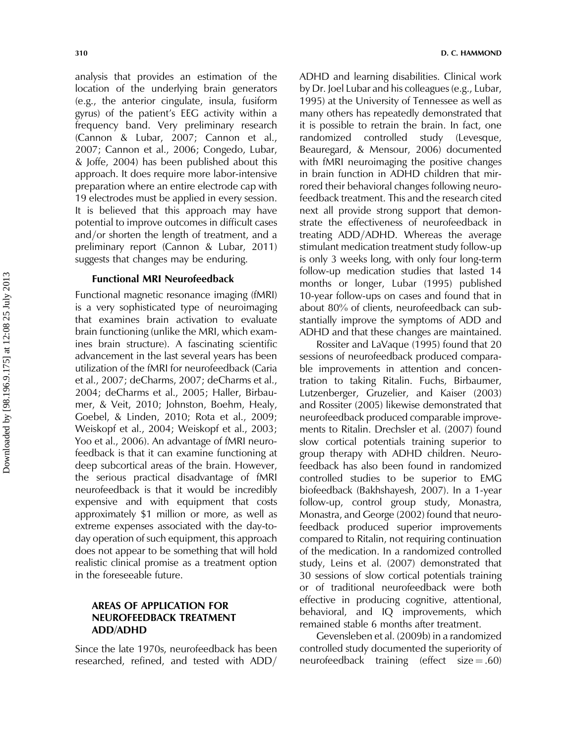analysis that provides an estimation of the location of the underlying brain generators (e.g., the anterior cingulate, insula, fusiform gyrus) of the patient's EEG activity within a frequency band. Very preliminary research (Cannon & Lubar, 2007; Cannon et al., 2007; Cannon et al., 2006; Congedo, Lubar, & Joffe, 2004) has been published about this approach. It does require more labor-intensive preparation where an entire electrode cap with 19 electrodes must be applied in every session. It is believed that this approach may have potential to improve outcomes in difficult cases and/or shorten the length of treatment, and a preliminary report (Cannon & Lubar, 2011) suggests that changes may be enduring.

### Functional MRI Neurofeedback

Functional magnetic resonance imaging (fMRI) is a very sophisticated type of neuroimaging that examines brain activation to evaluate brain functioning (unlike the MRI, which examines brain structure). A fascinating scientific advancement in the last several years has been utilization of the fMRI for neurofeedback (Caria et al., 2007; deCharms, 2007; deCharms et al., 2004; deCharms et al., 2005; Haller, Birbaumer, & Veit, 2010; Johnston, Boehm, Healy, Goebel, & Linden, 2010; Rota et al., 2009; Weiskopf et al., 2004; Weiskopf et al., 2003; Yoo et al., 2006). An advantage of fMRI neurofeedback is that it can examine functioning at deep subcortical areas of the brain. However, the serious practical disadvantage of fMRI neurofeedback is that it would be incredibly expensive and with equipment that costs approximately $1 million or more, as well as extreme expenses associated with the day-to-day operation of such equipment, this approach does not appear to be something that will hold realistic clinical promise as a treatment option in the foreseeable future.

## AREAS OF APPLICATION FOR NEUROFEEDBACK TREATMENT ADD/ADHD

Since the late 1970s, neurofeedback has been researched, refined, and tested with ADD/ADHD and learning disabilities. Clinical work by Dr. Joel Lubar and his colleagues (e.g., Lubar, 1995) at the University of Tennessee as well as many others has repeatedly demonstrated that it is possible to retrain the brain. In fact, one randomized controlled study (Levesque, Beauregard, & Mensour, 2006) documented with fMRI neuroimaging the positive changes in brain function in ADHD children that mirrored their behavioral changes following neurofeedback treatment. This and the research cited next all provide strong support that demonstrate the effectiveness of neurofeedback in treating ADD/ADHD. Whereas the average stimulant medication treatment study follow-up is only 3 weeks long, with only four long-term follow-up medication studies that lasted 14 months or longer, Lubar (1995) published 10-year follow-ups on cases and found that in about 80% of clients, neurofeedback can substantially improve the symptoms of ADD and ADHD and that these changes are maintained.

Rossiter and LaVaque (1995) found that 20 sessions of neurofeedback produced comparable improvements in attention and concentration to taking Ritalin. Fuchs, Birbaumer, Lutzenberger, Gruzelier, and Kaiser (2003) and Rossiter (2005) likewise demonstrated that neurofeedback produced comparable improvements to Ritalin. Drechsler et al. (2007) found slow cortical potentials training superior to group therapy with ADHD children. Neurofeedback has also been found in randomized controlled studies to be superior to EMG biofeedback (Bakhshayesh, 2007). In a 1-year follow-up, control group study, Monastra, Monastra, and George (2002) found that neurofeedback produced superior improvements compared to Ritalin, not requiring continuation of the medication. In a randomized controlled study, Leins et al. (2007) demonstrated that 30 sessions of slow cortical potentials training or of traditional neurofeedback were both effective in producing cognitive, attentional, behavioral, and IQ improvements, which remained stable 6 months after treatment.

Gevensleben et al. (2009b) in a randomized controlled study documented the superiority of neurofeedback training (effect size = .60)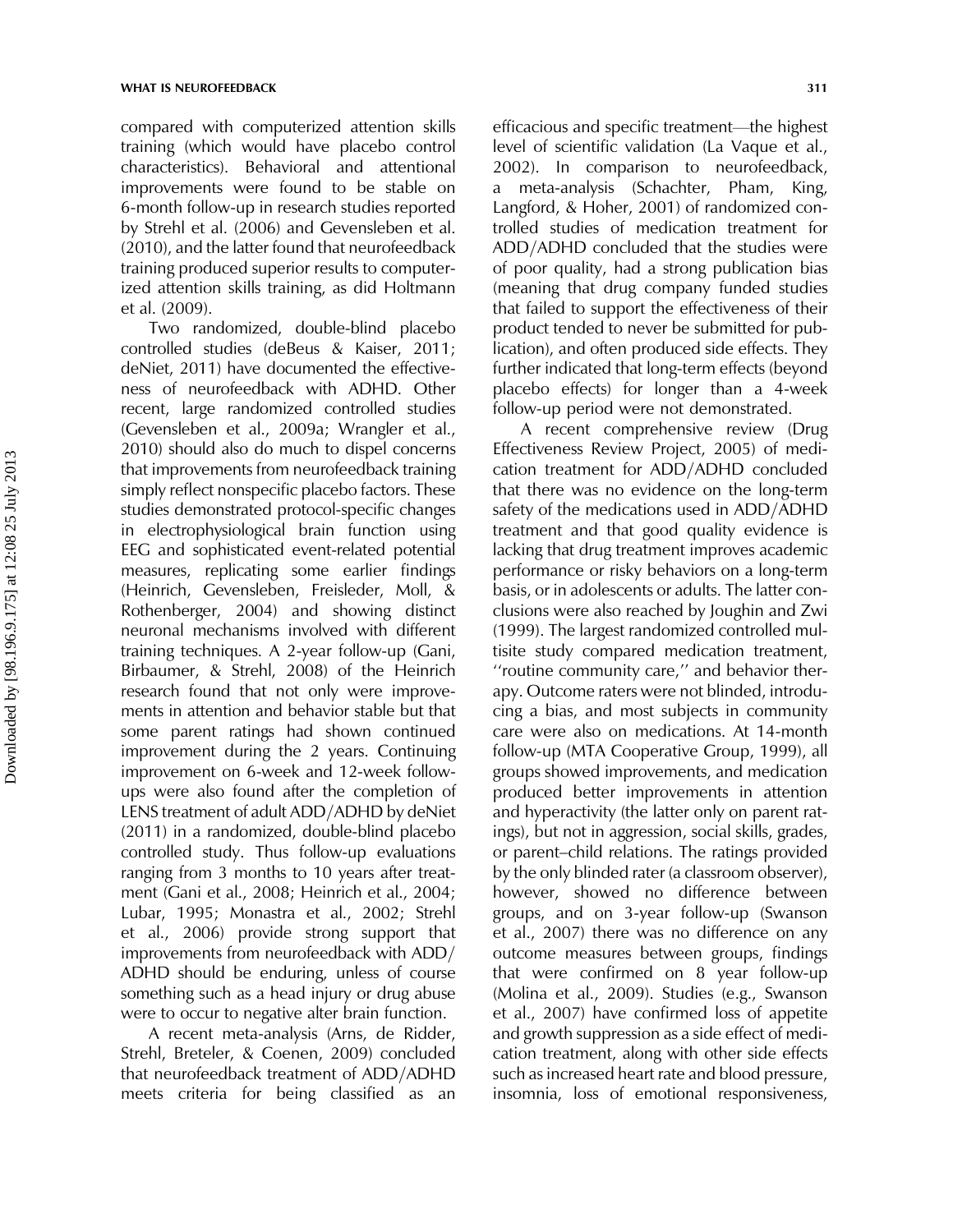compared with computerized attention skills training (which would have placebo control characteristics). Behavioral and attentional improvements were found to be stable on 6-month follow-up in research studies reported by Strehl et al. (2006) and Gevensleben et al. (2010), and the latter found that neurofeedback training produced superior results to computerized attention skills training, as did Holtmann et al. (2009).

Two randomized, double-blind placebo controlled studies (deBeus & Kaiser, 2011; deNiet, 2011) have documented the effectiveness of neurofeedback with ADHD. Other recent, large randomized controlled studies (Gevensleben et al., 2009a; Wrangler et al., 2010) should also do much to dispel concerns that improvements from neurofeedback training simply reflect nonspecific placebo factors. These studies demonstrated protocol-specific changes in electrophysiological brain function using EEG and sophisticated event-related potential measures, replicating some earlier findings (Heinrich, Gevensleben, Freisleder, Moll, & Rothenberger, 2004) and showing distinct neuronal mechanisms involved with different training techniques. A 2-year follow-up (Gani, Birbaumer, & Strehl, 2008) of the Heinrich research found that not only were improvements in attention and behavior stable but that some parent ratings had shown continued improvement during the 2 years. Continuing improvement on 6-week and 12-week follow-ups were also found after the completion of LENS treatment of adult ADD/ADHD by deNiet (2011) in a randomized, double-blind placebo controlled study. Thus follow-up evaluations ranging from 3 months to 10 years after treatment (Gani et al., 2008; Heinrich et al., 2004; Lubar, 1995; Monastra et al., 2002; Strehl et al., 2006) provide strong support that improvements from neurofeedback with ADD/ADHD should be enduring, unless of course something such as a head injury or drug abuse were to occur to negative alter brain function.

A recent meta-analysis (Arns, de Ridder, Strehl, Breteler, & Coenen, 2009) concluded that neurofeedback treatment of ADD/ADHD meets criteria for being classified as an efficacious and specific treatment—the highest level of scientific validation (La Vaque et al., 2002). In comparison to neurofeedback, a meta-analysis (Schachter, Pham, King, Langford, & Hoher, 2001) of randomized controlled studies of medication treatment for ADD/ADHD concluded that the studies were of poor quality, had a strong publication bias (meaning that drug company funded studies that failed to support the effectiveness of their product tended to never be submitted for publication), and often produced side effects. They further indicated that long-term effects (beyond placebo effects) for longer than a 4-week follow-up period were not demonstrated.

A recent comprehensive review (Drug Effectiveness Review Project, 2005) of medication treatment for ADD/ADHD concluded that there was no evidence on the long-term safety of the medications used in ADD/ADHD treatment and that good quality evidence is lacking that drug treatment improves academic performance or risky behaviors on a long-term basis, or in adolescents or adults. The latter conclusions were also reached by Joughin and Zwi (1999). The largest randomized controlled multisite study compared medication treatment, "routine community care," and behavior therapy. Outcome raters were not blinded, introducing a bias, and most subjects in community care were also on medications. At 14-month follow-up (MTA Cooperative Group, 1999), all groups showed improvements, and medication produced better improvements in attention and hyperactivity (the latter only on parent ratings), but not in aggression, social skills, grades, or parent–child relations. The ratings provided by the only blinded rater (a classroom observer), however, showed no difference between groups, and on 3-year follow-up (Swanson et al., 2007) there was no difference on any outcome measures between groups, findings that were confirmed on 8 year follow-up (Molina et al., 2009). Studies (e.g., Swanson et al., 2007) have confirmed loss of appetite and growth suppression as a side effect of medication treatment, along with other side effects such as increased heart rate and blood pressure, insomnia, loss of emotional responsiveness,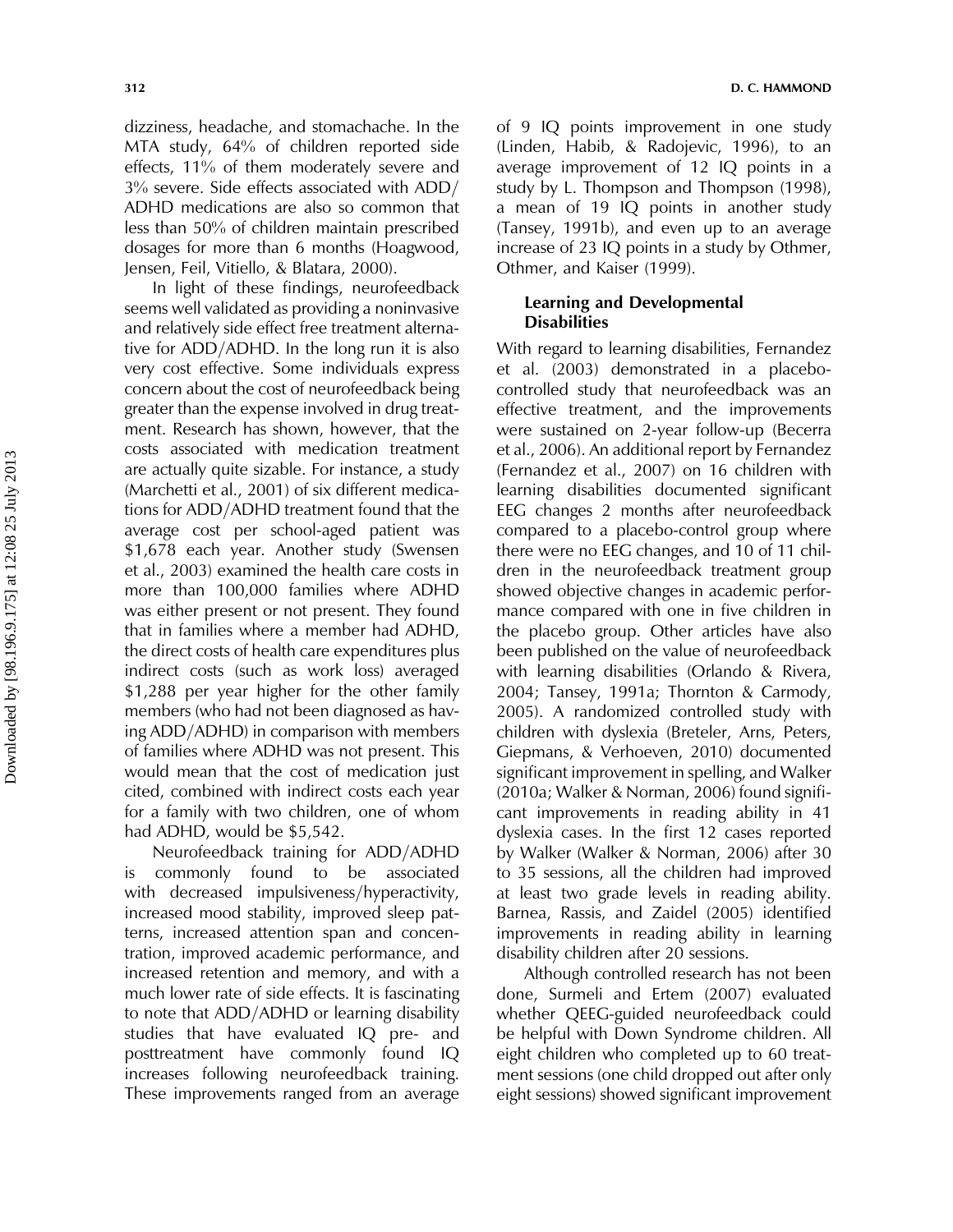dizziness, headache, and stomachache. In the MTA study, 64% of children reported side effects, 11% of them moderately severe and 3% severe. Side effects associated with ADD/ADHD medications are also so common that less than 50% of children maintain prescribed dosages for more than 6 months (Hoagwood, Jensen, Feil, Vitiello, & Blatara, 2000).

In light of these findings, neurofeedback seems well validated as providing a noninvasive and relatively side effect free treatment alternative for ADD/ADHD. In the long run it is also very cost effective. Some individuals express concern about the cost of neurofeedback being greater than the expense involved in drug treatment. Research has shown, however, that the costs associated with medication treatment are actually quite sizable. For instance, a study (Marchetti et al., 2001) of six different medications for ADD/ADHD treatment found that the average cost per school-aged patient was $1,678 each year. Another study (Swensen et al., 2003) examined the health care costs in more than 100,000 families where ADHD was either present or not present. They found that in families where a member had ADHD, the direct costs of health care expenditures plus indirect costs (such as work loss) averaged $1,288 per year higher for the other family members (who had not been diagnosed as having ADD/ADHD) in comparison with members of families where ADHD was not present. This would mean that the cost of medication just cited, combined with indirect costs each year for a family with two children, one of whom had ADHD, would be $5,542.

Neurofeedback training for ADD/ADHD is commonly found to be associated with decreased impulsiveness/hyperactivity, increased mood stability, improved sleep patterns, increased attention span and concentration, improved academic performance, and increased retention and memory, and with a much lower rate of side effects. It is fascinating to note that ADD/ADHD or learning disability studies that have evaluated IQ pre- and posttreatment have commonly found IQ increases following neurofeedback training. These improvements ranged from an average of 9 IQ points improvement in one study (Linden, Habib, & Radojevic, 1996), to an average improvement of 12 IQ points in a study by L. Thompson and Thompson (1998), a mean of 19 IQ points in another study (Tansey, 1991b), and even up to an average increase of 23 IQ points in a study by Othmer, Othmer, and Kaiser (1999).

### Learning and Developmental Disabilities

With regard to learning disabilities, Fernandez et al. (2003) demonstrated in a placebo-controlled study that neurofeedback was an effective treatment, and the improvements were sustained on 2-year follow-up (Becerra et al., 2006). An additional report by Fernandez (Fernandez et al., 2007) on 16 children with learning disabilities documented significant EEG changes 2 months after neurofeedback compared to a placebo-control group where there were no EEG changes, and 10 of 11 children in the neurofeedback treatment group showed objective changes in academic performance compared with one in five children in the placebo group. Other articles have also been published on the value of neurofeedback with learning disabilities (Orlando & Rivera, 2004; Tansey, 1991a; Thornton & Carmody, 2005). A randomized controlled study with children with dyslexia (Breteler, Arns, Peters, Giepmans, & Verhoeven, 2010) documented significant improvement in spelling, and Walker (2010a; Walker & Norman, 2006) found significant improvements in reading ability in 41 dyslexia cases. In the first 12 cases reported by Walker (Walker & Norman, 2006) after 30 to 35 sessions, all the children had improved at least two grade levels in reading ability. Barnea, Rassis, and Zaidel (2005) identified improvements in reading ability in learning disability children after 20 sessions.

Although controlled research has not been done, Surmeli and Ertem (2007) evaluated whether QEEG-guided neurofeedback could be helpful with Down Syndrome children. All eight children who completed up to 60 treatment sessions (one child dropped out after only eight sessions) showed significant improvement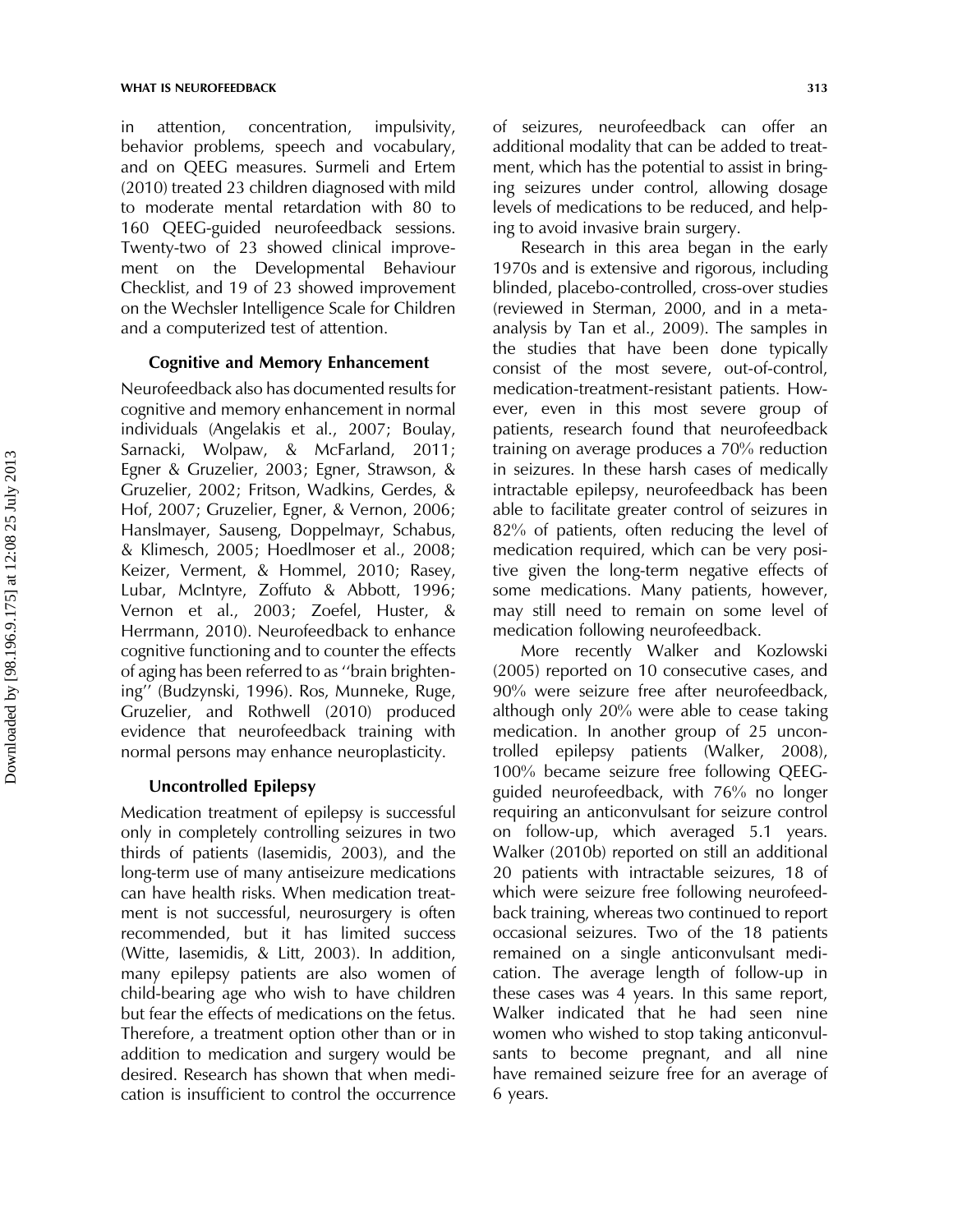in attention, concentration, impulsivity, behavior problems, speech and vocabulary, and on QEEG measures. Surmeli and Ertem (2010) treated 23 children diagnosed with mild to moderate mental retardation with 80 to 160 QEEG-guided neurofeedback sessions. Twenty-two of 23 showed clinical improvement on the Developmental Behaviour Checklist, and 19 of 23 showed improvement on the Wechsler Intelligence Scale for Children and a computerized test of attention.

### Cognitive and Memory Enhancement

Neurofeedback also has documented results for cognitive and memory enhancement in normal individuals (Angelakis et al., 2007; Boulay, Sarnacki, Wolpaw, & McFarland, 2011; Egner & Gruzelier, 2003; Egner, Strawson, & Gruzelier, 2002; Fritson, Wadkins, Gerdes, & Hof, 2007; Gruzelier, Egner, & Vernon, 2006; Hanslmayer, Sauseng, Doppelmayr, Schabus, & Klimesch, 2005; Hoedlmoser et al., 2008; Keizer, Verment, & Hommel, 2010; Rasey, Lubar, McIntyre, Zoffuto & Abbott, 1996; Vernon et al., 2003; Zoefel, Huster, & Herrmann, 2010). Neurofeedback to enhance cognitive functioning and to counter the effects of aging has been referred to as ''brain brightening'' (Budzynski, 1996). Ros, Munneke, Ruge, Gruzelier, and Rothwell (2010) produced evidence that neurofeedback training with normal persons may enhance neuroplasticity.

### Uncontrolled Epilepsy

Medication treatment of epilepsy is successful only in completely controlling seizures in two thirds of patients (Iasemidis, 2003), and the long-term use of many antiseizure medications can have health risks. When medication treatment is not successful, neurosurgery is often recommended, but it has limited success (Witte, Iasemidis, & Litt, 2003). In addition, many epilepsy patients are also women of child-bearing age who wish to have children but fear the effects of medications on the fetus. Therefore, a treatment option other than or in addition to medication and surgery would be desired. Research has shown that when medication is insufficient to control the occurrence of seizures, neurofeedback can offer an additional modality that can be added to treatment, which has the potential to assist in bringing seizures under control, allowing dosage levels of medications to be reduced, and helping to avoid invasive brain surgery.

Research in this area began in the early 1970s and is extensive and rigorous, including blinded, placebo-controlled, cross-over studies (reviewed in Sterman, 2000, and in a meta-analysis by Tan et al., 2009). The samples in the studies that have been done typically consist of the most severe, out-of-control, medication-treatment-resistant patients. However, even in this most severe group of patients, research found that neurofeedback training on average produces a 70% reduction in seizures. In these harsh cases of medically intractable epilepsy, neurofeedback has been able to facilitate greater control of seizures in 82% of patients, often reducing the level of medication required, which can be very positive given the long-term negative effects of some medications. Many patients, however, may still need to remain on some level of medication following neurofeedback.

More recently Walker and Kozlowski (2005) reported on 10 consecutive cases, and 90% were seizure free after neurofeedback, although only 20% were able to cease taking medication. In another group of 25 uncontrolled epilepsy patients (Walker, 2008), 100% became seizure free following QEEG-guided neurofeedback, with 76% no longer requiring an anticonvulsant for seizure control on follow-up, which averaged 5.1 years. Walker (2010b) reported on still an additional 20 patients with intractable seizures, 18 of which were seizure free following neurofeedback training, whereas two continued to report occasional seizures. Two of the 18 patients remained on a single anticonvulsant medication. The average length of follow-up in these cases was 4 years. In this same report, Walker indicated that he had seen nine women who wished to stop taking anticonvulsants to become pregnant, and all nine have remained seizure free for an average of 6 years.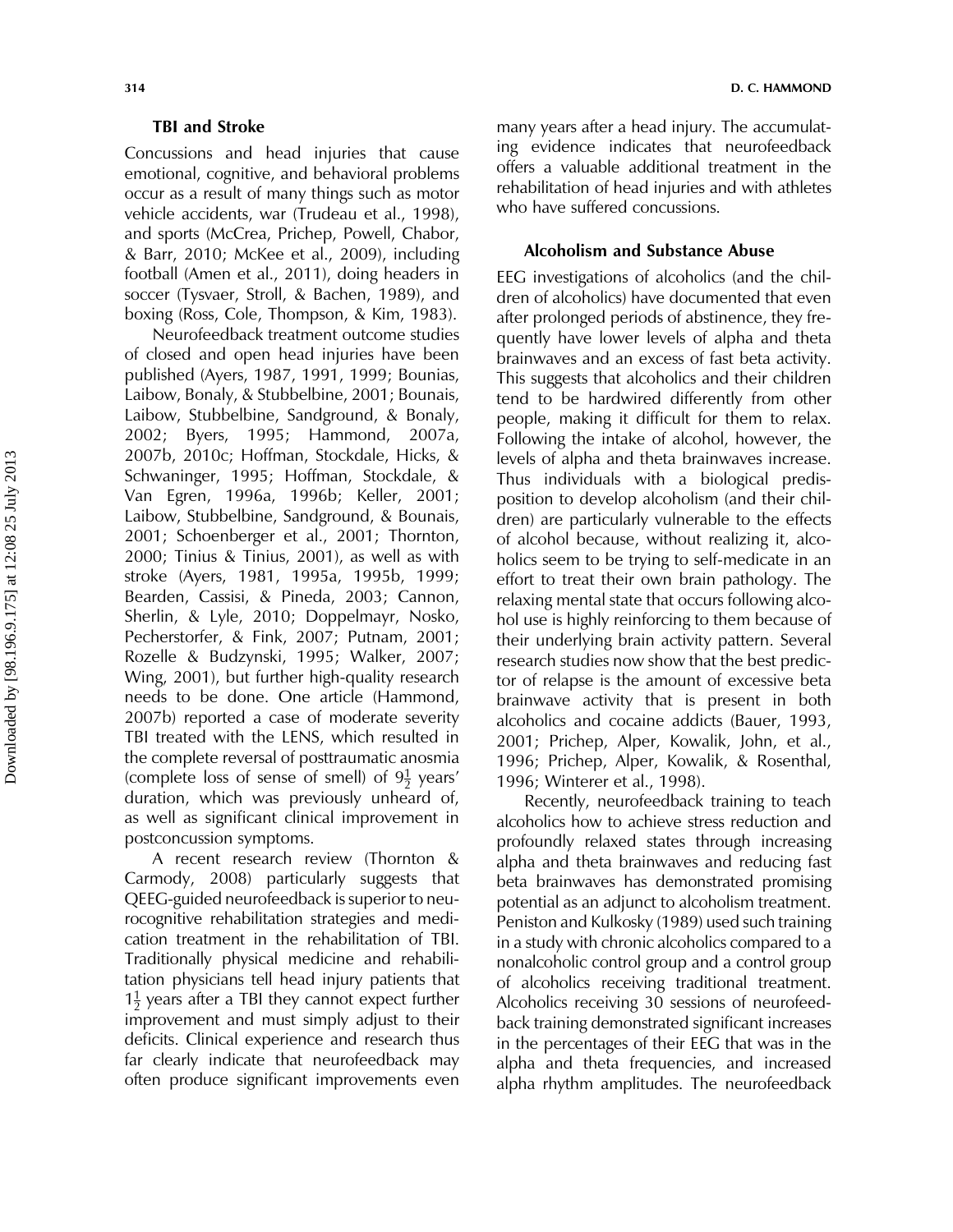### TBI and Stroke

Concussions and head injuries that cause emotional, cognitive, and behavioral problems occur as a result of many things such as motor vehicle accidents, war (Trudeau et al., 1998), and sports (McCrea, Prichep, Powell, Chabor, & Barr, 2010; McKee et al., 2009), including football (Amen et al., 2011), doing headers in soccer (Tysvaer, Stroll, & Bachen, 1989), and boxing (Ross, Cole, Thompson, & Kim, 1983).

Neurofeedback treatment outcome studies of closed and open head injuries have been published (Ayers, 1987, 1991, 1999; Bounias, Laibow, Bonaly, & Stubbelbine, 2001; Bounais, Laibow, Stubbelbine, Sandground, & Bonaly, 2002; Byers, 1995; Hammond, 2007a, 2007b, 2010c; Hoffman, Stockdale, Hicks, & Schwaninger, 1995; Hoffman, Stockdale, & Van Egren, 1996a, 1996b; Keller, 2001; Laibow, Stubbelbine, Sandground, & Bounais, 2001; Schoenberger et al., 2001; Thornton, 2000; Tinius & Tinius, 2001), as well as with stroke (Ayers, 1981, 1995a, 1995b, 1999; Bearden, Cassisi, & Pineda, 2003; Cannon, Sherlin, & Lyle, 2010; Doppelmayr, Nosko, Pecherstorfer, & Fink, 2007; Putnam, 2001; Rozelle & Budzynski, 1995; Walker, 2007; Wing, 2001), but further high-quality research needs to be done. One article (Hammond, 2007b) reported a case of moderate severity TBI treated with the LENS, which resulted in the complete reversal of posttraumatic anosmia (complete loss of sense of smell) of $9\frac{1}{2}$ years' duration, which was previously unheard of, as well as significant clinical improvement in postconcussion symptoms.

A recent research review (Thornton & Carmody, 2008) particularly suggests that QEEG-guided neurofeedback is superior to neurocognitive rehabilitation strategies and medication treatment in the rehabilitation of TBI. Traditionally physical medicine and rehabilitation physicians tell head injury patients that $1\frac{1}{2}$ years after a TBI they cannot expect further improvement and must simply adjust to their deficits. Clinical experience and research thus far clearly indicate that neurofeedback may often produce significant improvements even many years after a head injury. The accumulating evidence indicates that neurofeedback offers a valuable additional treatment in the rehabilitation of head injuries and with athletes who have suffered concussions.

### Alcoholism and Substance Abuse

EEG investigations of alcoholics (and the children of alcoholics) have documented that even after prolonged periods of abstinence, they frequently have lower levels of alpha and theta brainwaves and an excess of fast beta activity. This suggests that alcoholics and their children tend to be hardwired differently from other people, making it difficult for them to relax. Following the intake of alcohol, however, the levels of alpha and theta brainwaves increase. Thus individuals with a biological predisposition to develop alcoholism (and their children) are particularly vulnerable to the effects of alcohol because, without realizing it, alcoholics seem to be trying to self-medicate in an effort to treat their own brain pathology. The relaxing mental state that occurs following alcohol use is highly reinforcing to them because of their underlying brain activity pattern. Several research studies now show that the best predictor of relapse is the amount of excessive beta brainwave activity that is present in both alcoholics and cocaine addicts (Bauer, 1993, 2001; Prichep, Alper, Kowalik, John, et al., 1996; Prichep, Alper, Kowalik, & Rosenthal, 1996; Winterer et al., 1998).

Recently, neurofeedback training to teach alcoholics how to achieve stress reduction and profoundly relaxed states through increasing alpha and theta brainwaves and reducing fast beta brainwaves has demonstrated promising potential as an adjunct to alcoholism treatment. Peniston and Kulkosky (1989) used such training in a study with chronic alcoholics compared to a nonalcoholic control group and a control group of alcoholics receiving traditional treatment. Alcoholics receiving 30 sessions of neurofeedback training demonstrated significant increases in the percentages of their EEG that was in the alpha and theta frequencies, and increased alpha rhythm amplitudes. The neurofeedback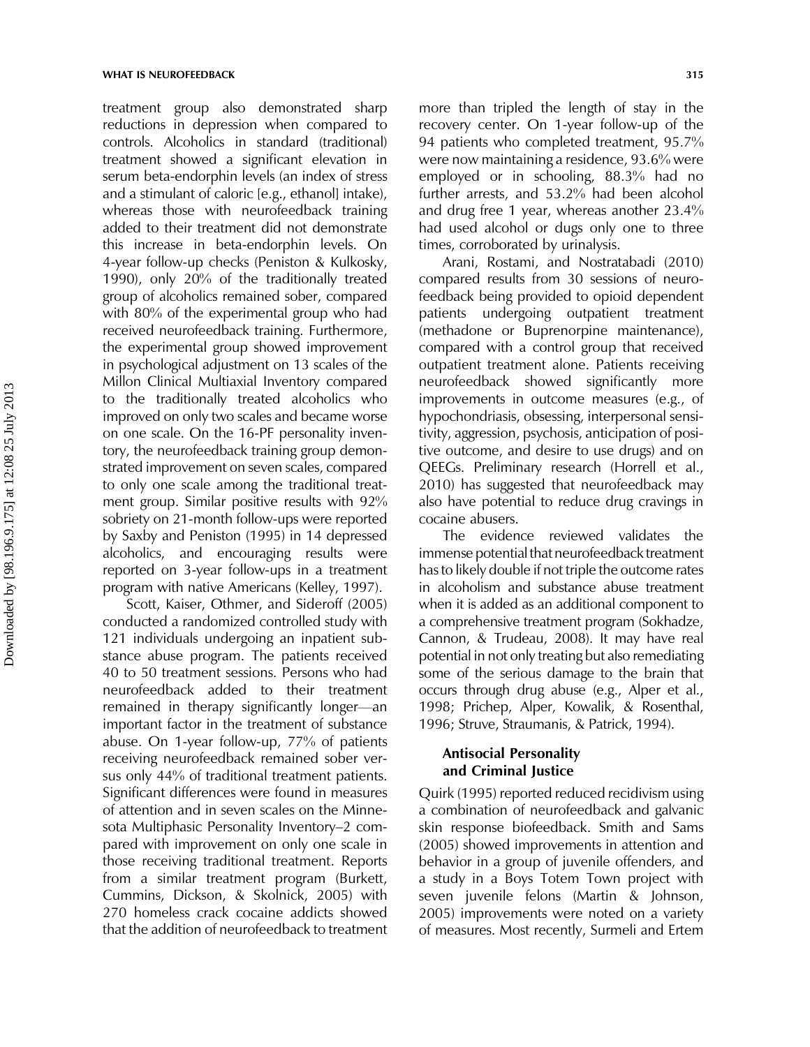treatment group also demonstrated sharp reductions in depression when compared to controls. Alcoholics in standard (traditional) treatment showed a significant elevation in serum beta-endorphin levels (an index of stress and a stimulant of caloric [e.g., ethanol] intake), whereas those with neurofeedback training added to their treatment did not demonstrate this increase in beta-endorphin levels. On 4-year follow-up checks (Peniston & Kulkosky, 1990), only 20% of the traditionally treated group of alcoholics remained sober, compared with 80% of the experimental group who had received neurofeedback training. Furthermore, the experimental group showed improvement in psychological adjustment on 13 scales of the Millon Clinical Multiaxial Inventory compared to the traditionally treated alcoholics who improved on only two scales and became worse on one scale. On the 16-PF personality inventory, the neurofeedback training group demonstrated improvement on seven scales, compared to only one scale among the traditional treatment group. Similar positive results with 92% sobriety on 21-month follow-ups were reported by Saxby and Peniston (1995) in 14 depressed alcoholics, and encouraging results were reported on 3-year follow-ups in a treatment program with native Americans (Kelley, 1997).

Scott, Kaiser, Othmer, and Sideroff (2005) conducted a randomized controlled study with 121 individuals undergoing an inpatient substance abuse program. The patients received 40 to 50 treatment sessions. Persons who had neurofeedback added to their treatment remained in therapy significantly longer—an important factor in the treatment of substance abuse. On 1-year follow-up, 77% of patients receiving neurofeedback remained sober versus only 44% of traditional treatment patients. Significant differences were found in measures of attention and in seven scales on the Minnesota Multiphasic Personality Inventory–2 compared with improvement on only one scale in those receiving traditional treatment. Reports from a similar treatment program (Burkett, Cummins, Dickson, & Skolnick, 2005) with 270 homeless crack cocaine addicts showed that the addition of neurofeedback to treatment more than tripled the length of stay in the recovery center. On 1-year follow-up of the 94 patients who completed treatment, 95.7% were now maintaining a residence, 93.6% were employed or in schooling, 88.3% had no further arrests, and 53.2% had been alcohol and drug free 1 year, whereas another 23.4% had used alcohol or dugs only one to three times, corroborated by urinalysis.

Arani, Rostami, and Nostratabadi (2010) compared results from 30 sessions of neurofeedback being provided to opioid dependent patients undergoing outpatient treatment (methadone or Buprenorpine maintenance), compared with a control group that received outpatient treatment alone. Patients receiving neurofeedback showed significantly more improvements in outcome measures (e.g., of hypochondriasis, obsessing, interpersonal sensitivity, aggression, psychosis, anticipation of positive outcome, and desire to use drugs) and on QEEGs. Preliminary research (Horrell et al., 2010) has suggested that neurofeedback may also have potential to reduce drug cravings in cocaine abusers.

The evidence reviewed validates the immense potential that neurofeedback treatment has to likely double if not triple the outcome rates in alcoholism and substance abuse treatment when it is added as an additional component to a comprehensive treatment program (Sokhadze, Cannon, & Trudeau, 2008). It may have real potential in not only treating but also remediating some of the serious damage to the brain that occurs through drug abuse (e.g., Alper et al., 1998; Prichep, Alper, Kowalik, & Rosenthal, 1996; Struve, Straumanis, & Patrick, 1994).

### Antisocial Personality and Criminal Justice

Quirk (1995) reported reduced recidivism using a combination of neurofeedback and galvanic skin response biofeedback. Smith and Sams (2005) showed improvements in attention and behavior in a group of juvenile offenders, and a study in a Boys Totem Town project with seven juvenile felons (Martin & Johnson, 2005) improvements were noted on a variety of measures. Most recently, Surmeli and Ertem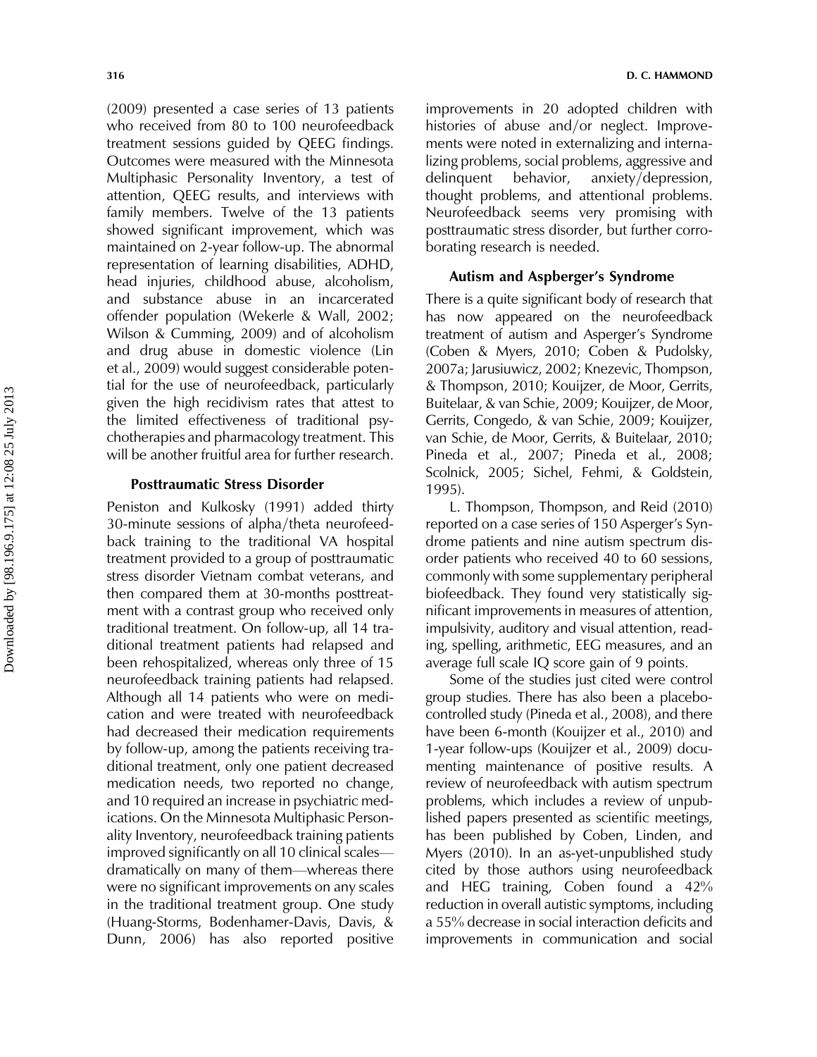(2009) presented a case series of 13 patients who received from 80 to 100 neurofeedback treatment sessions guided by QEEG findings. Outcomes were measured with the Minnesota Multiphasic Personality Inventory, a test of attention, QEEG results, and interviews with family members. Twelve of the 13 patients showed significant improvement, which was maintained on 2-year follow-up. The abnormal representation of learning disabilities, ADHD, head injuries, childhood abuse, alcoholism, and substance abuse in an incarcerated offender population (Wekerle & Wall, 2002; Wilson & Cumming, 2009) and of alcoholism and drug abuse in domestic violence (Lin et al., 2009) would suggest considerable potential for the use of neurofeedback, particularly given the high recidivism rates that attest to the limited effectiveness of traditional psychotherapies and pharmacology treatment. This will be another fruitful area for further research.

### Posttraumatic Stress Disorder

Peniston and Kulkosky (1991) added thirty 30-minute sessions of alpha/theta neurofeedback training to the traditional VA hospital treatment provided to a group of posttraumatic stress disorder Vietnam combat veterans, and then compared them at 30-months posttreatment with a contrast group who received only traditional treatment. On follow-up, all 14 traditional treatment patients had relapsed and been rehospitalized, whereas only three of 15 neurofeedback training patients had relapsed. Although all 14 patients who were on medication and were treated with neurofeedback had decreased their medication requirements by follow-up, among the patients receiving traditional treatment, only one patient decreased medication needs, two reported no change, and 10 required an increase in psychiatric medications. On the Minnesota Multiphasic Personality Inventory, neurofeedback training patients improved significantly on all 10 clinical scales—dramatically on many of them—whereas there were no significant improvements on any scales in the traditional treatment group. One study (Huang-Storms, Bodenhamer-Davis, Davis, & Dunn, 2006) has also reported positive improvements in 20 adopted children with histories of abuse and/or neglect. Improvements were noted in externalizing and internalizing problems, social problems, aggressive and delinquent behavior, anxiety/depression, thought problems, and attentional problems. Neurofeedback seems very promising with posttraumatic stress disorder, but further corroborating research is needed.

### Autism and Aspberger's Syndrome

There is a quite significant body of research that has now appeared on the neurofeedback treatment of autism and Asperger's Syndrome (Coben & Myers, 2010; Coben & Pudolsky, 2007a; Jarusiuwicz, 2002; Knezevic, Thompson, & Thompson, 2010; Kouijzer, de Moor, Gerrits, Buitelaar, & van Schie, 2009; Kouijzer, de Moor, Gerrits, Congedo, & van Schie, 2009; Kouijzer, van Schie, de Moor, Gerrits, & Buitelaar, 2010; Pineda et al., 2007; Pineda et al., 2008; Scolnick, 2005; Sichel, Fehmi, & Goldstein, 1995).

L. Thompson, Thompson, and Reid (2010) reported on a case series of 150 Asperger's Syndrome patients and nine autism spectrum disorder patients who received 40 to 60 sessions, commonly with some supplementary peripheral biofeedback. They found very statistically significant improvements in measures of attention, impulsivity, auditory and visual attention, reading, spelling, arithmetic, EEG measures, and an average full scale IQ score gain of 9 points.

Some of the studies just cited were control group studies. There has also been a placebo-controlled study (Pineda et al., 2008), and there have been 6-month (Kouijzer et al., 2010) and 1-year follow-ups (Kouijzer et al., 2009) documenting maintenance of positive results. A review of neurofeedback with autism spectrum problems, which includes a review of unpublished papers presented as scientific meetings, has been published by Coben, Linden, and Myers (2010). In an as-yet-unpublished study cited by those authors using neurofeedback and HEG training, Coben found a 42% reduction in overall autistic symptoms, including a 55% decrease in social interaction deficits and improvements in communication and social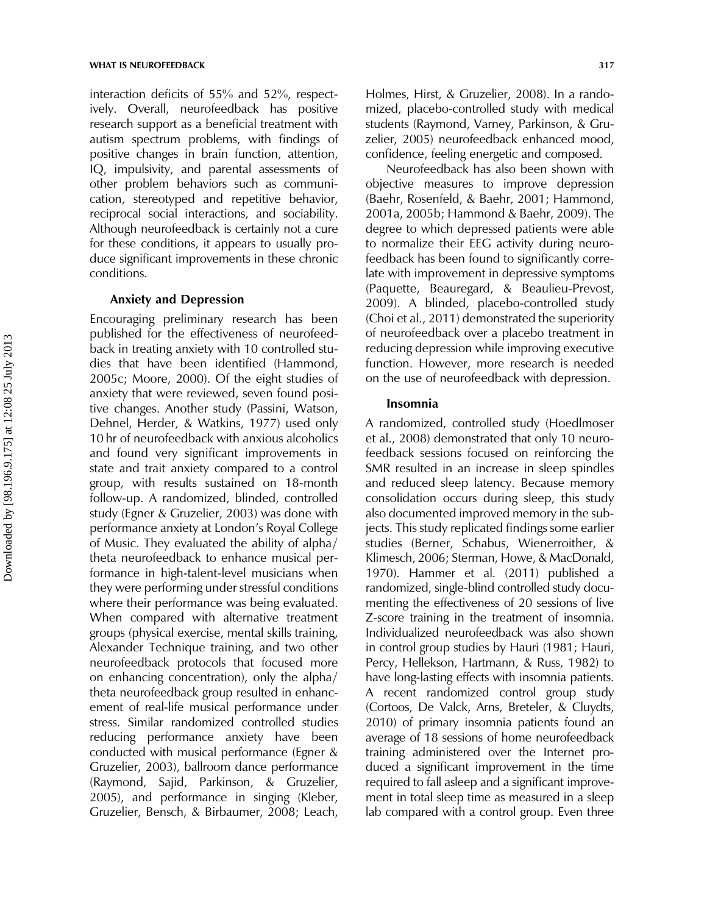interaction deficits of 55% and 52%, respectively. Overall, neurofeedback has positive research support as a beneficial treatment with autism spectrum problems, with findings of positive changes in brain function, attention, IQ, impulsivity, and parental assessments of other problem behaviors such as communication, stereotyped and repetitive behavior, reciprocal social interactions, and sociability. Although neurofeedback is certainly not a cure for these conditions, it appears to usually produce significant improvements in these chronic conditions.

### Anxiety and Depression

Encouraging preliminary research has been published for the effectiveness of neurofeedback in treating anxiety with 10 controlled studies that have been identified (Hammond, 2005c; Moore, 2000). Of the eight studies of anxiety that were reviewed, seven found positive changes. Another study (Passini, Watson, Dehnel, Herder, & Watkins, 1977) used only 10 hr of neurofeedback with anxious alcoholics and found very significant improvements in state and trait anxiety compared to a control group, with results sustained on 18-month follow-up. A randomized, blinded, controlled study (Egner & Gruzelier, 2003) was done with performance anxiety at London's Royal College of Music. They evaluated the ability of alpha/theta neurofeedback to enhance musical performance in high-talent-level musicians when they were performing under stressful conditions where their performance was being evaluated. When compared with alternative treatment groups (physical exercise, mental skills training, Alexander Technique training, and two other neurofeedback protocols that focused more on enhancing concentration), only the alpha/theta neurofeedback group resulted in enhancement of real-life musical performance under stress. Similar randomized controlled studies reducing performance anxiety have been conducted with musical performance (Egner & Gruzelier, 2003), ballroom dance performance (Raymond, Sajid, Parkinson, & Gruzelier, 2005), and performance in singing (Kleber, Gruzelier, Bensch, & Birbaumer, 2008; Leach, Holmes, Hirst, & Gruzelier, 2008). In a randomized, placebo-controlled study with medical students (Raymond, Varney, Parkinson, & Gruzelier, 2005) neurofeedback enhanced mood, confidence, feeling energetic and composed.

Neurofeedback has also been shown with objective measures to improve depression (Baehr, Rosenfeld, & Baehr, 2001; Hammond, 2001a, 2005b; Hammond & Baehr, 2009). The degree to which depressed patients were able to normalize their EEG activity during neurofeedback has been found to significantly correlate with improvement in depressive symptoms (Paquette, Beauregard, & Beaulieu-Prevost, 2009). A blinded, placebo-controlled study (Choi et al., 2011) demonstrated the superiority of neurofeedback over a placebo treatment in reducing depression while improving executive function. However, more research is needed on the use of neurofeedback with depression.

### Insomnia

A randomized, controlled study (Hoedlmoser et al., 2008) demonstrated that only 10 neurofeedback sessions focused on reinforcing the SMR resulted in an increase in sleep spindles and reduced sleep latency. Because memory consolidation occurs during sleep, this study also documented improved memory in the subjects. This study replicated findings some earlier studies (Berner, Schabus, Wienerroither, & Klimesch, 2006; Sterman, Howe, & MacDonald, 1970). Hammer et al. (2011) published a randomized, single-blind controlled study documenting the effectiveness of 20 sessions of live Z-score training in the treatment of insomnia. Individualized neurofeedback was also shown in control group studies by Hauri (1981; Hauri, Percy, Hellekson, Hartmann, & Russ, 1982) to have long-lasting effects with insomnia patients. A recent randomized control group study (Cortoos, De Valck, Arns, Breteler, & Cluydts, 2010) of primary insomnia patients found an average of 18 sessions of home neurofeedback training administered over the Internet produced a significant improvement in the time required to fall asleep and a significant improvement in total sleep time as measured in a sleep lab compared with a control group. Even three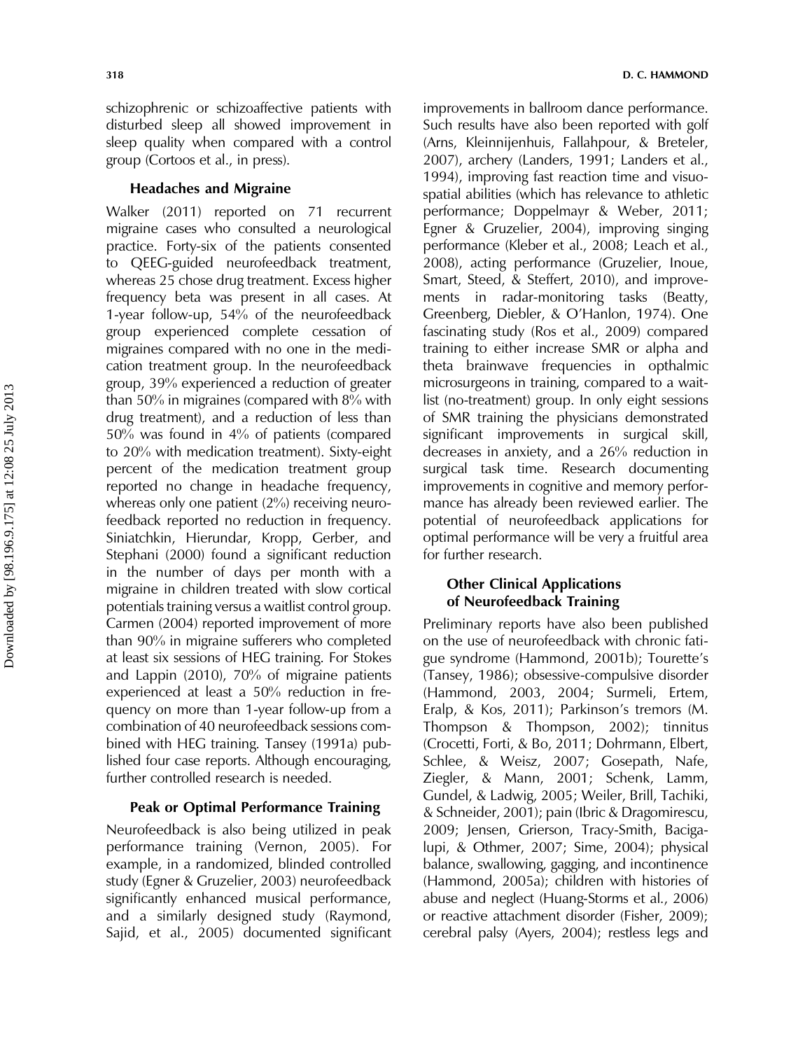schizophrenic or schizoaffective patients with disturbed sleep all showed improvement in sleep quality when compared with a control group (Cortoos et al., in press).

### Headaches and Migraine

Walker (2011) reported on 71 recurrent migraine cases who consulted a neurological practice. Forty-six of the patients consented to QEEG-guided neurofeedback treatment, whereas 25 chose drug treatment. Excess higher frequency beta was present in all cases. At 1-year follow-up, 54% of the neurofeedback group experienced complete cessation of migraines compared with no one in the medication treatment group. In the neurofeedback group, 39% experienced a reduction of greater than 50% in migraines (compared with 8% with drug treatment), and a reduction of less than 50% was found in 4% of patients (compared to 20% with medication treatment). Sixty-eight percent of the medication treatment group reported no change in headache frequency, whereas only one patient (2%) receiving neurofeedback reported no reduction in frequency. Siniatchkin, Hierundar, Kropp, Gerber, and Stephani (2000) found a significant reduction in the number of days per month with a migraine in children treated with slow cortical potentials training versus a waitlist control group. Carmen (2004) reported improvement of more than 90% in migraine sufferers who completed at least six sessions of HEG training. For Stokes and Lappin (2010), 70% of migraine patients experienced at least a 50% reduction in frequency on more than 1-year follow-up from a combination of 40 neurofeedback sessions combined with HEG training. Tansey (1991a) published four case reports. Although encouraging, further controlled research is needed.

### Peak or Optimal Performance Training

Neurofeedback is also being utilized in peak performance training (Vernon, 2005). For example, in a randomized, blinded controlled study (Egner & Gruzelier, 2003) neurofeedback significantly enhanced musical performance, and a similarly designed study (Raymond, Sajid, et al., 2005) documented significant improvements in ballroom dance performance. Such results have also been reported with golf (Arns, Kleinnijenhuis, Fallahpour, & Breteler, 2007), archery (Landers, 1991; Landers et al., 1994), improving fast reaction time and visuospatial abilities (which has relevance to athletic performance; Doppelmayr & Weber, 2011; Egner & Gruzelier, 2004), improving singing performance (Kleber et al., 2008; Leach et al., 2008), acting performance (Gruzelier, Inoue, Smart, Steed, & Steffert, 2010), and improvements in radar-monitoring tasks (Beatty, Greenberg, Diebler, & O'Hanlon, 1974). One fascinating study (Ros et al., 2009) compared training to either increase SMR or alpha and theta brainwave frequencies in opthalmic microsurgeons in training, compared to a waitlist (no-treatment) group. In only eight sessions of SMR training the physicians demonstrated significant improvements in surgical skill, decreases in anxiety, and a 26% reduction in surgical task time. Research documenting improvements in cognitive and memory performance has already been reviewed earlier. The potential of neurofeedback applications for optimal performance will be very a fruitful area for further research.

### Other Clinical Applications of Neurofeedback Training

Preliminary reports have also been published on the use of neurofeedback with chronic fatigue syndrome (Hammond, 2001b); Tourette's (Tansey, 1986); obsessive-compulsive disorder (Hammond, 2003, 2004; Surmeli, Ertem, Eralp, & Kos, 2011); Parkinson's tremors (M. Thompson & Thompson, 2002); tinnitus (Crocetti, Forti, & Bo, 2011; Dohrmann, Elbert, Schlee, & Weisz, 2007; Gosepath, Nafe, Ziegler, & Mann, 2001; Schenk, Lamm, Gundel, & Ladwig, 2005; Weiler, Brill, Tachiki, & Schneider, 2001); pain (Ibric & Dragomirescu, 2009; Jensen, Grierson, Tracy-Smith, Bacigalupi, & Othmer, 2007; Sime, 2004); physical balance, swallowing, gagging, and incontinence (Hammond, 2005a); children with histories of abuse and neglect (Huang-Storms et al., 2006) or reactive attachment disorder (Fisher, 2009); cerebral palsy (Ayers, 2004); restless legs and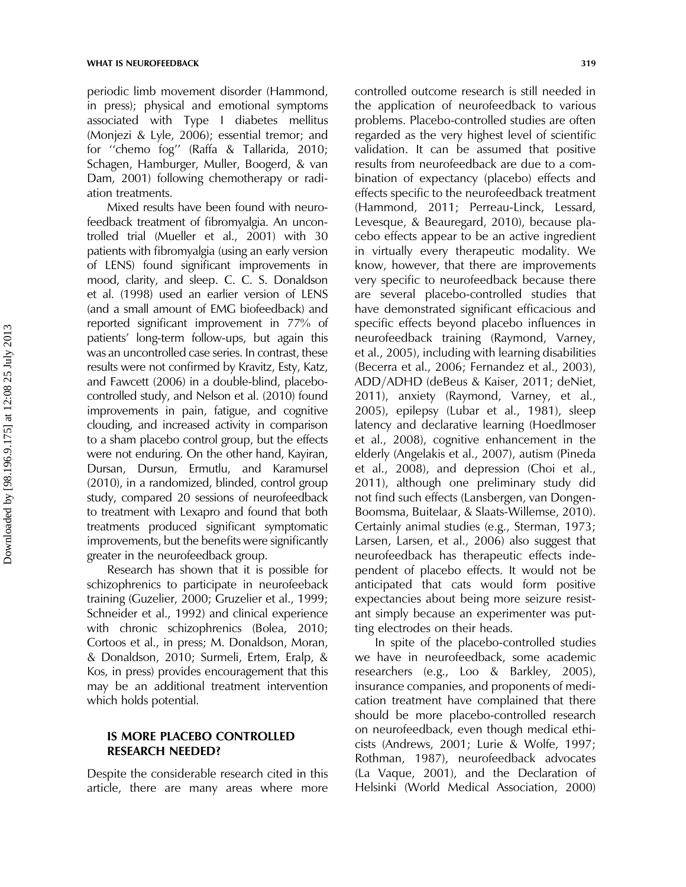periodic limb movement disorder (Hammond, in press); physical and emotional symptoms associated with Type I diabetes mellitus (Monjezi & Lyle, 2006); essential tremor; and for ''chemo fog'' (Raffa & Tallarida, 2010; Schagen, Hamburger, Muller, Boogerd, & van Dam, 2001) following chemotherapy or radiation treatments.

Mixed results have been found with neurofeedback treatment of fibromyalgia. An uncontrolled trial (Mueller et al., 2001) with 30 patients with fibromyalgia (using an early version of LENS) found significant improvements in mood, clarity, and sleep. C. C. S. Donaldson et al. (1998) used an earlier version of LENS (and a small amount of EMG biofeedback) and reported significant improvement in 77% of patients' long-term follow-ups, but again this was an uncontrolled case series. In contrast, these results were not confirmed by Kravitz, Esty, Katz, and Fawcett (2006) in a double-blind, placebo-controlled study, and Nelson et al. (2010) found improvements in pain, fatigue, and cognitive clouding, and increased activity in comparison to a sham placebo control group, but the effects were not enduring. On the other hand, Kayiran, Dursan, Dursun, Ermutlu, and Karamursel (2010), in a randomized, blinded, control group study, compared 20 sessions of neurofeedback to treatment with Lexapro and found that both treatments produced significant symptomatic improvements, but the benefits were significantly greater in the neurofeedback group.

Research has shown that it is possible for schizophrenics to participate in neurofeeback training (Guzelier, 2000; Gruzelier et al., 1999; Schneider et al., 1992) and clinical experience with chronic schizophrenics (Bolea, 2010; Cortoos et al., in press; M. Donaldson, Moran, & Donaldson, 2010; Surmeli, Ertem, Eralp, & Kos, in press) provides encouragement that this may be an additional treatment intervention which holds potential.

## IS MORE PLACEBO CONTROLLED RESEARCH NEEDED?

Despite the considerable research cited in this article, there are many areas where more controlled outcome research is still needed in the application of neurofeedback to various problems. Placebo-controlled studies are often regarded as the very highest level of scientific validation. It can be assumed that positive results from neurofeedback are due to a combination of expectancy (placebo) effects and effects specific to the neurofeedback treatment (Hammond, 2011; Perreau-Linck, Lessard, Levesque, & Beauregard, 2010), because placebo effects appear to be an active ingredient in virtually every therapeutic modality. We know, however, that there are improvements very specific to neurofeedback because there are several placebo-controlled studies that have demonstrated significant efficacious and specific effects beyond placebo influences in neurofeedback training (Raymond, Varney, et al., 2005), including with learning disabilities (Becerra et al., 2006; Fernandez et al., 2003), ADD/ADHD (deBeus & Kaiser, 2011; deNiet, 2011), anxiety (Raymond, Varney, et al., 2005), epilepsy (Lubar et al., 1981), sleep latency and declarative learning (Hoedlmoser et al., 2008), cognitive enhancement in the elderly (Angelakis et al., 2007), autism (Pineda et al., 2008), and depression (Choi et al., 2011), although one preliminary study did not find such effects (Lansbergen, van Dongen-Boomsma, Buitelaar, & Slaats-Willemse, 2010). Certainly animal studies (e.g., Sterman, 1973; Larsen, Larsen, et al., 2006) also suggest that neurofeedback has therapeutic effects independent of placebo effects. It would not be anticipated that cats would form positive expectancies about being more seizure resistant simply because an experimenter was putting electrodes on their heads.

In spite of the placebo-controlled studies we have in neurofeedback, some academic researchers (e.g., Loo & Barkley, 2005), insurance companies, and proponents of medication treatment have complained that there should be more placebo-controlled research on neurofeedback, even though medical ethicists (Andrews, 2001; Lurie & Wolfe, 1997; Rothman, 1987), neurofeedback advocates (La Vaque, 2001), and the Declaration of Helsinki (World Medical Association, 2000)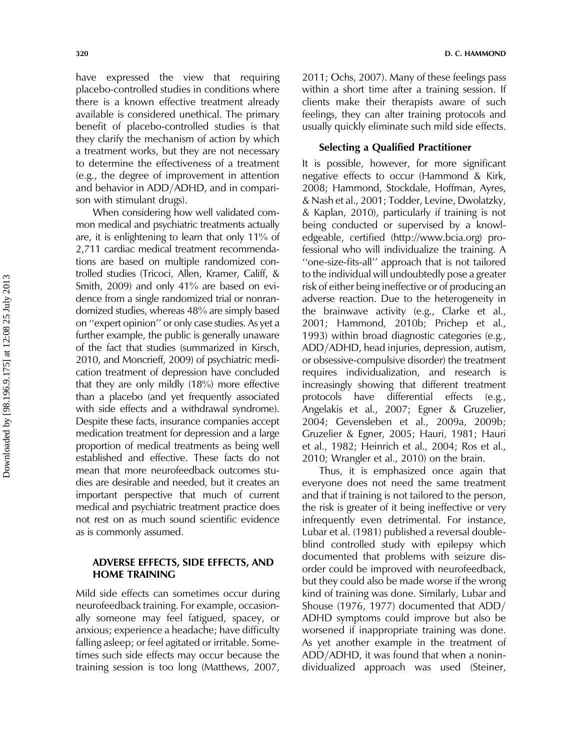have expressed the view that requiring placebo-controlled studies in conditions where there is a known effective treatment already available is considered unethical. The primary benefit of placebo-controlled studies is that they clarify the mechanism of action by which a treatment works, but they are not necessary to determine the effectiveness of a treatment (e.g., the degree of improvement in attention and behavior in ADD/ADHD, and in comparison with stimulant drugs).

When considering how well validated common medical and psychiatric treatments actually are, it is enlightening to learn that only 11% of 2,711 cardiac medical treatment recommendations are based on multiple randomized controlled studies (Tricoci, Allen, Kramer, Califf, & Smith, 2009) and only 41% are based on evidence from a single randomized trial or nonrandomized studies, whereas 48% are simply based on ''expert opinion'' or only case studies. As yet a further example, the public is generally unaware of the fact that studies (summarized in Kirsch, 2010, and Moncrieff, 2009) of psychiatric medication treatment of depression have concluded that they are only mildly (18%) more effective than a placebo (and yet frequently associated with side effects and a withdrawal syndrome). Despite these facts, insurance companies accept medication treatment for depression and a large proportion of medical treatments as being well established and effective. These facts do not mean that more neurofeedback outcomes studies are desirable and needed, but it creates an important perspective that much of current medical and psychiatric treatment practice does not rest on as much sound scientific evidence as is commonly assumed.

## ADVERSE EFFECTS, SIDE EFFECTS, AND HOME TRAINING

Mild side effects can sometimes occur during neurofeedback training. For example, occasionally someone may feel fatigued, spacey, or anxious; experience a headache; have difficulty falling asleep; or feel agitated or irritable. Sometimes such side effects may occur because the training session is too long (Matthews, 2007, 2011; Ochs, 2007). Many of these feelings pass within a short time after a training session. If clients make their therapists aware of such feelings, they can alter training protocols and usually quickly eliminate such mild side effects.

### Selecting a Qualified Practitioner

It is possible, however, for more significant negative effects to occur (Hammond & Kirk, 2008; Hammond, Stockdale, Hoffman, Ayres, & Nash et al., 2001; Todder, Levine, Dwolatzky, & Kaplan, 2010), particularly if training is not being conducted or supervised by a knowledgeable, certified (http://www.bcia.org) professional who will individualize the training. A ''one-size-fits-all'' approach that is not tailored to the individual will undoubtedly pose a greater risk of either being ineffective or of producing an adverse reaction. Due to the heterogeneity in the brainwave activity (e.g., Clarke et al., 2001; Hammond, 2010b; Prichep et al., 1993) within broad diagnostic categories (e.g., ADD/ADHD, head injuries, depression, autism, or obsessive-compulsive disorder) the treatment requires individualization, and research is increasingly showing that different treatment protocols have differential effects (e.g., Angelakis et al., 2007; Egner & Gruzelier, 2004; Gevensleben et al., 2009a, 2009b; Gruzelier & Egner, 2005; Hauri, 1981; Hauri et al., 1982; Heinrich et al., 2004; Ros et al., 2010; Wrangler et al., 2010) on the brain.

Thus, it is emphasized once again that everyone does not need the same treatment and that if training is not tailored to the person, the risk is greater of it being ineffective or very infrequently even detrimental. For instance, Lubar et al. (1981) published a reversal double-blind controlled study with epilepsy which documented that problems with seizure disorder could be improved with neurofeedback, but they could also be made worse if the wrong kind of training was done. Similarly, Lubar and Shouse (1976, 1977) documented that ADD/ADHD symptoms could improve but also be worsened if inappropriate training was done. As yet another example in the treatment of ADD/ADHD, it was found that when a nonindividualized approach was used (Steiner,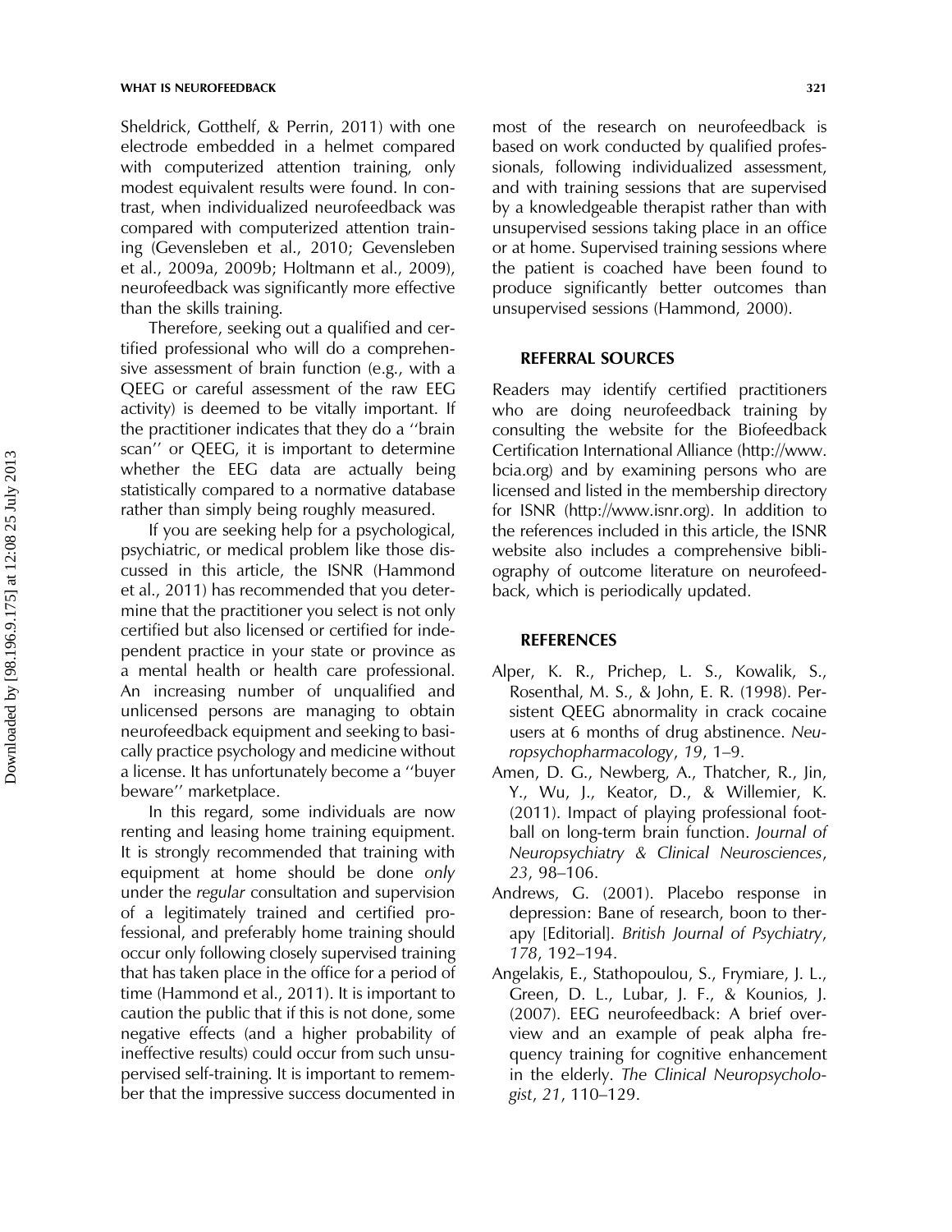Sheldrick, Gotthelf, & Perrin, 2011) with one electrode embedded in a helmet compared with computerized attention training, only modest equivalent results were found. In contrast, when individualized neurofeedback was compared with computerized attention training (Gevensleben et al., 2010; Gevensleben et al., 2009a, 2009b; Holtmann et al., 2009), neurofeedback was significantly more effective than the skills training.

Therefore, seeking out a qualified and certified professional who will do a comprehensive assessment of brain function (e.g., with a QEEG or careful assessment of the raw EEG activity) is deemed to be vitally important. If the practitioner indicates that they do a ''brain scan'' or QEEG, it is important to determine whether the EEG data are actually being statistically compared to a normative database rather than simply being roughly measured.

If you are seeking help for a psychological, psychiatric, or medical problem like those discussed in this article, the ISNR (Hammond et al., 2011) has recommended that you determine that the practitioner you select is not only certified but also licensed or certified for independent practice in your state or province as a mental health or health care professional. An increasing number of unqualified and unlicensed persons are managing to obtain neurofeedback equipment and seeking to basically practice psychology and medicine without a license. It has unfortunately become a ''buyer beware'' marketplace.

In this regard, some individuals are now renting and leasing home training equipment. It is strongly recommended that training with equipment at home should be done *only* under the *regular* consultation and supervision of a legitimately trained and certified professional, and preferably home training should occur only following closely supervised training that has taken place in the office for a period of time (Hammond et al., 2011). It is important to caution the public that if this is not done, some negative effects (and a higher probability of ineffective results) could occur from such unsupervised self-training. It is important to remember that the impressive success documented in most of the research on neurofeedback is based on work conducted by qualified professionals, following individualized assessment, and with training sessions that are supervised by a knowledgeable therapist rather than with unsupervised sessions taking place in an office or at home. Supervised training sessions where the patient is coached have been found to produce significantly better outcomes than unsupervised sessions (Hammond, 2000).

## REFERRAL SOURCES

Readers may identify certified practitioners who are doing neurofeedback training by consulting the website for the Biofeedback Certification International Alliance (http://www.bcia.org) and by examining persons who are licensed and listed in the membership directory for ISNR (http://www.isnr.org). In addition to the references included in this article, the ISNR website also includes a comprehensive bibliography of outcome literature on neurofeedback, which is periodically updated.

## REFERENCES

Alper, K. R., Prichep, L. S., Kowalik, S., Rosenthal, M. S., & John, E. R. (1998). Persistent QEEG abnormality in crack cocaine users at 6 months of drug abstinence. *Neuropsychopharmacology*, *19*, 1–9.

Amen, D. G., Newberg, A., Thatcher, R., Jin, Y., Wu, J., Keator, D., & Willemier, K. (2011). Impact of playing professional football on long-term brain function. *Journal of Neuropsychiatry & Clinical Neurosciences*, *23*, 98–106.

Andrews, G. (2001). Placebo response in depression: Bane of research, boon to therapy [Editorial]. *British Journal of Psychiatry*, *178*, 192–194.

Angelakis, E., Stathopoulou, S., Frymiare, J. L., Green, D. L., Lubar, J. F., & Kounios, J. (2007). EEG neurofeedback: A brief overview and an example of peak alpha frequency training for cognitive enhancement in the elderly. *The Clinical Neuropsychologist*, *21*, 110–129.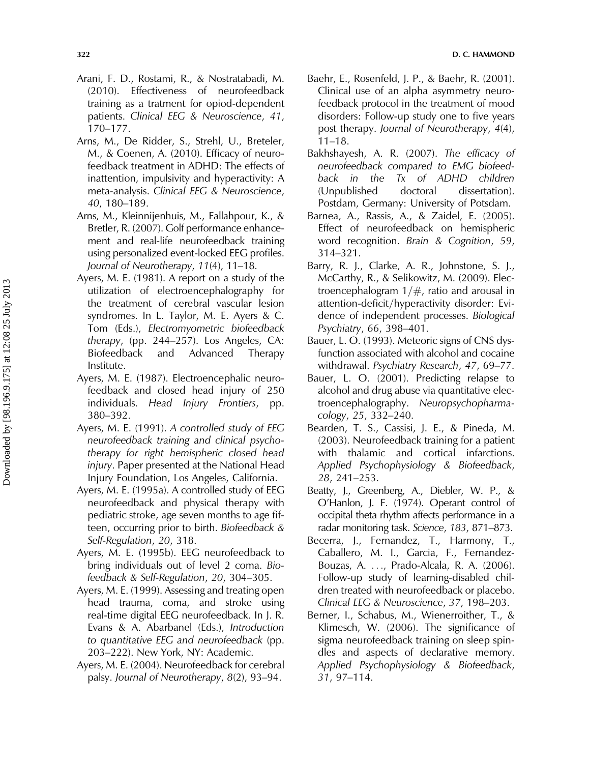Arani, F. D., Rostami, R., & Nostratabadi, M. (2010). Effectiveness of neurofeedback training as a tratment for opiod-dependent patients. *Clinical EEG & Neuroscience*, *41*, 170–177.

Arns, M., De Ridder, S., Strehl, U., Breteler, M., & Coenen, A. (2010). Efficacy of neurofeedback treatment in ADHD: The effects of inattention, impulsivity and hyperactivity: A meta-analysis. *Clinical EEG & Neuroscience*, *40*, 180–189.

Arns, M., Kleinnijenhuis, M., Fallahpour, K., & Bretler, R. (2007). Golf performance enhancement and real-life neurofeedback training using personalized event-locked EEG profiles. *Journal of Neurotherapy*, *11*(4), 11–18.

Ayers, M. E. (1981). A report on a study of the utilization of electroencephalography for the treatment of cerebral vascular lesion syndromes. In L. Taylor, M. E. Ayers & C. Tom (Eds.), *Electromyometric biofeedback therapy*, (pp. 244–257). Los Angeles, CA: Biofeedback and Advanced Therapy Institute.

Ayers, M. E. (1987). Electroencephalic neurofeedback and closed head injury of 250 individuals. *Head Injury Frontiers*, pp. 380–392.

Ayers, M. E. (1991). *A controlled study of EEG neurofeedback training and clinical psychotherapy for right hemispheric closed head injury*. Paper presented at the National Head Injury Foundation, Los Angeles, California.

Ayers, M. E. (1995a). A controlled study of EEG neurofeedback and physical therapy with pediatric stroke, age seven months to age fifteen, occurring prior to birth. *Biofeedback & Self-Regulation*, *20*, 318.

Ayers, M. E. (1995b). EEG neurofeedback to bring individuals out of level 2 coma. *Biofeedback & Self-Regulation*, *20*, 304–305.

Ayers, M. E. (1999). Assessing and treating open head trauma, coma, and stroke using real-time digital EEG neurofeedback. In J. R. Evans & A. Abarbanel (Eds.), *Introduction to quantitative EEG and neurofeedback* (pp. 203–222). New York, NY: Academic.

Ayers, M. E. (2004). Neurofeedback for cerebral palsy. *Journal of Neurotherapy*, *8*(2), 93–94.

Baehr, E., Rosenfeld, J. P., & Baehr, R. (2001). Clinical use of an alpha asymmetry neurofeedback protocol in the treatment of mood disorders: Follow-up study one to five years post therapy. *Journal of Neurotherapy*, *4*(4), 11–18.

Bakhshayesh, A. R. (2007). *The efficacy of neurofeedback compared to EMG biofeedback in the Tx of ADHD children* (Unpublished doctoral dissertation). Postdam, Germany: University of Potsdam.

Barnea, A., Rassis, A., & Zaidel, E. (2005). Effect of neurofeedback on hemispheric word recognition. *Brain & Cognition*, *59*, 314–321.

Barry, R. J., Clarke, A. R., Johnstone, S. J., McCarthy, R., & Selikowitz, M. (2009). Electroencephalogram 1/#, ratio and arousal in attention-deficit/hyperactivity disorder: Evidence of independent processes. *Biological Psychiatry*, *66*, 398–401.

Bauer, L. O. (1993). Meteoric signs of CNS dysfunction associated with alcohol and cocaine withdrawal. *Psychiatry Research*, *47*, 69–77.

Bauer, L. O. (2001). Predicting relapse to alcohol and drug abuse via quantitative electroencephalography. *Neuropsychopharmacology*, *25*, 332–240.

Bearden, T. S., Cassisi, J. E., & Pineda, M. (2003). Neurofeedback training for a patient with thalamic and cortical infarctions. *Applied Psychophysiology & Biofeedback*, *28*, 241–253.

Beatty, J., Greenberg, A., Diebler, W. P., & O'Hanlon, J. F. (1974). Operant control of occipital theta rhythm affects performance in a radar monitoring task. *Science*, *183*, 871–873.

Becerra, J., Fernandez, T., Harmony, T., Caballero, M. I., Garcia, F., Fernandez-Bouzas, A. …, Prado-Alcala, R. A. (2006). Follow-up study of learning-disabled children treated with neurofeedback or placebo. *Clinical EEG & Neuroscience*, *37*, 198–203.

Berner, I., Schabus, M., Wienerroither, T., & Klimesch, W. (2006). The significance of sigma neurofeedback training on sleep spindles and aspects of declarative memory. *Applied Psychophysiology & Biofeedback*, *31*, 97–114.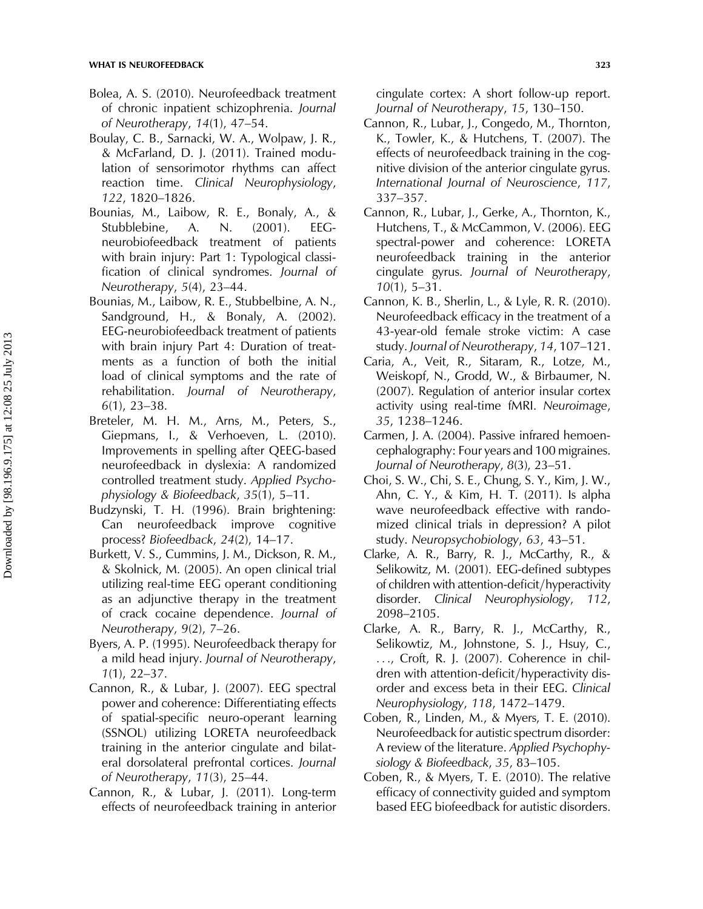Bolea, A. S. (2010). Neurofeedback treatment of chronic inpatient schizophrenia. *Journal of Neurotherapy*, *14*(1), 47–54.

Boulay, C. B., Sarnacki, W. A., Wolpaw, J. R., & McFarland, D. J. (2011). Trained modulation of sensorimotor rhythms can affect reaction time. *Clinical Neurophysiology*, *122*, 1820–1826.

Bounias, M., Laibow, R. E., Bonaly, A., & Stubblebine, A. N. (2001). EEG-neurobiofeedback treatment of patients with brain injury: Part 1: Typological classification of clinical syndromes. *Journal of Neurotherapy*, *5*(4), 23–44.

Bounias, M., Laibow, R. E., Stubbelbine, A. N., Sandground, H., & Bonaly, A. (2002). EEG-neurobiofeedback treatment of patients with brain injury Part 4: Duration of treatments as a function of both the initial load of clinical symptoms and the rate of rehabilitation. *Journal of Neurotherapy*, *6*(1), 23–38.

Breteler, M. H. M., Arns, M., Peters, S., Giepmans, I., & Verhoeven, L. (2010). Improvements in spelling after QEEG-based neurofeedback in dyslexia: A randomized controlled treatment study. *Applied Psychophysiology & Biofeedback*, *35*(1), 5–11.

Budzynski, T. H. (1996). Brain brightening: Can neurofeedback improve cognitive process? *Biofeedback*, *24*(2), 14–17.

Burkett, V. S., Cummins, J. M., Dickson, R. M., & Skolnick, M. (2005). An open clinical trial utilizing real-time EEG operant conditioning as an adjunctive therapy in the treatment of crack cocaine dependence. *Journal of Neurotherapy*, *9*(2), 7–26.

Byers, A. P. (1995). Neurofeedback therapy for a mild head injury. *Journal of Neurotherapy*, *1*(1), 22–37.

Cannon, R., & Lubar, J. (2007). EEG spectral power and coherence: Differentiating effects of spatial-specific neuro-operant learning (SSNOL) utilizing LORETA neurofeedback training in the anterior cingulate and bilateral dorsolateral prefrontal cortices. *Journal of Neurotherapy*, *11*(3), 25–44.

Cannon, R., & Lubar, J. (2011). Long-term effects of neurofeedback training in anterior cingulate cortex: A short follow-up report. *Journal of Neurotherapy*, *15*, 130–150.

Cannon, R., Lubar, J., Congedo, M., Thornton, K., Towler, K., & Hutchens, T. (2007). The effects of neurofeedback training in the cognitive division of the anterior cingulate gyrus. *International Journal of Neuroscience*, *117*, 337–357.

Cannon, R., Lubar, J., Gerke, A., Thornton, K., Hutchens, T., & McCammon, V. (2006). EEG spectral-power and coherence: LORETA neurofeedback training in the anterior cingulate gyrus. *Journal of Neurotherapy*, *10*(1), 5–31.

Cannon, K. B., Sherlin, L., & Lyle, R. R. (2010). Neurofeedback efficacy in the treatment of a 43-year-old female stroke victim: A case study. *Journal of Neurotherapy*, *14*, 107–121.

Caria, A., Veit, R., Sitaram, R., Lotze, M., Weiskopf, N., Grodd, W., & Birbaumer, N. (2007). Regulation of anterior insular cortex activity using real-time fMRI. *Neuroimage*, *35*, 1238–1246.

Carmen, J. A. (2004). Passive infrared hemoencephalography: Four years and 100 migraines. *Journal of Neurotherapy*, *8*(3), 23–51.

Choi, S. W., Chi, S. E., Chung, S. Y., Kim, J. W., Ahn, C. Y., & Kim, H. T. (2011). Is alpha wave neurofeedback effective with randomized clinical trials in depression? A pilot study. *Neuropsychobiology*, *63*, 43–51.

Clarke, A. R., Barry, R. J., McCarthy, R., & Selikowitz, M. (2001). EEG-defined subtypes of children with attention-deficit/hyperactivity disorder. *Clinical Neurophysiology*, *112*, 2098–2105.

Clarke, A. R., Barry, R. J., McCarthy, R., Selikowtiz, M., Johnstone, S. J., Hsuy, C., . . ., Croft, R. J. (2007). Coherence in children with attention-deficit/hyperactivity disorder and excess beta in their EEG. *Clinical Neurophysiology*, *118*, 1472–1479.

Coben, R., Linden, M., & Myers, T. E. (2010). Neurofeedback for autistic spectrum disorder: A review of the literature. *Applied Psychophysiology & Biofeedback*, *35*, 83–105.

Coben, R., & Myers, T. E. (2010). The relative efficacy of connectivity guided and symptom based EEG biofeedback for autistic disorders.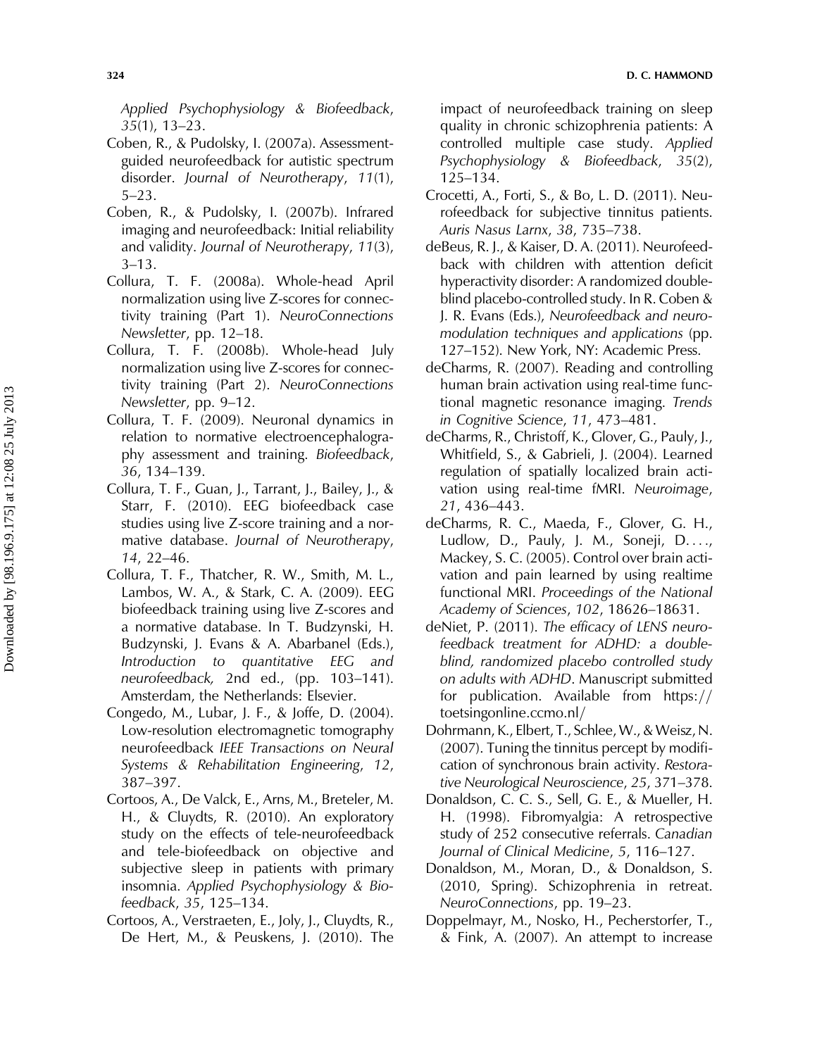*Applied Psychophysiology & Biofeedback*, *35*(1), 13–23.

Coben, R., & Pudolsky, I. (2007a). Assessment-guided neurofeedback for autistic spectrum disorder. *Journal of Neurotherapy*, *11*(1), 5–23.

Coben, R., & Pudolsky, I. (2007b). Infrared imaging and neurofeedback: Initial reliability and validity. *Journal of Neurotherapy*, *11*(3), 3–13.

Collura, T. F. (2008a). Whole-head April normalization using live Z-scores for connectivity training (Part 1). *NeuroConnections Newsletter*, pp. 12–18.

Collura, T. F. (2008b). Whole-head July normalization using live Z-scores for connectivity training (Part 2). *NeuroConnections Newsletter*, pp. 9–12.

Collura, T. F. (2009). Neuronal dynamics in relation to normative electroencephalography assessment and training. *Biofeedback*, *36*, 134–139.

Collura, T. F., Guan, J., Tarrant, J., Bailey, J., & Starr, F. (2010). EEG biofeedback case studies using live Z-score training and a normative database. *Journal of Neurotherapy*, *14*, 22–46.

Collura, T. F., Thatcher, R. W., Smith, M. L., Lambos, W. A., & Stark, C. A. (2009). EEG biofeedback training using live Z-scores and a normative database. In T. Budzynski, H. Budzynski, J. Evans & A. Abarbanel (Eds.), *Introduction to quantitative EEG and neurofeedback,* 2nd ed., (pp. 103–141). Amsterdam, the Netherlands: Elsevier.

Congedo, M., Lubar, J. F., & Joffe, D. (2004). Low-resolution electromagnetic tomography neurofeedback *IEEE Transactions on Neural Systems & Rehabilitation Engineering*, *12*, 387–397.

Cortoos, A., De Valck, E., Arns, M., Breteler, M. H., & Cluydts, R. (2010). An exploratory study on the effects of tele-neurofeedback and tele-biofeedback on objective and subjective sleep in patients with primary insomnia. *Applied Psychophysiology & Biofeedback*, *35*, 125–134.

Cortoos, A., Verstraeten, E., Joly, J., Cluydts, R., De Hert, M., & Peuskens, J. (2010). The impact of neurofeedback training on sleep quality in chronic schizophrenia patients: A controlled multiple case study. *Applied Psychophysiology & Biofeedback*, *35*(2), 125–134.

Crocetti, A., Forti, S., & Bo, L. D. (2011). Neurofeedback for subjective tinnitus patients. *Auris Nasus Larnx*, *38*, 735–738.

deBeus, R. J., & Kaiser, D. A. (2011). Neurofeedback with children with attention deficit hyperactivity disorder: A randomized double-blind placebo-controlled study. In R. Coben & J. R. Evans (Eds.), *Neurofeedback and neuromodulation techniques and applications* (pp. 127–152). New York, NY: Academic Press.

deCharms, R. (2007). Reading and controlling human brain activation using real-time functional magnetic resonance imaging. *Trends in Cognitive Science*, *11*, 473–481.

deCharms, R., Christoff, K., Glover, G., Pauly, J., Whitfield, S., & Gabrieli, J. (2004). Learned regulation of spatially localized brain activation using real-time fMRI. *Neuroimage*, *21*, 436–443.

deCharms, R. C., Maeda, F., Glover, G. H., Ludlow, D., Pauly, J. M., Soneji, D. . . ., Mackey, S. C. (2005). Control over brain activation and pain learned by using realtime functional MRI. *Proceedings of the National Academy of Sciences*, *102*, 18626–18631.

deNiet, P. (2011). *The efficacy of LENS neurofeedback treatment for ADHD: a double-blind, randomized placebo controlled study on adults with ADHD*. Manuscript submitted for publication. Available from https://toetsingonline.ccmo.nl/

Dohrmann, K., Elbert, T., Schlee, W., & Weisz, N. (2007). Tuning the tinnitus percept by modification of synchronous brain activity. *Restorative Neurological Neuroscience*, *25*, 371–378.

Donaldson, C. C. S., Sell, G. E., & Mueller, H. H. (1998). Fibromyalgia: A retrospective study of 252 consecutive referrals. *Canadian Journal of Clinical Medicine*, *5*, 116–127.

Donaldson, M., Moran, D., & Donaldson, S. (2010, Spring). Schizophrenia in retreat. *NeuroConnections*, pp. 19–23.

Doppelmayr, M., Nosko, H., Pecherstorfer, T., & Fink, A. (2007). An attempt to increase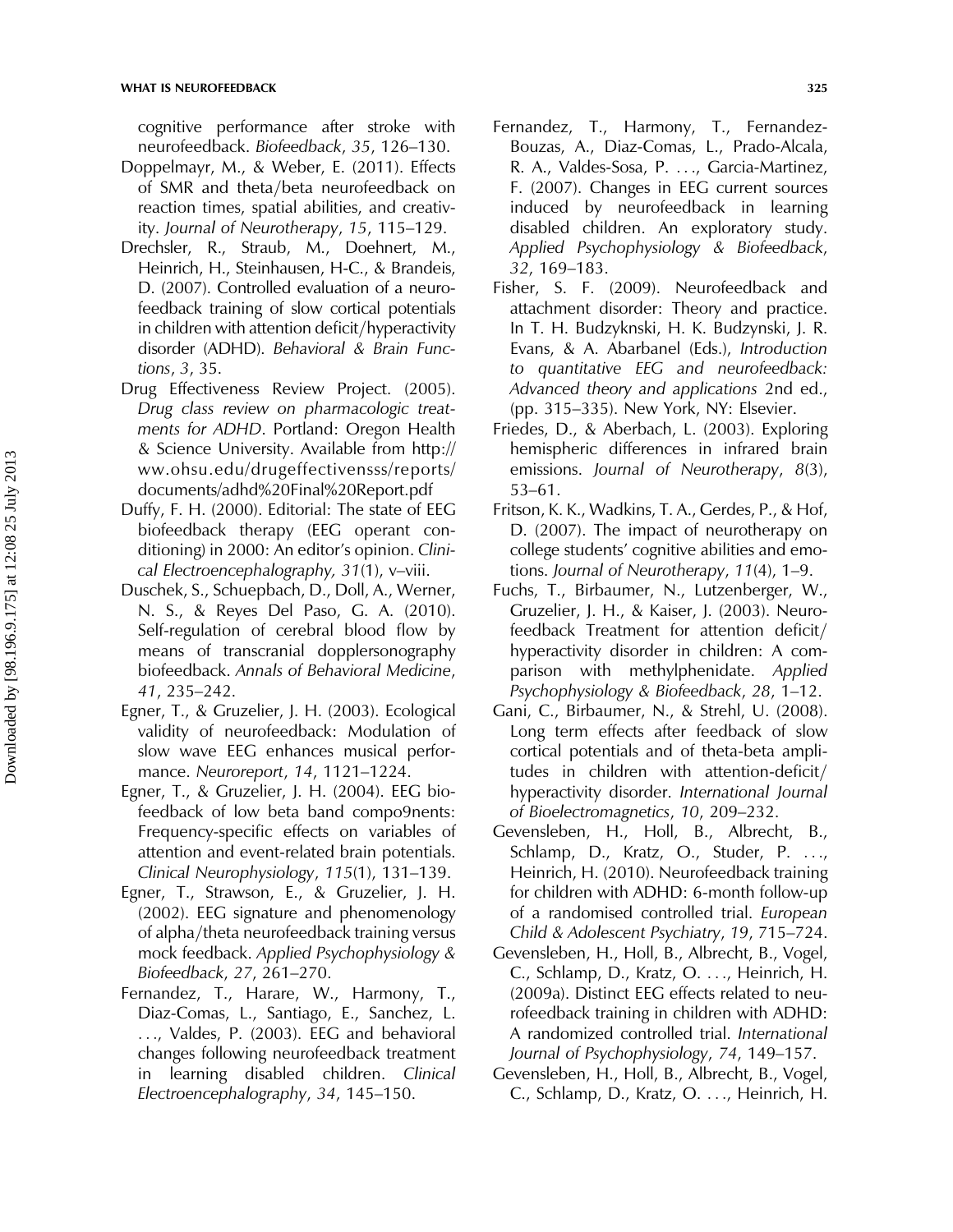cognitive performance after stroke with neurofeedback. *Biofeedback*, *35*, 126–130.

Doppelmayr, M., & Weber, E. (2011). Effects of SMR and theta/beta neurofeedback on reaction times, spatial abilities, and creativity. *Journal of Neurotherapy*, *15*, 115–129.

Drechsler, R., Straub, M., Doehnert, M., Heinrich, H., Steinhausen, H-C., & Brandeis, D. (2007). Controlled evaluation of a neurofeedback training of slow cortical potentials in children with attention deficit/hyperactivity disorder (ADHD). *Behavioral & Brain Functions*, *3*, 35.

Drug Effectiveness Review Project. (2005). *Drug class review on pharmacologic treatments for ADHD*. Portland: Oregon Health & Science University. Available from http://ww.ohsu.edu/drugeffectivensss/reports/documents/adhd%20Final%20Report.pdf

Duffy, F. H. (2000). Editorial: The state of EEG biofeedback therapy (EEG operant conditioning) in 2000: An editor's opinion. *Clinical Electroencephalography, 31*(1), v–viii.

Duschek, S., Schuepbach, D., Doll, A., Werner, N. S., & Reyes Del Paso, G. A. (2010). Self-regulation of cerebral blood flow by means of transcranial dopplersonography biofeedback. *Annals of Behavioral Medicine*, *41*, 235–242.

Egner, T., & Gruzelier, J. H. (2003). Ecological validity of neurofeedback: Modulation of slow wave EEG enhances musical performance. *Neuroreport*, *14*, 1121–1224.

Egner, T., & Gruzelier, J. H. (2004). EEG biofeedback of low beta band compo9nents: Frequency-specific effects on variables of attention and event-related brain potentials. *Clinical Neurophysiology*, *115*(1), 131–139.

Egner, T., Strawson, E., & Gruzelier, J. H. (2002). EEG signature and phenomenology of alpha/theta neurofeedback training versus mock feedback. *Applied Psychophysiology & Biofeedback*, *27*, 261–270.

Fernandez, T., Harare, W., Harmony, T., Diaz-Comas, L., Santiago, E., Sanchez, L. …, Valdes, P. (2003). EEG and behavioral changes following neurofeedback treatment in learning disabled children. *Clinical Electroencephalography*, *34*, 145–150.

Fernandez, T., Harmony, T., Fernandez-Bouzas, A., Diaz-Comas, L., Prado-Alcala, R. A., Valdes-Sosa, P. …, Garcia-Martinez, F. (2007). Changes in EEG current sources induced by neurofeedback in learning disabled children. An exploratory study. *Applied Psychophysiology & Biofeedback*, *32*, 169–183.

Fisher, S. F. (2009). Neurofeedback and attachment disorder: Theory and practice. In T. H. Budzyknski, H. K. Budzynski, J. R. Evans, & A. Abarbanel (Eds.), *Introduction to quantitative EEG and neurofeedback: Advanced theory and applications* 2nd ed., (pp. 315–335). New York, NY: Elsevier.

Friedes, D., & Aberbach, L. (2003). Exploring hemispheric differences in infrared brain emissions. *Journal of Neurotherapy*, *8*(3), 53–61.

Fritson, K. K., Wadkins, T. A., Gerdes, P., & Hof, D. (2007). The impact of neurotherapy on college students' cognitive abilities and emotions. *Journal of Neurotherapy*, *11*(4), 1–9.

Fuchs, T., Birbaumer, N., Lutzenberger, W., Gruzelier, J. H., & Kaiser, J. (2003). Neurofeedback Treatment for attention deficit/hyperactivity disorder in children: A comparison with methylphenidate. *Applied Psychophysiology & Biofeedback*, *28*, 1–12.

Gani, C., Birbaumer, N., & Strehl, U. (2008). Long term effects after feedback of slow cortical potentials and of theta-beta amplitudes in children with attention-deficit/hyperactivity disorder. *International Journal of Bioelectromagnetics*, *10*, 209–232.

Gevensleben, H., Holl, B., Albrecht, B., Schlamp, D., Kratz, O., Studer, P. …, Heinrich, H. (2010). Neurofeedback training for children with ADHD: 6-month follow-up of a randomised controlled trial. *European Child & Adolescent Psychiatry*, *19*, 715–724.

Gevensleben, H., Holl, B., Albrecht, B., Vogel, C., Schlamp, D., Kratz, O. …, Heinrich, H. (2009a). Distinct EEG effects related to neurofeedback training in children with ADHD: A randomized controlled trial. *International Journal of Psychophysiology*, *74*, 149–157.

Gevensleben, H., Holl, B., Albrecht, B., Vogel, C., Schlamp, D., Kratz, O. …, Heinrich, H.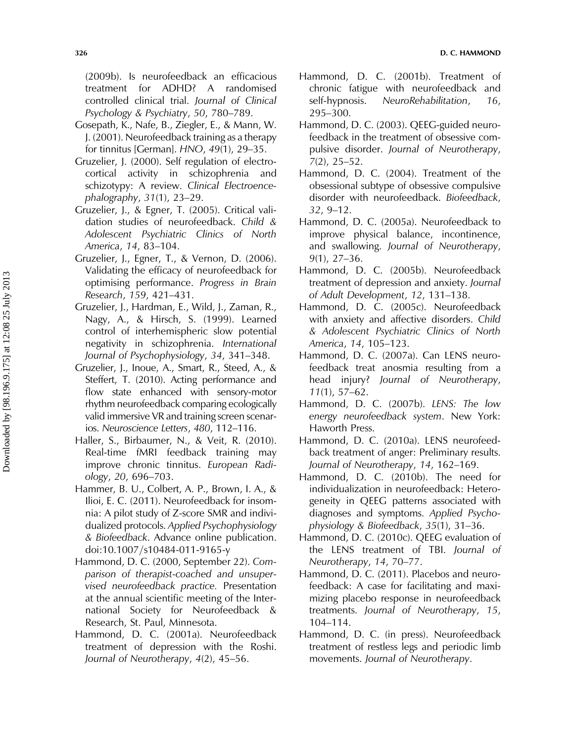(2009b). Is neurofeedback an efficacious treatment for ADHD? A randomised controlled clinical trial. *Journal of Clinical Psychology & Psychiatry*, *50*, 780–789.

Gosepath, K., Nafe, B., Ziegler, E., & Mann, W. J. (2001). Neurofeedback training as a therapy for tinnitus [German]. *HNO*, *49*(1), 29–35.

Gruzelier, J. (2000). Self regulation of electrocortical activity in schizophrenia and schizotypy: A review. *Clinical Electroencephalography*, *31*(1), 23–29.

Gruzelier, J., & Egner, T. (2005). Critical validation studies of neurofeedback. *Child & Adolescent Psychiatric Clinics of North America*, *14*, 83–104.

Gruzelier, J., Egner, T., & Vernon, D. (2006). Validating the efficacy of neurofeedback for optimising performance. *Progress in Brain Research*, *159*, 421–431.

Gruzelier, J., Hardman, E., Wild, J., Zaman, R., Nagy, A., & Hirsch, S. (1999). Learned control of interhemispheric slow potential negativity in schizophrenia. *International Journal of Psychophysiology*, *34*, 341–348.

Gruzelier, J., Inoue, A., Smart, R., Steed, A., & Steffert, T. (2010). Acting performance and flow state enhanced with sensory-motor rhythm neurofeedback comparing ecologically valid immersive VR and training screen scenarios. *Neuroscience Letters*, *480*, 112–116.

Haller, S., Birbaumer, N., & Veit, R. (2010). Real-time fMRI feedback training may improve chronic tinnitus. *European Radiology*, *20*, 696–703.

Hammer, B. U., Colbert, A. P., Brown, I. A., & Ilioi, E. C. (2011). Neurofeedback for insomnia: A pilot study of Z-score SMR and individualized protocols. *Applied Psychophysiology & Biofeedback*. Advance online publication. doi:10.1007/s10484-011-9165-y

Hammond, D. C. (2000, September 22). *Comparison of therapist-coached and unsupervised neurofeedback practice.* Presentation at the annual scientific meeting of the International Society for Neurofeedback & Research, St. Paul, Minnesota.

Hammond, D. C. (2001a). Neurofeedback treatment of depression with the Roshi. *Journal of Neurotherapy*, *4*(2), 45–56.

Hammond, D. C. (2001b). Treatment of chronic fatigue with neurofeedback and self-hypnosis. *NeuroRehabilitation*, *16*, 295–300.

Hammond, D. C. (2003). QEEG-guided neurofeedback in the treatment of obsessive compulsive disorder. *Journal of Neurotherapy*, *7*(2), 25–52.

Hammond, D. C. (2004). Treatment of the obsessional subtype of obsessive compulsive disorder with neurofeedback. *Biofeedback*, *32*, 9–12.

Hammond, D. C. (2005a). Neurofeedback to improve physical balance, incontinence, and swallowing. *Journal of Neurotherapy*, *9*(1), 27–36.

Hammond, D. C. (2005b). Neurofeedback treatment of depression and anxiety. *Journal of Adult Development*, *12*, 131–138.

Hammond, D. C. (2005c). Neurofeedback with anxiety and affective disorders. *Child & Adolescent Psychiatric Clinics of North America*, *14*, 105–123.

Hammond, D. C. (2007a). Can LENS neurofeedback treat anosmia resulting from a head injury? *Journal of Neurotherapy*, *11*(1), 57–62.

Hammond, D. C. (2007b). *LENS: The low energy neurofeedback system*. New York: Haworth Press.

Hammond, D. C. (2010a). LENS neurofeedback treatment of anger: Preliminary results. *Journal of Neurotherapy*, *14*, 162–169.

Hammond, D. C. (2010b). The need for individualization in neurofeedback: Heterogeneity in QEEG patterns associated with diagnoses and symptoms. *Applied Psychophysiology & Biofeedback*, *35*(1), 31–36.

Hammond, D. C. (2010c). QEEG evaluation of the LENS treatment of TBI. *Journal of Neurotherapy*, *14*, 70–77.

Hammond, D. C. (2011). Placebos and neurofeedback: A case for facilitating and maximizing placebo response in neurofeedback treatments. *Journal of Neurotherapy*, *15*, 104–114.

Hammond, D. C. (in press). Neurofeedback treatment of restless legs and periodic limb movements. *Journal of Neurotherapy*.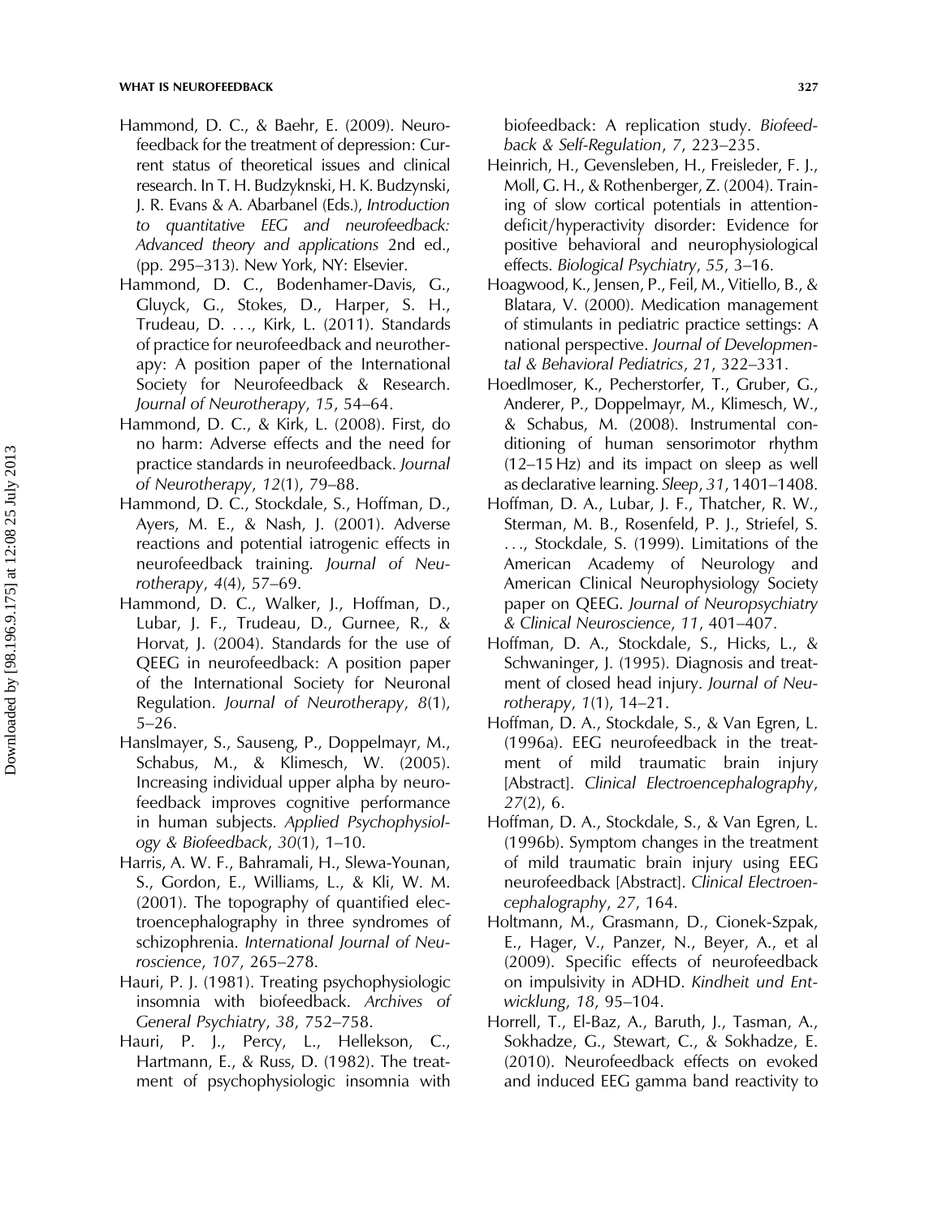Hammond, D. C., & Baehr, E. (2009). Neurofeedback for the treatment of depression: Current status of theoretical issues and clinical research. In T. H. Budzyknski, H. K. Budzynski, J. R. Evans & A. Abarbanel (Eds.), *Introduction to quantitative EEG and neurofeedback: Advanced theory and applications* 2nd ed., (pp. 295–313). New York, NY: Elsevier.

Hammond, D. C., Bodenhamer-Davis, G., Gluyck, G., Stokes, D., Harper, S. H., Trudeau, D. . . ., Kirk, L. (2011). Standards of practice for neurofeedback and neurotherapy: A position paper of the International Society for Neurofeedback & Research. *Journal of Neurotherapy*, *15*, 54–64.

Hammond, D. C., & Kirk, L. (2008). First, do no harm: Adverse effects and the need for practice standards in neurofeedback. *Journal of Neurotherapy*, *12*(1), 79–88.

Hammond, D. C., Stockdale, S., Hoffman, D., Ayers, M. E., & Nash, J. (2001). Adverse reactions and potential iatrogenic effects in neurofeedback training. *Journal of Neurotherapy*, *4*(4), 57–69.

Hammond, D. C., Walker, J., Hoffman, D., Lubar, J. F., Trudeau, D., Gurnee, R., & Horvat, J. (2004). Standards for the use of QEEG in neurofeedback: A position paper of the International Society for Neuronal Regulation. *Journal of Neurotherapy*, *8*(1), 5–26.

Hanslmayer, S., Sauseng, P., Doppelmayr, M., Schabus, M., & Klimesch, W. (2005). Increasing individual upper alpha by neurofeedback improves cognitive performance in human subjects. *Applied Psychophysiology & Biofeedback*, *30*(1), 1–10.

Harris, A. W. F., Bahramali, H., Slewa-Younan, S., Gordon, E., Williams, L., & Kli, W. M. (2001). The topography of quantified electroencephalography in three syndromes of schizophrenia. *International Journal of Neuroscience*, *107*, 265–278.

Hauri, P. J. (1981). Treating psychophysiologic insomnia with biofeedback. *Archives of General Psychiatry*, *38*, 752–758.

Hauri, P. J., Percy, L., Hellekson, C., Hartmann, E., & Russ, D. (1982). The treatment of psychophysiologic insomnia with biofeedback: A replication study. *Biofeedback & Self-Regulation*, *7*, 223–235.

Heinrich, H., Gevensleben, H., Freisleder, F. J., Moll, G. H., & Rothenberger, Z. (2004). Training of slow cortical potentials in attention-deficit/hyperactivity disorder: Evidence for positive behavioral and neurophysiological effects. *Biological Psychiatry*, *55*, 3–16.

Hoagwood, K., Jensen, P., Feil, M., Vitiello, B., & Blatara, V. (2000). Medication management of stimulants in pediatric practice settings: A national perspective. *Journal of Developmental & Behavioral Pediatrics*, *21*, 322–331.

Hoedlmoser, K., Pecherstorfer, T., Gruber, G., Anderer, P., Doppelmayr, M., Klimesch, W., & Schabus, M. (2008). Instrumental conditioning of human sensorimotor rhythm (12–15 Hz) and its impact on sleep as well as declarative learning. *Sleep*, *31*, 1401–1408.

Hoffman, D. A., Lubar, J. F., Thatcher, R. W., Sterman, M. B., Rosenfeld, P. J., Striefel, S. . . ., Stockdale, S. (1999). Limitations of the American Academy of Neurology and American Clinical Neurophysiology Society paper on QEEG. *Journal of Neuropsychiatry & Clinical Neuroscience*, *11*, 401–407.

Hoffman, D. A., Stockdale, S., Hicks, L., & Schwaninger, J. (1995). Diagnosis and treatment of closed head injury. *Journal of Neurotherapy*, *1*(1), 14–21.

Hoffman, D. A., Stockdale, S., & Van Egren, L. (1996a). EEG neurofeedback in the treatment of mild traumatic brain injury [Abstract]. *Clinical Electroencephalography*, *27*(2), 6.

Hoffman, D. A., Stockdale, S., & Van Egren, L. (1996b). Symptom changes in the treatment of mild traumatic brain injury using EEG neurofeedback [Abstract]. *Clinical Electroencephalography*, *27*, 164.

Holtmann, M., Grasmann, D., Cionek-Szpak, E., Hager, V., Panzer, N., Beyer, A., et al (2009). Specific effects of neurofeedback on impulsivity in ADHD. *Kindheit und Entwicklung*, *18*, 95–104.

Horrell, T., El-Baz, A., Baruth, J., Tasman, A., Sokhadze, G., Stewart, C., & Sokhadze, E. (2010). Neurofeedback effects on evoked and induced EEG gamma band reactivity to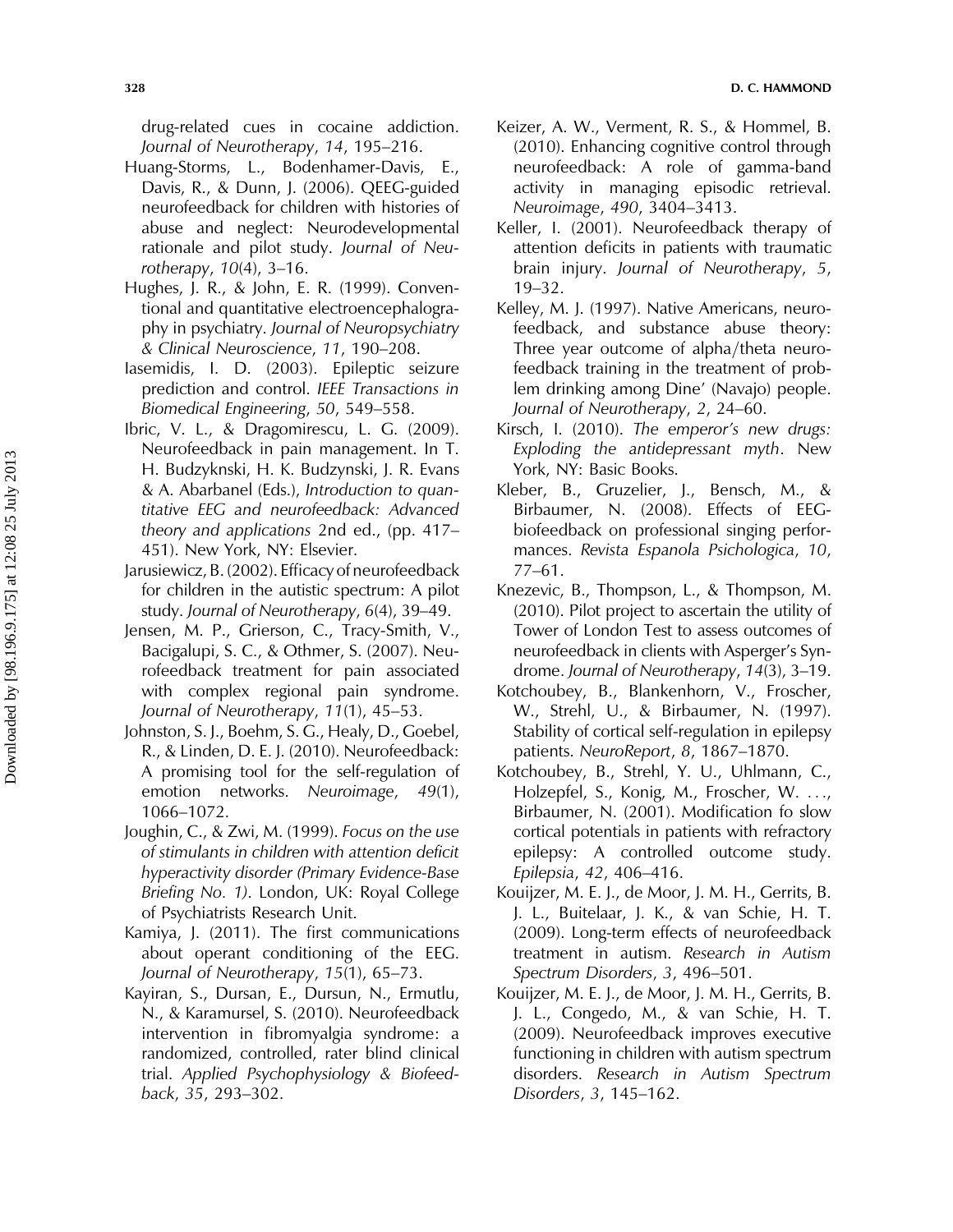drug-related cues in cocaine addiction. *Journal of Neurotherapy*, *14*, 195–216.

Huang-Storms, L., Bodenhamer-Davis, E., Davis, R., & Dunn, J. (2006). QEEG-guided neurofeedback for children with histories of abuse and neglect: Neurodevelopmental rationale and pilot study. *Journal of Neurotherapy*, *10*(4), 3–16.

Hughes, J. R., & John, E. R. (1999). Conventional and quantitative electroencephalography in psychiatry. *Journal of Neuropsychiatry & Clinical Neuroscience*, *11*, 190–208.

Iasemidis, I. D. (2003). Epileptic seizure prediction and control. *IEEE Transactions in Biomedical Engineering*, *50*, 549–558.

Ibric, V. L., & Dragomirescu, L. G. (2009). Neurofeedback in pain management. In T. H. Budzyknski, H. K. Budzynski, J. R. Evans & A. Abarbanel (Eds.), *Introduction to quantitative EEG and neurofeedback: Advanced theory and applications* 2nd ed., (pp. 417–451). New York, NY: Elsevier.

Jarusiewicz, B. (2002). Efficacy of neurofeedback for children in the autistic spectrum: A pilot study. *Journal of Neurotherapy*, *6*(4), 39–49.

Jensen, M. P., Grierson, C., Tracy-Smith, V., Bacigalupi, S. C., & Othmer, S. (2007). Neurofeedback treatment for pain associated with complex regional pain syndrome. *Journal of Neurotherapy*, *11*(1), 45–53.

Johnston, S. J., Boehm, S. G., Healy, D., Goebel, R., & Linden, D. E. J. (2010). Neurofeedback: A promising tool for the self-regulation of emotion networks. *Neuroimage*, *49*(1), 1066–1072.

Joughin, C., & Zwi, M. (1999). *Focus on the use of stimulants in children with attention deficit hyperactivity disorder (Primary Evidence-Base Briefing No. 1)*. London, UK: Royal College of Psychiatrists Research Unit.

Kamiya, J. (2011). The first communications about operant conditioning of the EEG. *Journal of Neurotherapy*, *15*(1), 65–73.

Kayiran, S., Dursan, E., Dursun, N., Ermutlu, N., & Karamursel, S. (2010). Neurofeedback intervention in fibromyalgia syndrome: a randomized, controlled, rater blind clinical trial. *Applied Psychophysiology & Biofeedback*, *35*, 293–302.

Keizer, A. W., Verment, R. S., & Hommel, B. (2010). Enhancing cognitive control through neurofeedback: A role of gamma-band activity in managing episodic retrieval. *Neuroimage*, *490*, 3404–3413.

Keller, I. (2001). Neurofeedback therapy of attention deficits in patients with traumatic brain injury. *Journal of Neurotherapy*, *5*, 19–32.

Kelley, M. J. (1997). Native Americans, neurofeedback, and substance abuse theory: Three year outcome of alpha/theta neurofeedback training in the treatment of problem drinking among Dine' (Navajo) people. *Journal of Neurotherapy*, *2*, 24–60.

Kirsch, I. (2010). *The emperor's new drugs: Exploding the antidepressant myth*. New York, NY: Basic Books.

Kleber, B., Gruzelier, J., Bensch, M., & Birbaumer, N. (2008). Effects of EEG-biofeedback on professional singing performances. *Revista Espanola Psichologica*, *10*, 77–61.

Knezevic, B., Thompson, L., & Thompson, M. (2010). Pilot project to ascertain the utility of Tower of London Test to assess outcomes of neurofeedback in clients with Asperger's Syndrome. *Journal of Neurotherapy*, *14*(3), 3–19.

Kotchoubey, B., Blankenhorn, V., Froscher, W., Strehl, U., & Birbaumer, N. (1997). Stability of cortical self-regulation in epilepsy patients. *NeuroReport*, *8*, 1867–1870.

Kotchoubey, B., Strehl, Y. U., Uhlmann, C., Holzepfel, S., Konig, M., Froscher, W. ..., Birbaumer, N. (2001). Modification fo slow cortical potentials in patients with refractory epilepsy: A controlled outcome study. *Epilepsia*, *42*, 406–416.

Kouijzer, M. E. J., de Moor, J. M. H., Gerrits, B. J. L., Buitelaar, J. K., & van Schie, H. T. (2009). Long-term effects of neurofeedback treatment in autism. *Research in Autism Spectrum Disorders*, *3*, 496–501.

Kouijzer, M. E. J., de Moor, J. M. H., Gerrits, B. J. L., Congedo, M., & van Schie, H. T. (2009). Neurofeedback improves executive functioning in children with autism spectrum disorders. *Research in Autism Spectrum Disorders*, *3*, 145–162.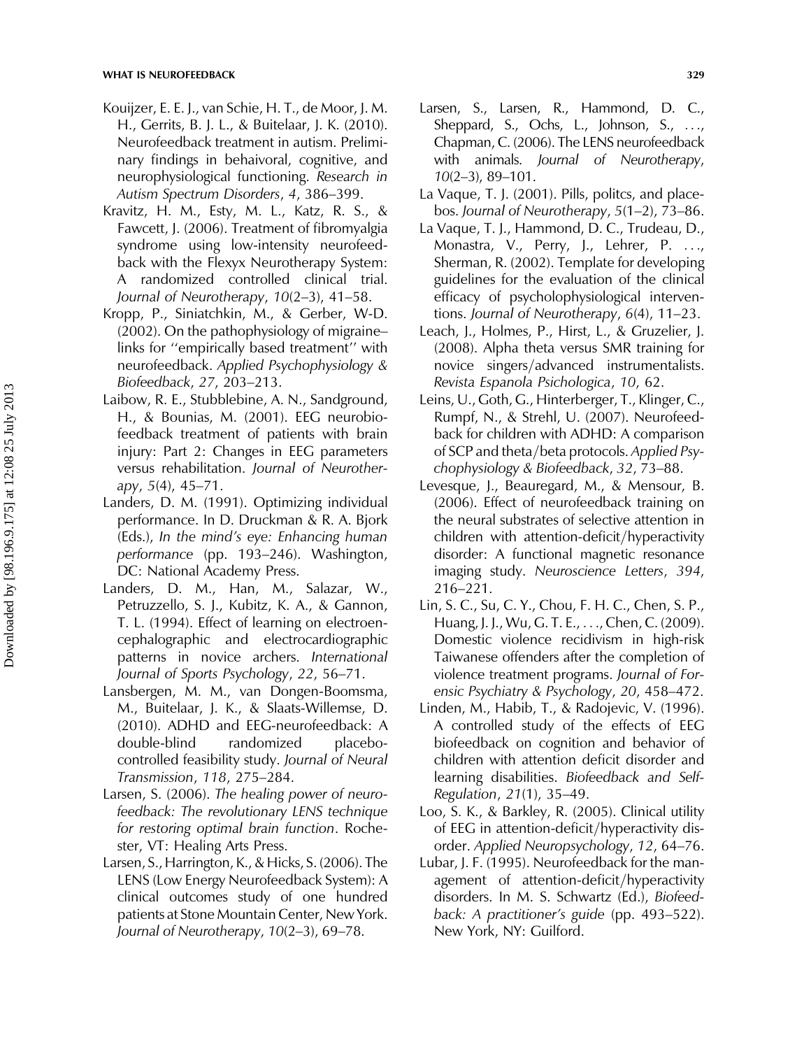Kouijzer, E. E. J., van Schie, H. T., de Moor, J. M. H., Gerrits, B. J. L., & Buitelaar, J. K. (2010). Neurofeedback treatment in autism. Preliminary findings in behavioral, cognitive, and neurophysiological functioning. *Research in Autism Spectrum Disorders*, *4*, 386–399.

Kravitz, H. M., Esty, M. L., Katz, R. S., & Fawcett, J. (2006). Treatment of fibromyalgia syndrome using low-intensity neurofeedback with the Flexyx Neurotherapy System: A randomized controlled clinical trial. *Journal of Neurotherapy*, *10*(2–3), 41–58.

Kropp, P., Siniatchkin, M., & Gerber, W-D. (2002). On the pathophysiology of migraine–links for ''empirically based treatment'' with neurofeedback. *Applied Psychophysiology & Biofeedback*, *27*, 203–213.

Laibow, R. E., Stubblebine, A. N., Sandground, H., & Bounias, M. (2001). EEG neurobiofeedback treatment of patients with brain injury: Part 2: Changes in EEG parameters versus rehabilitation. *Journal of Neurotherapy*, *5*(4), 45–71.

Landers, D. M. (1991). Optimizing individual performance. In D. Druckman & R. A. Bjork (Eds.), *In the mind's eye: Enhancing human performance* (pp. 193–246). Washington, DC: National Academy Press.

Landers, D. M., Han, M., Salazar, W., Petruzzello, S. J., Kubitz, K. A., & Gannon, T. L. (1994). Effect of learning on electroencephalographic and electrocardiographic patterns in novice archers. *International Journal of Sports Psychology*, *22*, 56–71.

Lansbergen, M. M., van Dongen-Boomsma, M., Buitelaar, J. K., & Slaats-Willemse, D. (2010). ADHD and EEG-neurofeedback: A double-blind randomized placebo-controlled feasibility study. *Journal of Neural Transmission*, *118*, 275–284.

Larsen, S. (2006). *The healing power of neurofeedback: The revolutionary LENS technique for restoring optimal brain function*. Rochester, VT: Healing Arts Press.

Larsen, S., Harrington, K., & Hicks, S. (2006). The LENS (Low Energy Neurofeedback System): A clinical outcomes study of one hundred patients at Stone Mountain Center, New York. *Journal of Neurotherapy*, *10*(2–3), 69–78.

Larsen, S., Larsen, R., Hammond, D. C., Sheppard, S., Ochs, L., Johnson, S., . . ., Chapman, C. (2006). The LENS neurofeedback with animals. *Journal of Neurotherapy*, *10*(2–3), 89–101.

La Vaque, T. J. (2001). Pills, politcs, and placebos. *Journal of Neurotherapy*, *5*(1–2), 73–86.

La Vaque, T. J., Hammond, D. C., Trudeau, D., Monastra, V., Perry, J., Lehrer, P. . . ., Sherman, R. (2002). Template for developing guidelines for the evaluation of the clinical efficacy of psycholophysiological interventions. *Journal of Neurotherapy*, *6*(4), 11–23.

Leach, J., Holmes, P., Hirst, L., & Gruzelier, J. (2008). Alpha theta versus SMR training for novice singers/advanced instrumentalists. *Revista Espanola Psichologica*, *10*, 62.

Leins, U., Goth, G., Hinterberger, T., Klinger, C., Rumpf, N., & Strehl, U. (2007). Neurofeedback for children with ADHD: A comparison of SCP and theta/beta protocols. *Applied Psychophysiology & Biofeedback*, *32*, 73–88.

Levesque, J., Beauregard, M., & Mensour, B. (2006). Effect of neurofeedback training on the neural substrates of selective attention in children with attention-deficit/hyperactivity disorder: A functional magnetic resonance imaging study. *Neuroscience Letters*, *394*, 216–221.

Lin, S. C., Su, C. Y., Chou, F. H. C., Chen, S. P., Huang, J. J., Wu, G. T. E., . . ., Chen, C. (2009). Domestic violence recidivism in high-risk Taiwanese offenders after the completion of violence treatment programs. *Journal of Forensic Psychiatry & Psychology*, *20*, 458–472.

Linden, M., Habib, T., & Radojevic, V. (1996). A controlled study of the effects of EEG biofeedback on cognition and behavior of children with attention deficit disorder and learning disabilities. *Biofeedback and Self-Regulation*, *21*(1), 35–49.

Loo, S. K., & Barkley, R. (2005). Clinical utility of EEG in attention-deficit/hyperactivity disorder. *Applied Neuropsychology*, *12*, 64–76.

Lubar, J. F. (1995). Neurofeedback for the management of attention-deficit/hyperactivity disorders. In M. S. Schwartz (Ed.), *Biofeedback: A practitioner's guide* (pp. 493–522). New York, NY: Guilford.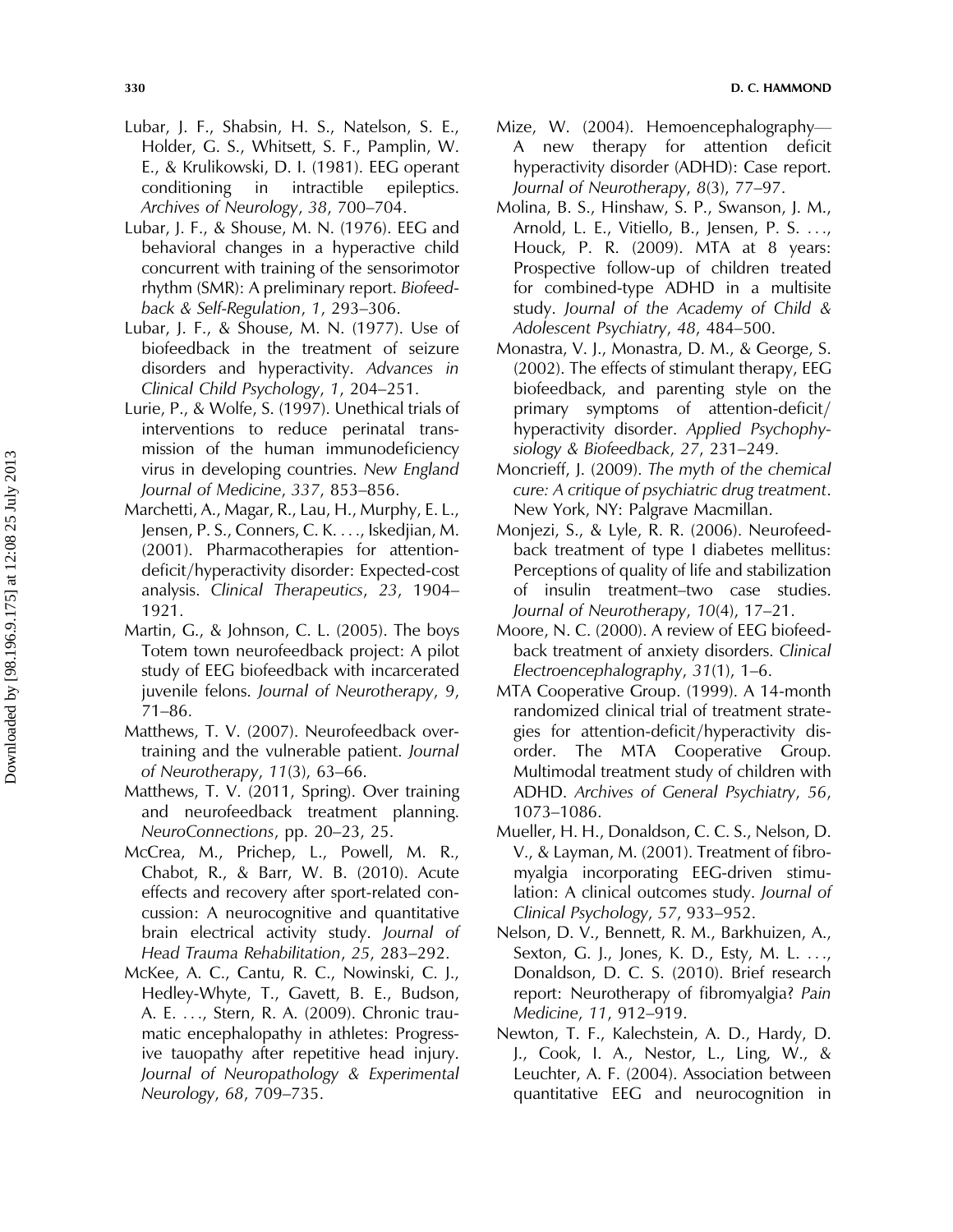Lubar, J. F., Shabsin, H. S., Natelson, S. E., Holder, G. S., Whitsett, S. F., Pamplin, W. E., & Krulikowski, D. I. (1981). EEG operant conditioning in intractible epileptics. *Archives of Neurology*, *38*, 700–704.

Lubar, J. F., & Shouse, M. N. (1976). EEG and behavioral changes in a hyperactive child concurrent with training of the sensorimotor rhythm (SMR): A preliminary report. *Biofeedback & Self-Regulation*, *1*, 293–306.

Lubar, J. F., & Shouse, M. N. (1977). Use of biofeedback in the treatment of seizure disorders and hyperactivity. *Advances in Clinical Child Psychology*, *1*, 204–251.

Lurie, P., & Wolfe, S. (1997). Unethical trials of interventions to reduce perinatal transmission of the human immunodeficiency virus in developing countries. *New England Journal of Medicine*, *337*, 853–856.

Marchetti, A., Magar, R., Lau, H., Murphy, E. L., Jensen, P. S., Conners, C. K. ..., Iskedjian, M. (2001). Pharmacotherapies for attention-deficit/hyperactivity disorder: Expected-cost analysis. *Clinical Therapeutics*, *23*, 1904–1921.

Martin, G., & Johnson, C. L. (2005). The boys Totem town neurofeedback project: A pilot study of EEG biofeedback with incarcerated juvenile felons. *Journal of Neurotherapy*, *9*, 71–86.

Matthews, T. V. (2007). Neurofeedback overtraining and the vulnerable patient. *Journal of Neurotherapy*, *11*(3), 63–66.

Matthews, T. V. (2011, Spring). Over training and neurofeedback treatment planning. *NeuroConnections*, pp. 20–23, 25.

McCrea, M., Prichep, L., Powell, M. R., Chabot, R., & Barr, W. B. (2010). Acute effects and recovery after sport-related concussion: A neurocognitive and quantitative brain electrical activity study. *Journal of Head Trauma Rehabilitation*, *25*, 283–292.

McKee, A. C., Cantu, R. C., Nowinski, C. J., Hedley-Whyte, T., Gavett, B. E., Budson, A. E. ..., Stern, R. A. (2009). Chronic traumatic encephalopathy in athletes: Progressive tauopathy after repetitive head injury. *Journal of Neuropathology & Experimental Neurology*, *68*, 709–735.

Mize, W. (2004). Hemoencephalography—A new therapy for attention deficit hyperactivity disorder (ADHD): Case report. *Journal of Neurotherapy*, *8*(3), 77–97.

Molina, B. S., Hinshaw, S. P., Swanson, J. M., Arnold, L. E., Vitiello, B., Jensen, P. S. ..., Houck, P. R. (2009). MTA at 8 years: Prospective follow-up of children treated for combined-type ADHD in a multisite study. *Journal of the Academy of Child & Adolescent Psychiatry*, *48*, 484–500.

Monastra, V. J., Monastra, D. M., & George, S. (2002). The effects of stimulant therapy, EEG biofeedback, and parenting style on the primary symptoms of attention-deficit/hyperactivity disorder. *Applied Psychophysiology & Biofeedback*, *27*, 231–249.

Moncrieff, J. (2009). *The myth of the chemical cure: A critique of psychiatric drug treatment*. New York, NY: Palgrave Macmillan.

Monjezi, S., & Lyle, R. R. (2006). Neurofeedback treatment of type I diabetes mellitus: Perceptions of quality of life and stabilization of insulin treatment–two case studies. *Journal of Neurotherapy*, *10*(4), 17–21.

Moore, N. C. (2000). A review of EEG biofeedback treatment of anxiety disorders. *Clinical Electroencephalography*, *31*(1), 1–6.

MTA Cooperative Group. (1999). A 14-month randomized clinical trial of treatment strategies for attention-deficit/hyperactivity disorder. The MTA Cooperative Group. Multimodal treatment study of children with ADHD. *Archives of General Psychiatry*, *56*, 1073–1086.

Mueller, H. H., Donaldson, C. C. S., Nelson, D. V., & Layman, M. (2001). Treatment of fibromyalgia incorporating EEG-driven stimulation: A clinical outcomes study. *Journal of Clinical Psychology*, *57*, 933–952.

Nelson, D. V., Bennett, R. M., Barkhuizen, A., Sexton, G. J., Jones, K. D., Esty, M. L. ..., Donaldson, D. C. S. (2010). Brief research report: Neurotherapy of fibromyalgia? *Pain Medicine*, *11*, 912–919.

Newton, T. F., Kalechstein, A. D., Hardy, D. J., Cook, I. A., Nestor, L., Ling, W., & Leuchter, A. F. (2004). Association between quantitative EEG and neurocognition in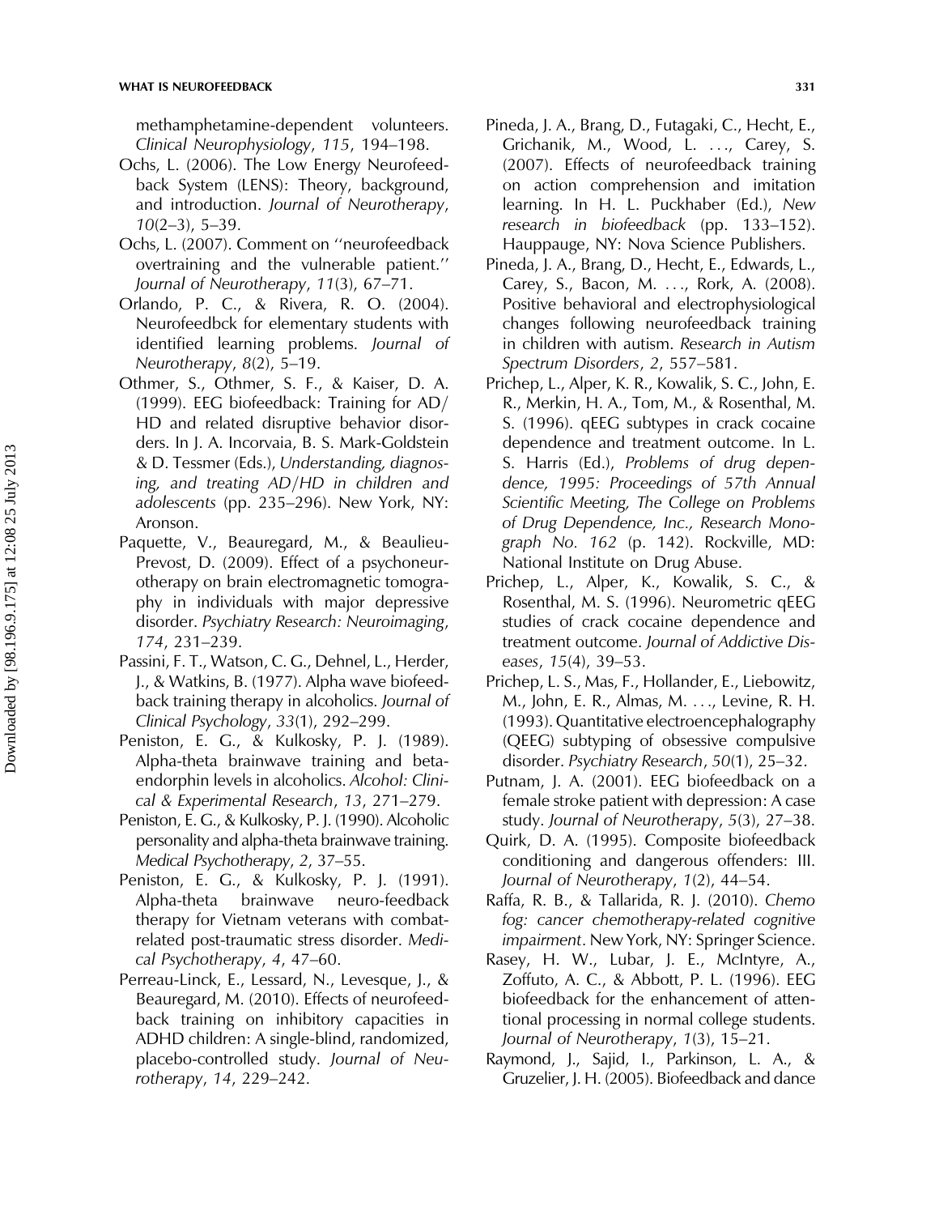methamphetamine-dependent volunteers. *Clinical Neurophysiology*, *115*, 194–198.

Ochs, L. (2006). The Low Energy Neurofeedback System (LENS): Theory, background, and introduction. *Journal of Neurotherapy*, *10*(2–3), 5–39.

Ochs, L. (2007). Comment on ''neurofeedback overtraining and the vulnerable patient.'' *Journal of Neurotherapy*, *11*(3), 67–71.

Orlando, P. C., & Rivera, R. O. (2004). Neurofeedbck for elementary students with identified learning problems. *Journal of Neurotherapy*, *8*(2), 5–19.

Othmer, S., Othmer, S. F., & Kaiser, D. A. (1999). EEG biofeedback: Training for AD/HD and related disruptive behavior disorders. In J. A. Incorvaia, B. S. Mark-Goldstein & D. Tessmer (Eds.), *Understanding, diagnosing, and treating AD/HD in children and adolescents* (pp. 235–296). New York, NY: Aronson.

Paquette, V., Beauregard, M., & Beaulieu-Prevost, D. (2009). Effect of a psychoneurotherapy on brain electromagnetic tomography in individuals with major depressive disorder. *Psychiatry Research: Neuroimaging*, *174*, 231–239.

Passini, F. T., Watson, C. G., Dehnel, L., Herder, J., & Watkins, B. (1977). Alpha wave biofeedback training therapy in alcoholics. *Journal of Clinical Psychology*, *33*(1), 292–299.

Peniston, E. G., & Kulkosky, P. J. (1989). Alpha-theta brainwave training and beta-endorphin levels in alcoholics. *Alcohol: Clinical & Experimental Research*, *13*, 271–279.

Peniston, E. G., & Kulkosky, P. J. (1990). Alcoholic personality and alpha-theta brainwave training. *Medical Psychotherapy*, *2*, 37–55.

Peniston, E. G., & Kulkosky, P. J. (1991). Alpha-theta brainwave neuro-feedback therapy for Vietnam veterans with combat-related post-traumatic stress disorder. *Medical Psychotherapy*, *4*, 47–60.

Perreau-Linck, E., Lessard, N., Levesque, J., & Beauregard, M. (2010). Effects of neurofeedback training on inhibitory capacities in ADHD children: A single-blind, randomized, placebo-controlled study. *Journal of Neurotherapy*, *14*, 229–242.

Pineda, J. A., Brang, D., Futagaki, C., Hecht, E., Grichanik, M., Wood, L. ..., Carey, S. (2007). Effects of neurofeedback training on action comprehension and imitation learning. In H. L. Puckhaber (Ed.), *New research in biofeedback* (pp. 133–152). Hauppauge, NY: Nova Science Publishers.

Pineda, J. A., Brang, D., Hecht, E., Edwards, L., Carey, S., Bacon, M. ..., Rork, A. (2008). Positive behavioral and electrophysiological changes following neurofeedback training in children with autism. *Research in Autism Spectrum Disorders*, *2*, 557–581.

Prichep, L., Alper, K. R., Kowalik, S. C., John, E. R., Merkin, H. A., Tom, M., & Rosenthal, M. S. (1996). qEEG subtypes in crack cocaine dependence and treatment outcome. In L. S. Harris (Ed.), *Problems of drug dependence, 1995: Proceedings of 57th Annual Scientific Meeting, The College on Problems of Drug Dependence, Inc., Research Monograph No. 162* (p. 142). Rockville, MD: National Institute on Drug Abuse.

Prichep, L., Alper, K., Kowalik, S. C., & Rosenthal, M. S. (1996). Neurometric qEEG studies of crack cocaine dependence and treatment outcome. *Journal of Addictive Diseases*, *15*(4), 39–53.

Prichep, L. S., Mas, F., Hollander, E., Liebowitz, M., John, E. R., Almas, M. ..., Levine, R. H. (1993). Quantitative electroencephalography (QEEG) subtyping of obsessive compulsive disorder. *Psychiatry Research*, *50*(1), 25–32.

Putnam, J. A. (2001). EEG biofeedback on a female stroke patient with depression: A case study. *Journal of Neurotherapy*, *5*(3), 27–38.

Quirk, D. A. (1995). Composite biofeedback conditioning and dangerous offenders: III. *Journal of Neurotherapy*, *1*(2), 44–54.

Raffa, R. B., & Tallarida, R. J. (2010). *Chemo fog: cancer chemotherapy-related cognitive impairment*. New York, NY: Springer Science.

Rasey, H. W., Lubar, J. E., McIntyre, A., Zoffuto, A. C., & Abbott, P. L. (1996). EEG biofeedback for the enhancement of attentional processing in normal college students. *Journal of Neurotherapy*, *1*(3), 15–21.

Raymond, J., Sajid, I., Parkinson, L. A., & Gruzelier, J. H. (2005). Biofeedback and dance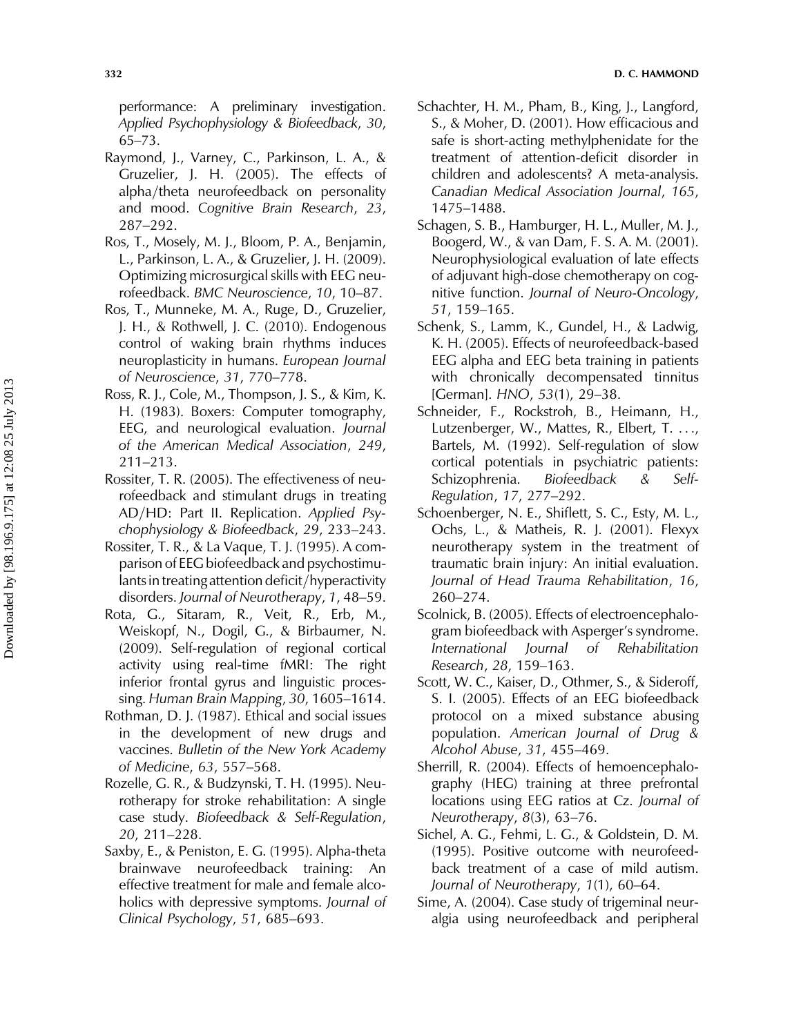performance: A preliminary investigation. *Applied Psychophysiology & Biofeedback*, *30*, 65–73.

Raymond, J., Varney, C., Parkinson, L. A., & Gruzelier, J. H. (2005). The effects of alpha/theta neurofeedback on personality and mood. *Cognitive Brain Research*, *23*, 287–292.

Ros, T., Mosely, M. J., Bloom, P. A., Benjamin, L., Parkinson, L. A., & Gruzelier, J. H. (2009). Optimizing microsurgical skills with EEG neurofeedback. *BMC Neuroscience*, *10*, 10–87.

Ros, T., Munneke, M. A., Ruge, D., Gruzelier, J. H., & Rothwell, J. C. (2010). Endogenous control of waking brain rhythms induces neuroplasticity in humans. *European Journal of Neuroscience*, *31*, 770–778.

Ross, R. J., Cole, M., Thompson, J. S., & Kim, K. H. (1983). Boxers: Computer tomography, EEG, and neurological evaluation. *Journal of the American Medical Association*, *249*, 211–213.

Rossiter, T. R. (2005). The effectiveness of neurofeedback and stimulant drugs in treating AD/HD: Part II. Replication. *Applied Psychophysiology & Biofeedback*, *29*, 233–243.

Rossiter, T. R., & La Vaque, T. J. (1995). A comparison of EEG biofeedback and psychostimulants in treating attention deficit/hyperactivity disorders. *Journal of Neurotherapy*, *1*, 48–59.

Rota, G., Sitaram, R., Veit, R., Erb, M., Weiskopf, N., Dogil, G., & Birbaumer, N. (2009). Self-regulation of regional cortical activity using real-time fMRI: The right inferior frontal gyrus and linguistic processing. *Human Brain Mapping*, *30*, 1605–1614.

Rothman, D. J. (1987). Ethical and social issues in the development of new drugs and vaccines. *Bulletin of the New York Academy of Medicine*, *63*, 557–568.

Rozelle, G. R., & Budzynski, T. H. (1995). Neurotherapy for stroke rehabilitation: A single case study. *Biofeedback & Self-Regulation*, *20*, 211–228.

Saxby, E., & Peniston, E. G. (1995). Alpha-theta brainwave neurofeedback training: An effective treatment for male and female alcoholics with depressive symptoms. *Journal of Clinical Psychology*, *51*, 685–693.

Schachter, H. M., Pham, B., King, J., Langford, S., & Moher, D. (2001). How efficacious and safe is short-acting methylphenidate for the treatment of attention-deficit disorder in children and adolescents? A meta-analysis. *Canadian Medical Association Journal*, *165*, 1475–1488.

Schagen, S. B., Hamburger, H. L., Muller, M. J., Boogerd, W., & van Dam, F. S. A. M. (2001). Neurophysiological evaluation of late effects of adjuvant high-dose chemotherapy on cognitive function. *Journal of Neuro-Oncology*, *51*, 159–165.

Schenk, S., Lamm, K., Gundel, H., & Ladwig, K. H. (2005). Effects of neurofeedback-based EEG alpha and EEG beta training in patients with chronically decompensated tinnitus [German]. *HNO*, *53*(1), 29–38.

Schneider, F., Rockstroh, B., Heimann, H., Lutzenberger, W., Mattes, R., Elbert, T. ..., Bartels, M. (1992). Self-regulation of slow cortical potentials in psychiatric patients: Schizophrenia. *Biofeedback & Self-Regulation*, *17*, 277–292.

Schoenberger, N. E., Shiflett, S. C., Esty, M. L., Ochs, L., & Matheis, R. J. (2001). Flexyx neurotherapy system in the treatment of traumatic brain injury: An initial evaluation. *Journal of Head Trauma Rehabilitation*, *16*, 260–274.

Scolnick, B. (2005). Effects of electroencephalogram biofeedback with Asperger's syndrome. *International Journal of Rehabilitation Research*, *28*, 159–163.

Scott, W. C., Kaiser, D., Othmer, S., & Sideroff, S. I. (2005). Effects of an EEG biofeedback protocol on a mixed substance abusing population. *American Journal of Drug & Alcohol Abuse*, *31*, 455–469.

Sherrill, R. (2004). Effects of hemoencephalography (HEG) training at three prefrontal locations using EEG ratios at Cz. *Journal of Neurotherapy*, *8*(3), 63–76.

Sichel, A. G., Fehmi, L. G., & Goldstein, D. M. (1995). Positive outcome with neurofeedback treatment of a case of mild autism. *Journal of Neurotherapy*, *1*(1), 60–64.

Sime, A. (2004). Case study of trigeminal neuralgia using neurofeedback and peripheral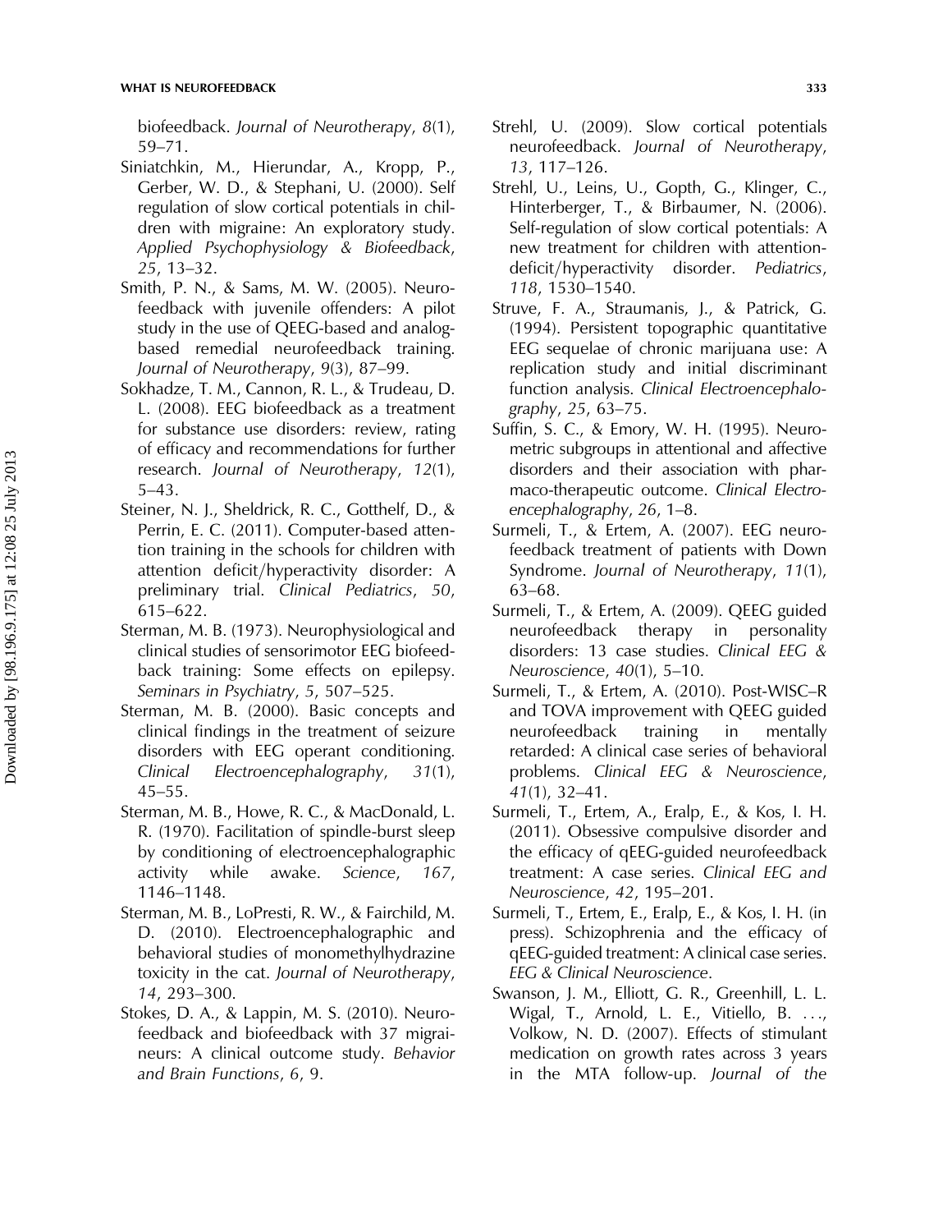biofeedback. *Journal of Neurotherapy*, *8*(1), 59–71.

Siniatchkin, M., Hierundar, A., Kropp, P., Gerber, W. D., & Stephani, U. (2000). Self regulation of slow cortical potentials in children with migraine: An exploratory study. *Applied Psychophysiology & Biofeedback*, *25*, 13–32.

Smith, P. N., & Sams, M. W. (2005). Neurofeedback with juvenile offenders: A pilot study in the use of QEEG-based and analog-based remedial neurofeedback training. *Journal of Neurotherapy*, *9*(3), 87–99.

Sokhadze, T. M., Cannon, R. L., & Trudeau, D. L. (2008). EEG biofeedback as a treatment for substance use disorders: review, rating of efficacy and recommendations for further research. *Journal of Neurotherapy*, *12*(1), 5–43.

Steiner, N. J., Sheldrick, R. C., Gotthelf, D., & Perrin, E. C. (2011). Computer-based attention training in the schools for children with attention deficit/hyperactivity disorder: A preliminary trial. *Clinical Pediatrics*, *50*, 615–622.

Sterman, M. B. (1973). Neurophysiological and clinical studies of sensorimotor EEG biofeedback training: Some effects on epilepsy. *Seminars in Psychiatry*, *5*, 507–525.

Sterman, M. B. (2000). Basic concepts and clinical findings in the treatment of seizure disorders with EEG operant conditioning. *Clinical Electroencephalography*, *31*(1), 45–55.

Sterman, M. B., Howe, R. C., & MacDonald, L. R. (1970). Facilitation of spindle-burst sleep by conditioning of electroencephalographic activity while awake. *Science*, *167*, 1146–1148.

Sterman, M. B., LoPresti, R. W., & Fairchild, M. D. (2010). Electroencephalographic and behavioral studies of monomethylhydrazine toxicity in the cat. *Journal of Neurotherapy*, *14*, 293–300.

Stokes, D. A., & Lappin, M. S. (2010). Neurofeedback and biofeedback with 37 migraineurs: A clinical outcome study. *Behavior and Brain Functions*, *6*, 9.

Strehl, U. (2009). Slow cortical potentials neurofeedback. *Journal of Neurotherapy*, *13*, 117–126.

Strehl, U., Leins, U., Gopth, G., Klinger, C., Hinterberger, T., & Birbaumer, N. (2006). Self-regulation of slow cortical potentials: A new treatment for children with attention-deficit/hyperactivity disorder. *Pediatrics*, *118*, 1530–1540.

Struve, F. A., Straumanis, J., & Patrick, G. (1994). Persistent topographic quantitative EEG sequelae of chronic marijuana use: A replication study and initial discriminant function analysis. *Clinical Electroencephalography*, *25*, 63–75.

Suffin, S. C., & Emory, W. H. (1995). Neurometric subgroups in attentional and affective disorders and their association with pharmaco-therapeutic outcome. *Clinical Electroencephalography*, *26*, 1–8.

Surmeli, T., & Ertem, A. (2007). EEG neurofeedback treatment of patients with Down Syndrome. *Journal of Neurotherapy*, *11*(1), 63–68.

Surmeli, T., & Ertem, A. (2009). QEEG guided neurofeedback therapy in personality disorders: 13 case studies. *Clinical EEG & Neuroscience*, *40*(1), 5–10.

Surmeli, T., & Ertem, A. (2010). Post-WISC–R and TOVA improvement with QEEG guided neurofeedback training in mentally retarded: A clinical case series of behavioral problems. *Clinical EEG & Neuroscience*, *41*(1), 32–41.

Surmeli, T., Ertem, A., Eralp, E., & Kos, I. H. (2011). Obsessive compulsive disorder and the efficacy of qEEG-guided neurofeedback treatment: A case series. *Clinical EEG and Neuroscience*, *42*, 195–201.

Surmeli, T., Ertem, E., Eralp, E., & Kos, I. H. (in press). Schizophrenia and the efficacy of qEEG-guided treatment: A clinical case series. *EEG & Clinical Neuroscience*.

Swanson, J. M., Elliott, G. R., Greenhill, L. L. Wigal, T., Arnold, L. E., Vitiello, B. ..., Volkow, N. D. (2007). Effects of stimulant medication on growth rates across 3 years in the MTA follow-up. *Journal of the*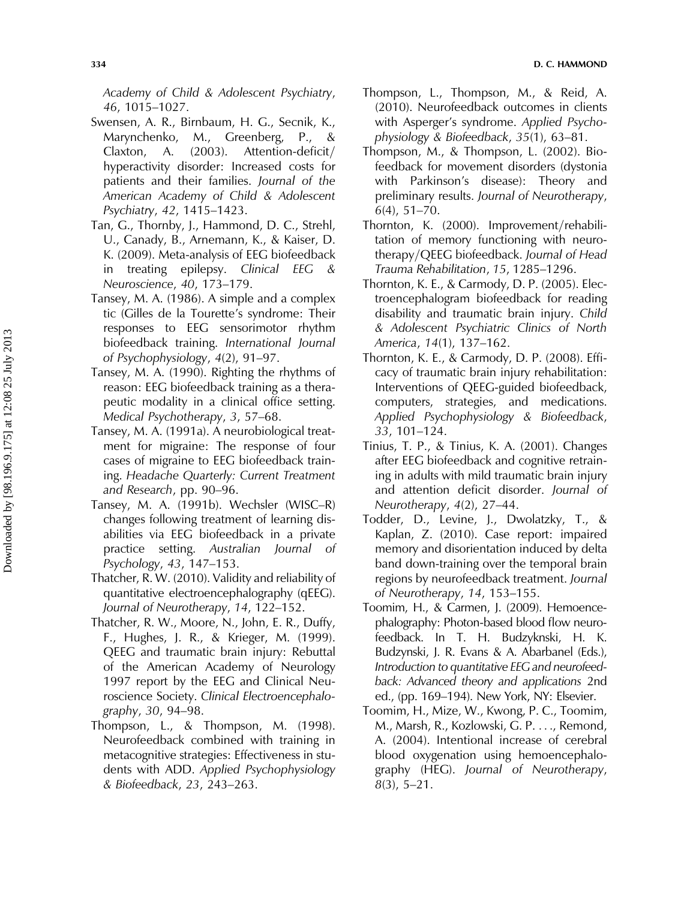Academy of Child & Adolescent Psychiatry*, *46*, 1015–1027.

Swensen, A. R., Birnbaum, H. G., Secnik, K., Marynchenko, M., Greenberg, P., & Claxton, A. (2003). Attention-deficit/hyperactivity disorder: Increased costs for patients and their families. *Journal of the American Academy of Child & Adolescent Psychiatry*, *42*, 1415–1423.

Tan, G., Thornby, J., Hammond, D. C., Strehl, U., Canady, B., Arnemann, K., & Kaiser, D. K. (2009). Meta-analysis of EEG biofeedback in treating epilepsy. *Clinical EEG & Neuroscience*, *40*, 173–179.

Tansey, M. A. (1986). A simple and a complex tic (Gilles de la Tourette's syndrome: Their responses to EEG sensorimotor rhythm biofeedback training. *International Journal of Psychophysiology*, *4*(2), 91–97.

Tansey, M. A. (1990). Righting the rhythms of reason: EEG biofeedback training as a therapeutic modality in a clinical office setting. *Medical Psychotherapy*, *3*, 57–68.

Tansey, M. A. (1991a). A neurobiological treatment for migraine: The response of four cases of migraine to EEG biofeedback training. *Headache Quarterly: Current Treatment and Research*, pp. 90–96.

Tansey, M. A. (1991b). Wechsler (WISC–R) changes following treatment of learning disabilities via EEG biofeedback in a private practice setting. *Australian Journal of Psychology*, *43*, 147–153.

Thatcher, R. W. (2010). Validity and reliability of quantitative electroencephalography (qEEG). *Journal of Neurotherapy*, *14*, 122–152.

Thatcher, R. W., Moore, N., John, E. R., Duffy, F., Hughes, J. R., & Krieger, M. (1999). QEEG and traumatic brain injury: Rebuttal of the American Academy of Neurology 1997 report by the EEG and Clinical Neuroscience Society. *Clinical Electroencephalography*, *30*, 94–98.

Thompson, L., & Thompson, M. (1998). Neurofeedback combined with training in metacognitive strategies: Effectiveness in students with ADD. *Applied Psychophysiology & Biofeedback*, *23*, 243–263.

Thompson, L., Thompson, M., & Reid, A. (2010). Neurofeedback outcomes in clients with Asperger's syndrome. *Applied Psychophysiology & Biofeedback*, *35*(1), 63–81.

Thompson, M., & Thompson, L. (2002). Biofeedback for movement disorders (dystonia with Parkinson's disease): Theory and preliminary results. *Journal of Neurotherapy*, *6*(4), 51–70.

Thornton, K. (2000). Improvement/rehabilitation of memory functioning with neurotherapy/QEEG biofeedback. *Journal of Head Trauma Rehabilitation*, *15*, 1285–1296.

Thornton, K. E., & Carmody, D. P. (2005). Electroencephalogram biofeedback for reading disability and traumatic brain injury. *Child & Adolescent Psychiatric Clinics of North America*, *14*(1), 137–162.

Thornton, K. E., & Carmody, D. P. (2008). Efficacy of traumatic brain injury rehabilitation: Interventions of QEEG-guided biofeedback, computers, strategies, and medications. *Applied Psychophysiology & Biofeedback*, *33*, 101–124.

Tinius, T. P., & Tinius, K. A. (2001). Changes after EEG biofeedback and cognitive retraining in adults with mild traumatic brain injury and attention deficit disorder. *Journal of Neurotherapy*, *4*(2), 27–44.

Todder, D., Levine, J., Dwolatzky, T., & Kaplan, Z. (2010). Case report: impaired memory and disorientation induced by delta band down-training over the temporal brain regions by neurofeedback treatment. *Journal of Neurotherapy*, *14*, 153–155.

Toomim, H., & Carmen, J. (2009). Hemoencephalography: Photon-based blood flow neurofeedback. In T. H. Budzyknski, H. K. Budzynski, J. R. Evans & A. Abarbanel (Eds.), *Introduction to quantitative EEG and neurofeedback: Advanced theory and applications* 2nd ed., (pp. 169–194). New York, NY: Elsevier.

Toomim, H., Mize, W., Kwong, P. C., Toomim, M., Marsh, R., Kozlowski, G. P. . . ., Remond, A. (2004). Intentional increase of cerebral blood oxygenation using hemoencephalography (HEG). *Journal of Neurotherapy*, *8*(3), 5–21.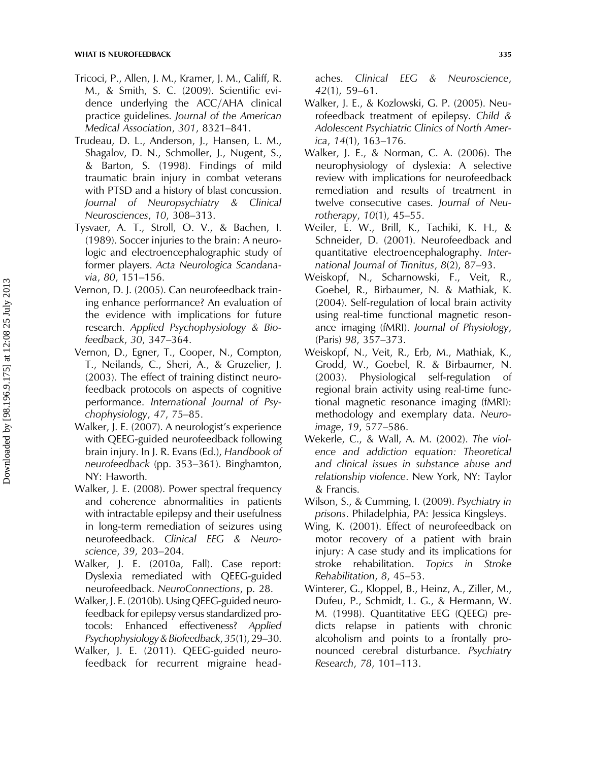Tricoci, P., Allen, J. M., Kramer, J. M., Califf, R. M., & Smith, S. C. (2009). Scientific evidence underlying the ACC/AHA clinical practice guidelines. *Journal of the American Medical Association*, *301*, 8321–841.

Trudeau, D. L., Anderson, J., Hansen, L. M., Shagalov, D. N., Schmoller, J., Nugent, S., & Barton, S. (1998). Findings of mild traumatic brain injury in combat veterans with PTSD and a history of blast concussion. *Journal of Neuropsychiatry & Clinical Neurosciences*, *10*, 308–313.

Tysvaer, A. T., Stroll, O. V., & Bachen, I. (1989). Soccer injuries to the brain: A neurologic and electroencephalographic study of former players. *Acta Neurologica Scandanavia*, *80*, 151–156.

Vernon, D. J. (2005). Can neurofeedback training enhance performance? An evaluation of the evidence with implications for future research. *Applied Psychophysiology & Biofeedback*, *30*, 347–364.

Vernon, D., Egner, T., Cooper, N., Compton, T., Neilands, C., Sheri, A., & Gruzelier, J. (2003). The effect of training distinct neurofeedback protocols on aspects of cognitive performance. *International Journal of Psychophysiology*, *47*, 75–85.

Walker, J. E. (2007). A neurologist's experience with QEEG-guided neurofeedback following brain injury. In J. R. Evans (Ed.), *Handbook of neurofeedback* (pp. 353–361). Binghamton, NY: Haworth.

Walker, J. E. (2008). Power spectral frequency and coherence abnormalities in patients with intractable epilepsy and their usefulness in long-term remediation of seizures using neurofeedback. *Clinical EEG & Neuroscience*, *39*, 203–204.

Walker, J. E. (2010a, Fall). Case report: Dyslexia remediated with QEEG-guided neurofeedback. *NeuroConnections*, p. 28.

Walker, J. E. (2010b). Using QEEG-guided neurofeedback for epilepsy versus standardized protocols: Enhanced effectiveness? *Applied Psychophysiology & Biofeedback*, *35*(1), 29–30.

Walker, J. E. (2011). QEEG-guided neurofeedback for recurrent migraine headaches. *Clinical EEG & Neuroscience*, *42*(1), 59–61.

Walker, J. E., & Kozlowski, G. P. (2005). Neurofeedback treatment of epilepsy. *Child & Adolescent Psychiatric Clinics of North America*, *14*(1), 163–176.

Walker, J. E., & Norman, C. A. (2006). The neurophysiology of dyslexia: A selective review with implications for neurofeedback remediation and results of treatment in twelve consecutive cases. *Journal of Neurotherapy*, *10*(1), 45–55.

Weiler, E. W., Brill, K., Tachiki, K. H., & Schneider, D. (2001). Neurofeedback and quantitative electroencephalography. *International Journal of Tinnitus*, *8*(2), 87–93.

Weiskopf, N., Scharnowski, F., Veit, R., Goebel, R., Birbaumer, N. & Mathiak, K. (2004). Self-regulation of local brain activity using real-time functional magnetic resonance imaging (fMRI). *Journal of Physiology*, (Paris) *98*, 357–373.

Weiskopf, N., Veit, R., Erb, M., Mathiak, K., Grodd, W., Goebel, R. & Birbaumer, N. (2003). Physiological self-regulation of regional brain activity using real-time functional magnetic resonance imaging (fMRI): methodology and exemplary data. *Neuroimage*, *19*, 577–586.

Wekerle, C., & Wall, A. M. (2002). *The violence and addiction equation: Theoretical and clinical issues in substance abuse and relationship violence*. New York, NY: Taylor & Francis.

Wilson, S., & Cumming, I. (2009). *Psychiatry in prisons*. Philadelphia, PA: Jessica Kingsleys.

Wing, K. (2001). Effect of neurofeedback on motor recovery of a patient with brain injury: A case study and its implications for stroke rehabilitation. *Topics in Stroke Rehabilitation*, *8*, 45–53.

Winterer, G., Kloppel, B., Heinz, A., Ziller, M., Dufeu, P., Schmidt, L. G., & Hermann, W. M. (1998). Quantitative EEG (QEEG) predicts relapse in patients with chronic alcoholism and points to a frontally pronounced cerebral disturbance. *Psychiatry Research*, *78*, 101–113.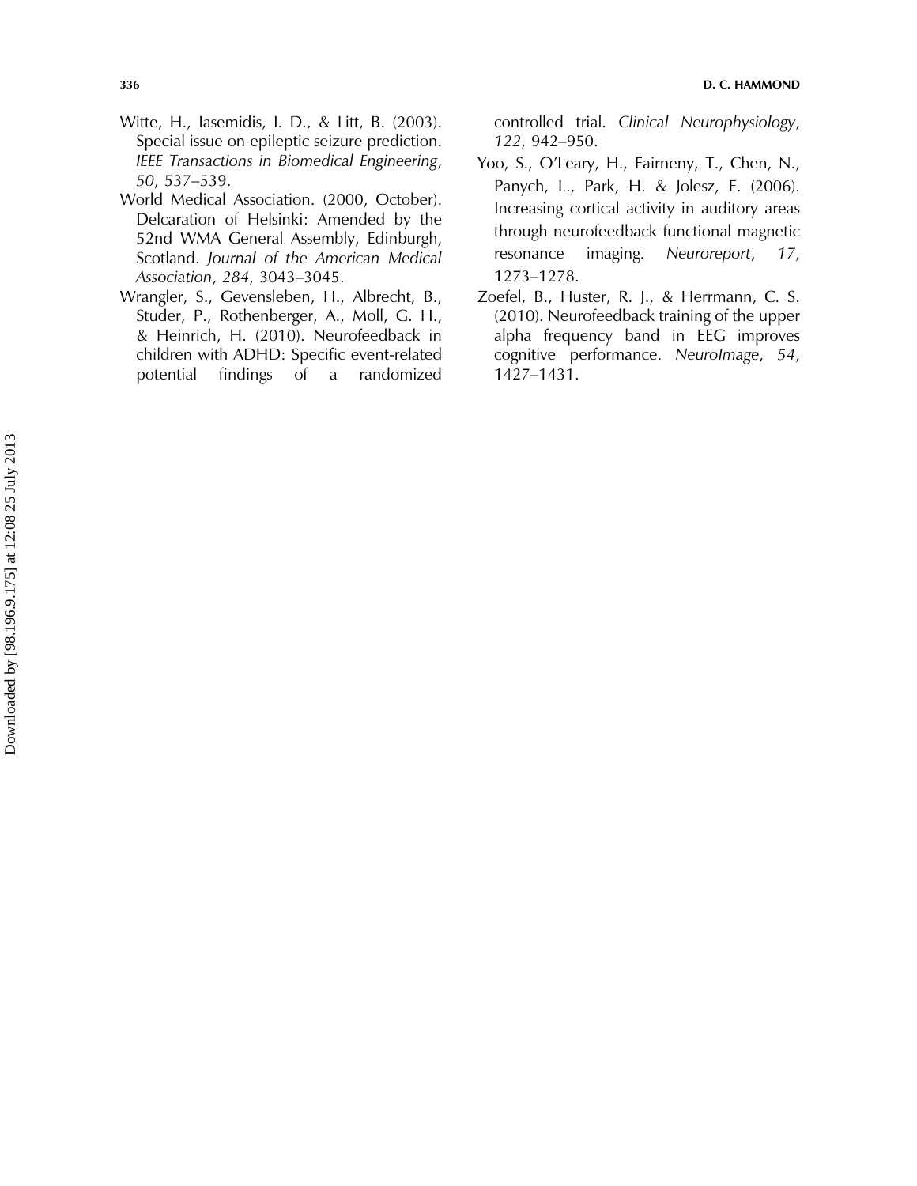Witte, H., Iasemidis, I. D., & Litt, B. (2003). Special issue on epileptic seizure prediction. *IEEE Transactions in Biomedical Engineering*, *50*, 537–539.

World Medical Association. (2000, October). Delcaration of Helsinki: Amended by the 52nd WMA General Assembly, Edinburgh, Scotland. *Journal of the American Medical Association*, *284*, 3043–3045.

Wrangler, S., Gevensleben, H., Albrecht, B., Studer, P., Rothenberger, A., Moll, G. H., & Heinrich, H. (2010). Neurofeedback in children with ADHD: Specific event-related potential findings of a randomized controlled trial. *Clinical Neurophysiology*, *122*, 942–950.

Yoo, S., O'Leary, H., Fairneny, T., Chen, N., Panych, L., Park, H. & Jolesz, F. (2006). Increasing cortical activity in auditory areas through neurofeedback functional magnetic resonance imaging. *Neuroreport*, *17*, 1273–1278.

Zoefel, B., Huster, R. J., & Herrmann, C. S. (2010). Neurofeedback training of the upper alpha frequency band in EEG improves cognitive performance. *NeuroImage*, *54*, 1427–1431.